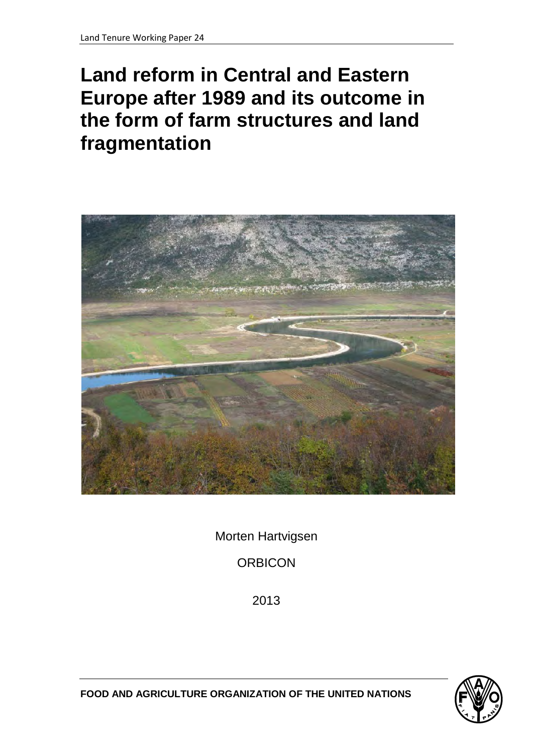Land Tenure Working Paper 24

# Land reform in Central and Eastern Europe after 1989 and its outcome in the form of farm structures and land fragmentation

Morten Hartvigsen

ORBICON

2013

**FOOD AND AGRICULTURE ORGANIZATION OF THE UNITED NATIONS**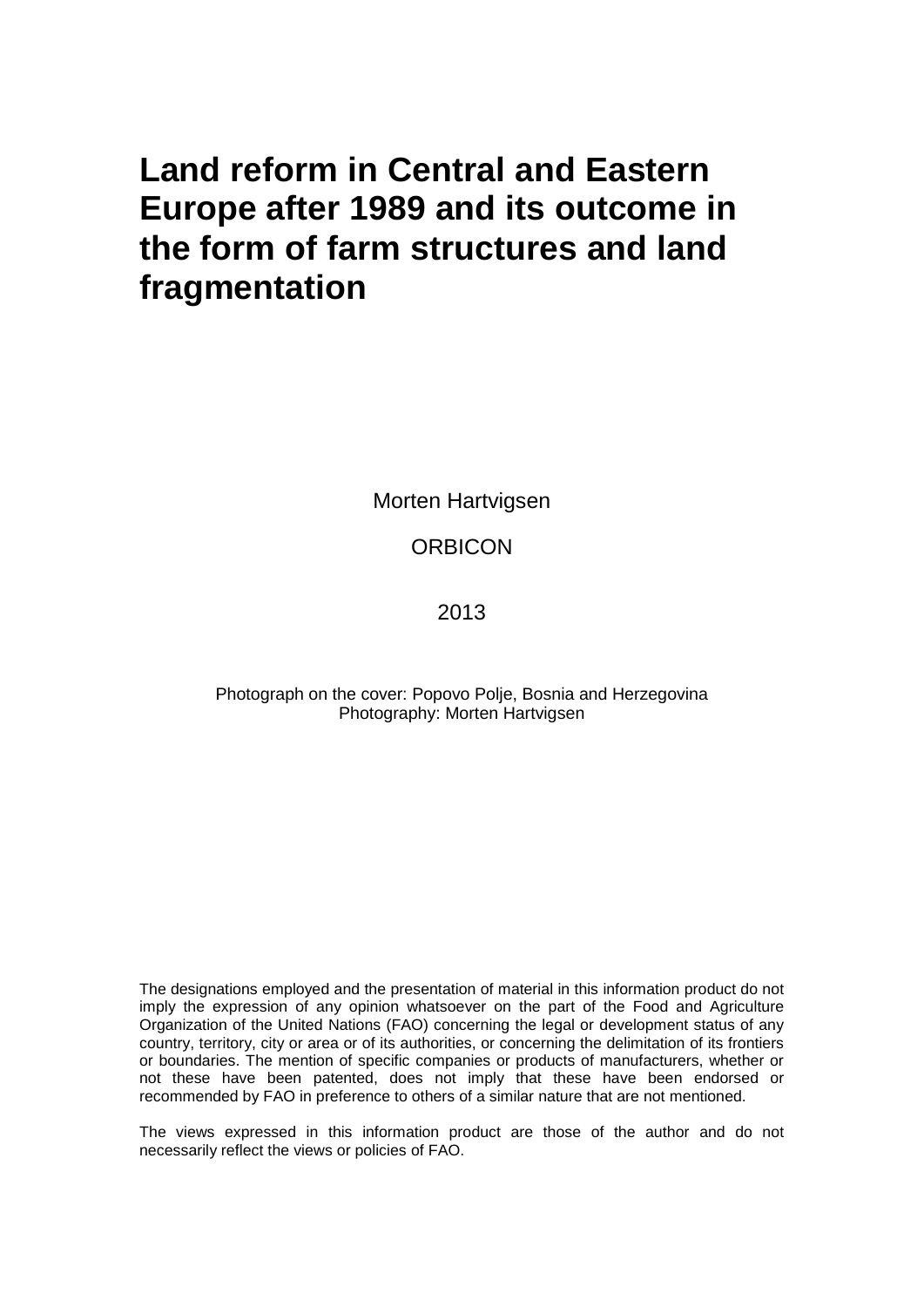# Land reform in Central and Eastern Europe after 1989 and its outcome in the form of farm structures and land fragmentation

Morten Hartvigsen

ORBICON

2013

Photograph on the cover: Popovo Polje, Bosnia and Herzegovina
Photography: Morten Hartvigsen

The designations employed and the presentation of material in this information product do not imply the expression of any opinion whatsoever on the part of the Food and Agriculture Organization of the United Nations (FAO) concerning the legal or development status of any country, territory, city or area or of its authorities, or concerning the delimitation of its frontiers or boundaries. The mention of specific companies or products of manufacturers, whether or not these have been patented, does not imply that these have been endorsed or recommended by FAO in preference to others of a similar nature that are not mentioned.

The views expressed in this information product are those of the author and do not necessarily reflect the views or policies of FAO.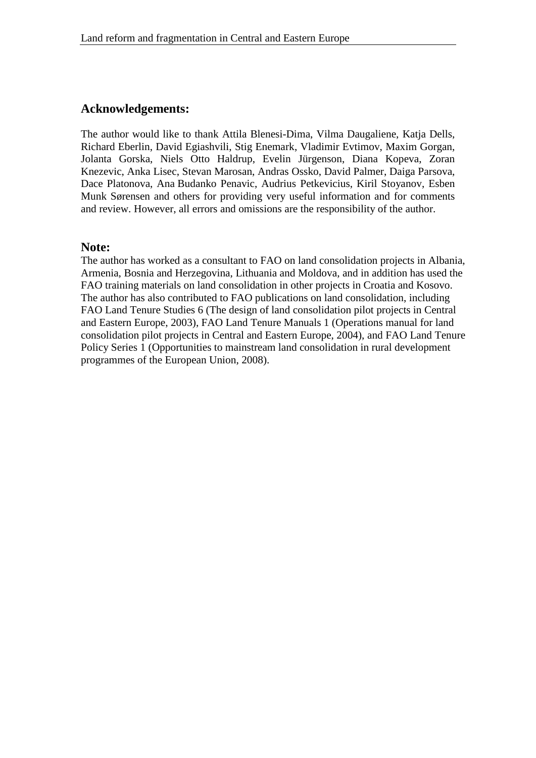## Acknowledgements:

The author would like to thank Attila Blenesi-Dima, Vilma Daugaliene, Katja Dells, Richard Eberlin, David Egiashvili, Stig Enemark, Vladimir Evtimov, Maxim Gorgan, Jolanta Gorska, Niels Otto Haldrup, Evelin Jürgenson, Diana Kopeva, Zoran Knezevic, Anka Lisec, Stevan Marosan, Andras Ossko, David Palmer, Daiga Parsova, Dace Platonova, Ana Budanko Penavic, Audrius Petkevicius, Kiril Stoyanov, Esben Munk Sørensen and others for providing very useful information and for comments and review. However, all errors and omissions are the responsibility of the author.

## Note:

The author has worked as a consultant to FAO on land consolidation projects in Albania, Armenia, Bosnia and Herzegovina, Lithuania and Moldova, and in addition has used the FAO training materials on land consolidation in other projects in Croatia and Kosovo. The author has also contributed to FAO publications on land consolidation, including FAO Land Tenure Studies 6 (The design of land consolidation pilot projects in Central and Eastern Europe, 2003), FAO Land Tenure Manuals 1 (Operations manual for land consolidation pilot projects in Central and Eastern Europe, 2004), and FAO Land Tenure Policy Series 1 (Opportunities to mainstream land consolidation in rural development programmes of the European Union, 2008).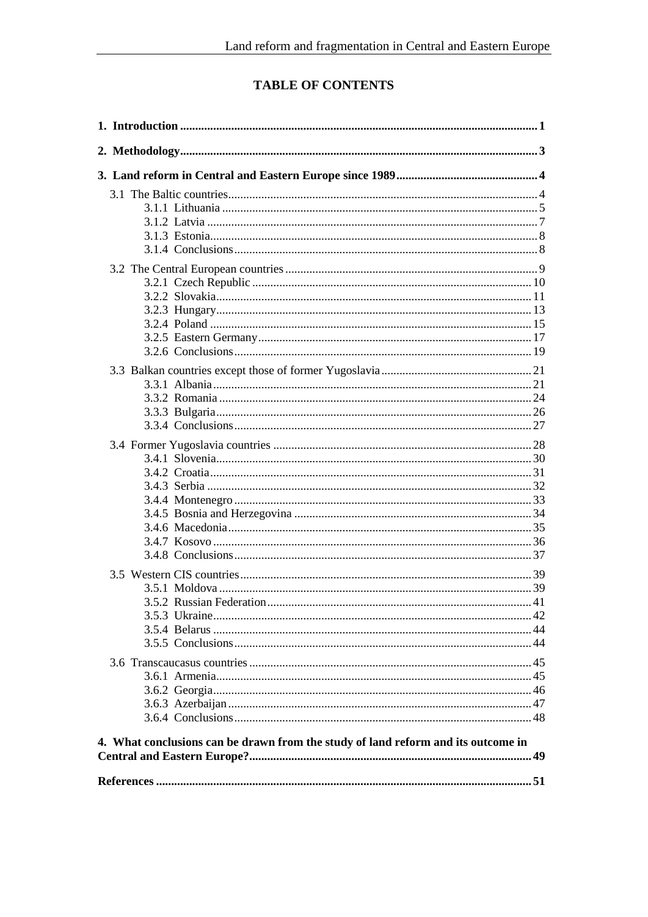# TABLE OF CONTENTS

**1. Introduction** .......... **1**

**2. Methodology** .......... **3**

**3. Land reform in Central and Eastern Europe since 1989** .......... **4**

- 3.1 The Baltic countries .......... 4
  - 3.1.1 Lithuania .......... 5
  - 3.1.2 Latvia .......... 7
  - 3.1.3 Estonia .......... 8
  - 3.1.4 Conclusions .......... 8
- 3.2 The Central European countries .......... 9
  - 3.2.1 Czech Republic .......... 10
  - 3.2.2 Slovakia .......... 11
  - 3.2.3 Hungary .......... 13
  - 3.2.4 Poland .......... 15
  - 3.2.5 Eastern Germany .......... 17
  - 3.2.6 Conclusions .......... 19
- 3.3 Balkan countries except those of former Yugoslavia .......... 21
  - 3.3.1 Albania .......... 21
  - 3.3.2 Romania .......... 24
  - 3.3.3 Bulgaria .......... 26
  - 3.3.4 Conclusions .......... 27
- 3.4 Former Yugoslavia countries .......... 28
  - 3.4.1 Slovenia .......... 30
  - 3.4.2 Croatia .......... 31
  - 3.4.3 Serbia .......... 32
  - 3.4.4 Montenegro .......... 33
  - 3.4.5 Bosnia and Herzegovina .......... 34
  - 3.4.6 Macedonia .......... 35
  - 3.4.7 Kosovo .......... 36
  - 3.4.8 Conclusions .......... 37
- 3.5 Western CIS countries .......... 39
  - 3.5.1 Moldova .......... 39
  - 3.5.2 Russian Federation .......... 41
  - 3.5.3 Ukraine .......... 42
  - 3.5.4 Belarus .......... 44
  - 3.5.5 Conclusions .......... 44
- 3.6 Transcaucasus countries .......... 45
  - 3.6.1 Armenia .......... 45
  - 3.6.2 Georgia .......... 46
  - 3.6.3 Azerbaijan .......... 47
  - 3.6.4 Conclusions .......... 48

**4. What conclusions can be drawn from the study of land reform and its outcome in Central and Eastern Europe?** .......... **49**

**References** .......... **51**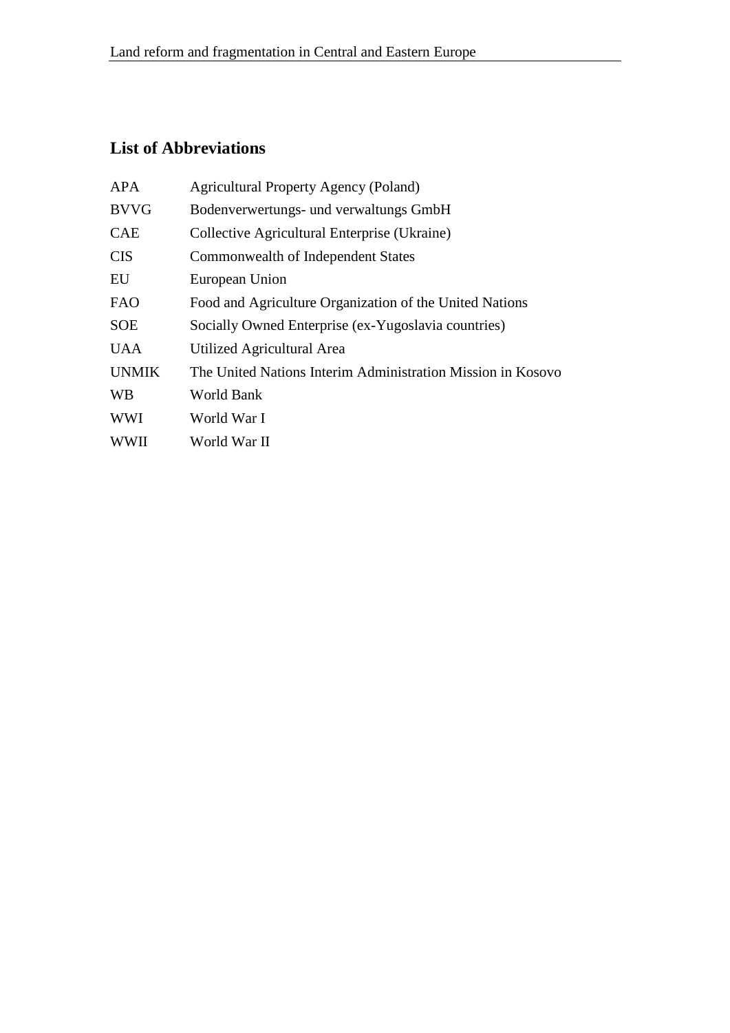## List of Abbreviations

| | |
|---|---|
| APA | Agricultural Property Agency (Poland) |
| BVVG | Bodenverwertungs- und verwaltungs GmbH |
| CAE | Collective Agricultural Enterprise (Ukraine) |
| CIS | Commonwealth of Independent States |
| EU | European Union |
| FAO | Food and Agriculture Organization of the United Nations |
| SOE | Socially Owned Enterprise (ex-Yugoslavia countries) |
| UAA | Utilized Agricultural Area |
| UNMIK | The United Nations Interim Administration Mission in Kosovo |
| WB | World Bank |
| WWI | World War I |
| WWII | World War II |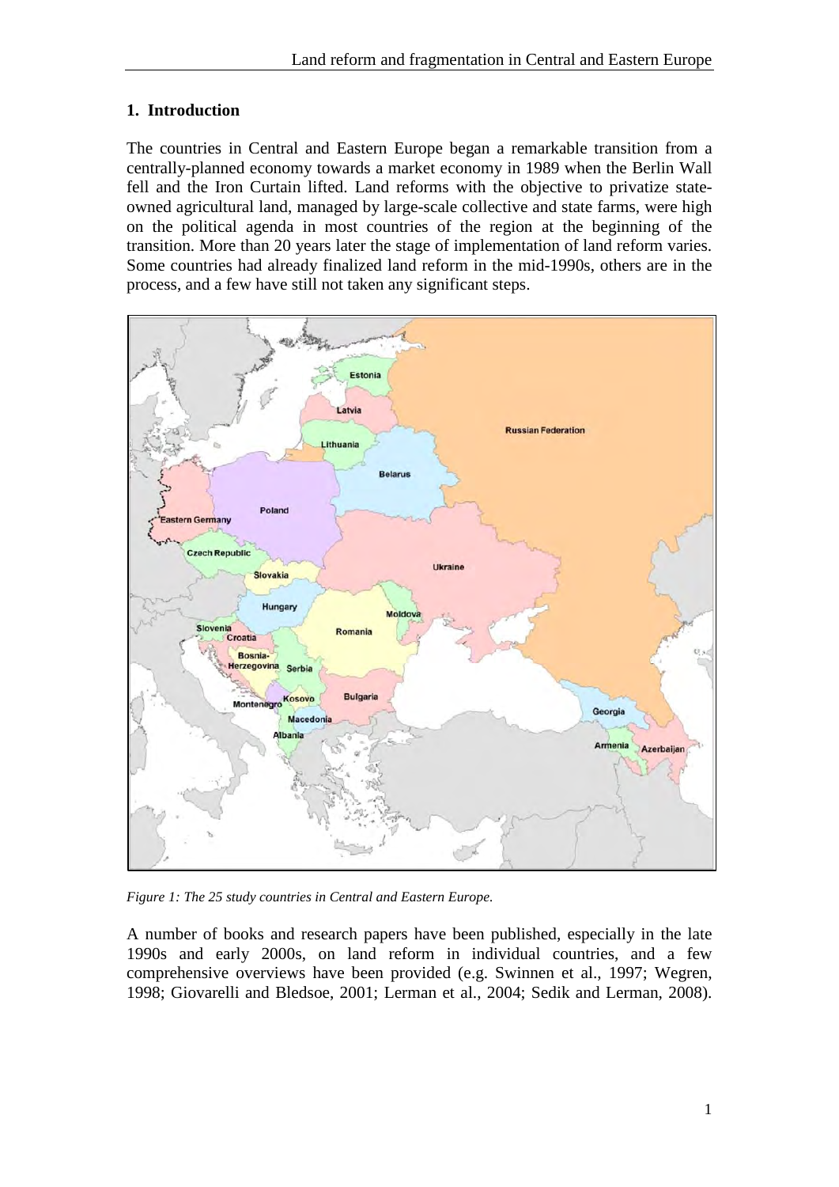## 1. Introduction

The countries in Central and Eastern Europe began a remarkable transition from a centrally-planned economy towards a market economy in 1989 when the Berlin Wall fell and the Iron Curtain lifted. Land reforms with the objective to privatize state-owned agricultural land, managed by large-scale collective and state farms, were high on the political agenda in most countries of the region at the beginning of the transition. More than 20 years later the stage of implementation of land reform varies. Some countries had already finalized land reform in the mid-1990s, others are in the process, and a few have still not taken any significant steps.

*Figure 1: The 25 study countries in Central and Eastern Europe.*

A number of books and research papers have been published, especially in the late 1990s and early 2000s, on land reform in individual countries, and a few comprehensive overviews have been provided (e.g. Swinnen et al., 1997; Wegren, 1998; Giovarelli and Bledsoe, 2001; Lerman et al., 2004; Sedik and Lerman, 2008).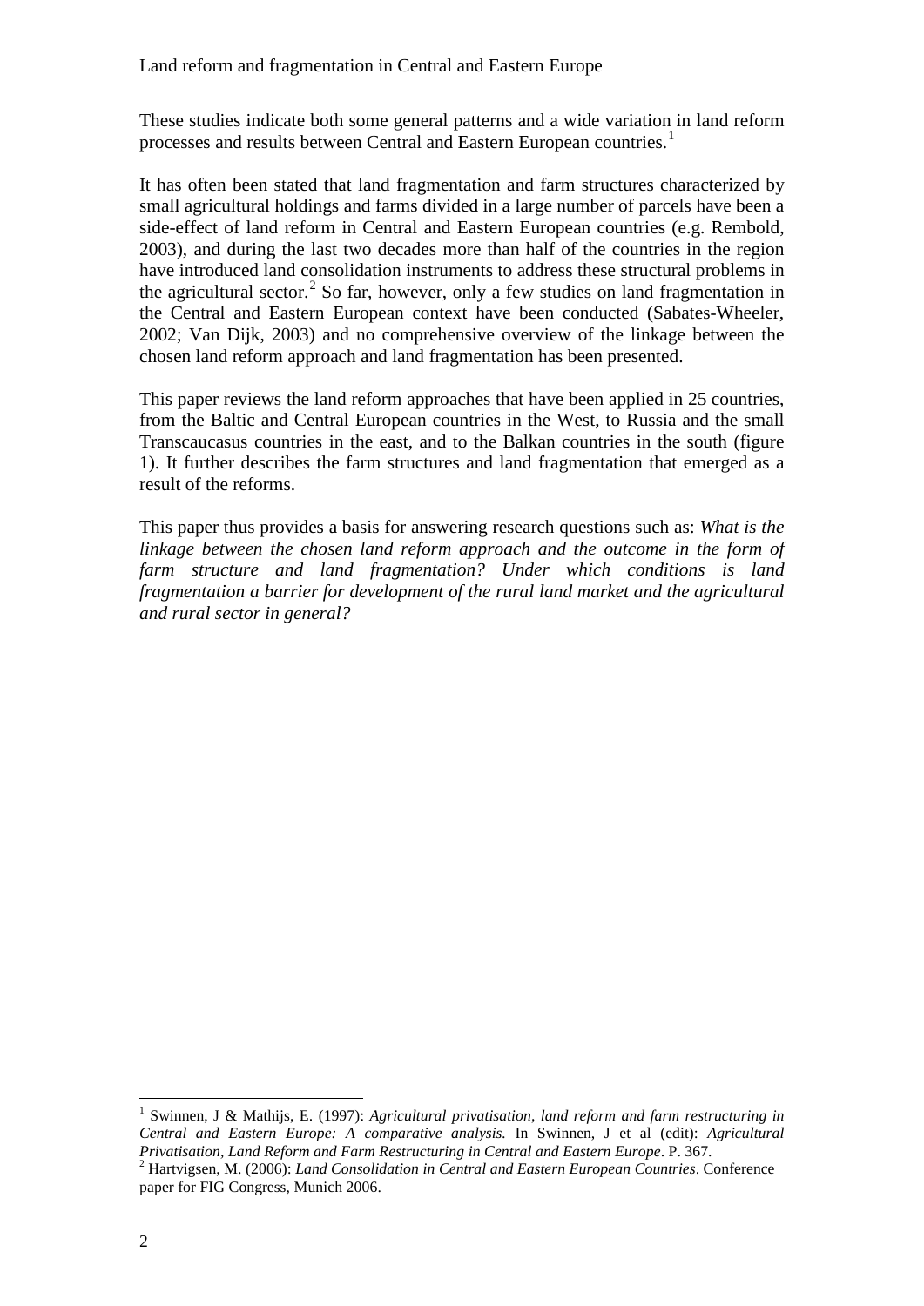These studies indicate both some general patterns and a wide variation in land reform processes and results between Central and Eastern European countries.[1]

It has often been stated that land fragmentation and farm structures characterized by small agricultural holdings and farms divided in a large number of parcels have been a side-effect of land reform in Central and Eastern European countries (e.g. Rembold, 2003), and during the last two decades more than half of the countries in the region have introduced land consolidation instruments to address these structural problems in the agricultural sector.[2] So far, however, only a few studies on land fragmentation in the Central and Eastern European context have been conducted (Sabates-Wheeler, 2002; Van Dijk, 2003) and no comprehensive overview of the linkage between the chosen land reform approach and land fragmentation has been presented.

This paper reviews the land reform approaches that have been applied in 25 countries, from the Baltic and Central European countries in the West, to Russia and the small Transcaucasus countries in the east, and to the Balkan countries in the south (figure 1). It further describes the farm structures and land fragmentation that emerged as a result of the reforms.

This paper thus provides a basis for answering research questions such as: *What is the linkage between the chosen land reform approach and the outcome in the form of farm structure and land fragmentation? Under which conditions is land fragmentation a barrier for development of the rural land market and the agricultural and rural sector in general?*

---

[1] Swinnen, J & Mathijs, E. (1997): *Agricultural privatisation, land reform and farm restructuring in Central and Eastern Europe: A comparative analysis.* In Swinnen, J et al (edit): *Agricultural Privatisation, Land Reform and Farm Restructuring in Central and Eastern Europe*. P. 367.

[2] Hartvigsen, M. (2006): *Land Consolidation in Central and Eastern European Countries*. Conference paper for FIG Congress, Munich 2006.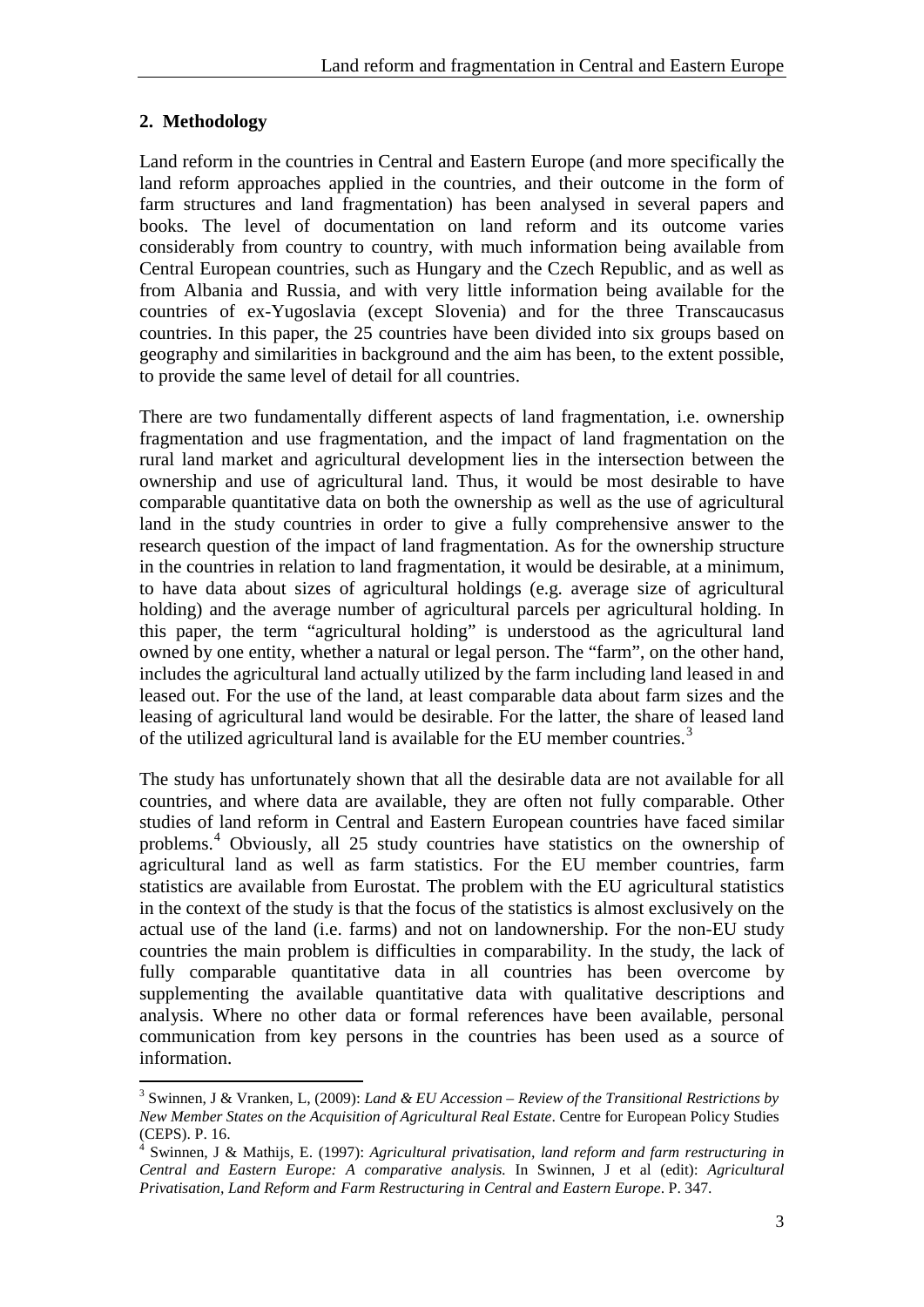## 2. Methodology

Land reform in the countries in Central and Eastern Europe (and more specifically the land reform approaches applied in the countries, and their outcome in the form of farm structures and land fragmentation) has been analysed in several papers and books. The level of documentation on land reform and its outcome varies considerably from country to country, with much information being available from Central European countries, such as Hungary and the Czech Republic, and as well as from Albania and Russia, and with very little information being available for the countries of ex-Yugoslavia (except Slovenia) and for the three Transcaucasus countries. In this paper, the 25 countries have been divided into six groups based on geography and similarities in background and the aim has been, to the extent possible, to provide the same level of detail for all countries.

There are two fundamentally different aspects of land fragmentation, i.e. ownership fragmentation and use fragmentation, and the impact of land fragmentation on the rural land market and agricultural development lies in the intersection between the ownership and use of agricultural land. Thus, it would be most desirable to have comparable quantitative data on both the ownership as well as the use of agricultural land in the study countries in order to give a fully comprehensive answer to the research question of the impact of land fragmentation. As for the ownership structure in the countries in relation to land fragmentation, it would be desirable, at a minimum, to have data about sizes of agricultural holdings (e.g. average size of agricultural holding) and the average number of agricultural parcels per agricultural holding. In this paper, the term "agricultural holding" is understood as the agricultural land owned by one entity, whether a natural or legal person. The "farm", on the other hand, includes the agricultural land actually utilized by the farm including land leased in and leased out. For the use of the land, at least comparable data about farm sizes and the leasing of agricultural land would be desirable. For the latter, the share of leased land of the utilized agricultural land is available for the EU member countries.[3]

The study has unfortunately shown that all the desirable data are not available for all countries, and where data are available, they are often not fully comparable. Other studies of land reform in Central and Eastern European countries have faced similar problems.[4] Obviously, all 25 study countries have statistics on the ownership of agricultural land as well as farm statistics. For the EU member countries, farm statistics are available from Eurostat. The problem with the EU agricultural statistics in the context of the study is that the focus of the statistics is almost exclusively on the actual use of the land (i.e. farms) and not on landownership. For the non-EU study countries the main problem is difficulties in comparability. In the study, the lack of fully comparable quantitative data in all countries has been overcome by supplementing the available quantitative data with qualitative descriptions and analysis. Where no other data or formal references have been available, personal communication from key persons in the countries has been used as a source of information.

---

[3] Swinnen, J & Vranken, L, (2009): *Land & EU Accession – Review of the Transitional Restrictions by New Member States on the Acquisition of Agricultural Real Estate*. Centre for European Policy Studies (CEPS). P. 16.

[4] Swinnen, J & Mathijs, E. (1997): *Agricultural privatisation, land reform and farm restructuring in Central and Eastern Europe: A comparative analysis.* In Swinnen, J et al (edit): *Agricultural Privatisation, Land Reform and Farm Restructuring in Central and Eastern Europe*. P. 347.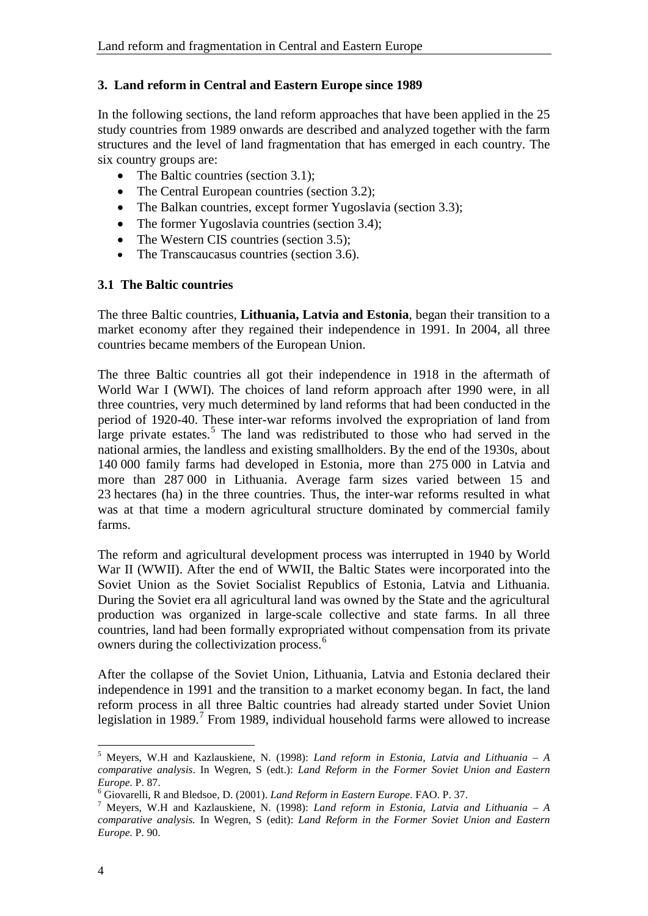## 3. Land reform in Central and Eastern Europe since 1989

In the following sections, the land reform approaches that have been applied in the 25 study countries from 1989 onwards are described and analyzed together with the farm structures and the level of land fragmentation that has emerged in each country. The six country groups are:

- The Baltic countries (section 3.1);
- The Central European countries (section 3.2);
- The Balkan countries, except former Yugoslavia (section 3.3);
- The former Yugoslavia countries (section 3.4);
- The Western CIS countries (section 3.5);
- The Transcaucasus countries (section 3.6).

### 3.1 The Baltic countries

The three Baltic countries, **Lithuania, Latvia and Estonia**, began their transition to a market economy after they regained their independence in 1991. In 2004, all three countries became members of the European Union.

The three Baltic countries all got their independence in 1918 in the aftermath of World War I (WWI). The choices of land reform approach after 1990 were, in all three countries, very much determined by land reforms that had been conducted in the period of 1920-40. These inter-war reforms involved the expropriation of land from large private estates.[5] The land was redistributed to those who had served in the national armies, the landless and existing smallholders. By the end of the 1930s, about 140 000 family farms had developed in Estonia, more than 275 000 in Latvia and more than 287 000 in Lithuania. Average farm sizes varied between 15 and 23 hectares (ha) in the three countries. Thus, the inter-war reforms resulted in what was at that time a modern agricultural structure dominated by commercial family farms.

The reform and agricultural development process was interrupted in 1940 by World War II (WWII). After the end of WWII, the Baltic States were incorporated into the Soviet Union as the Soviet Socialist Republics of Estonia, Latvia and Lithuania. During the Soviet era all agricultural land was owned by the State and the agricultural production was organized in large-scale collective and state farms. In all three countries, land had been formally expropriated without compensation from its private owners during the collectivization process.[6]

After the collapse of the Soviet Union, Lithuania, Latvia and Estonia declared their independence in 1991 and the transition to a market economy began. In fact, the land reform process in all three Baltic countries had already started under Soviet Union legislation in 1989.[7] From 1989, individual household farms were allowed to increase

---

[5] Meyers, W.H and Kazlauskiene, N. (1998): *Land reform in Estonia, Latvia and Lithuania – A comparative analysis*. In Wegren, S (edt.): *Land Reform in the Former Soviet Union and Eastern Europe.* P. 87.

[6] Giovarelli, R and Bledsoe, D. (2001). *Land Reform in Eastern Europe*. FAO. P. 37.

[7] Meyers, W.H and Kazlauskiene, N. (1998): *Land reform in Estonia, Latvia and Lithuania – A comparative analysis.* In Wegren, S (edit): *Land Reform in the Former Soviet Union and Eastern Europe.* P. 90.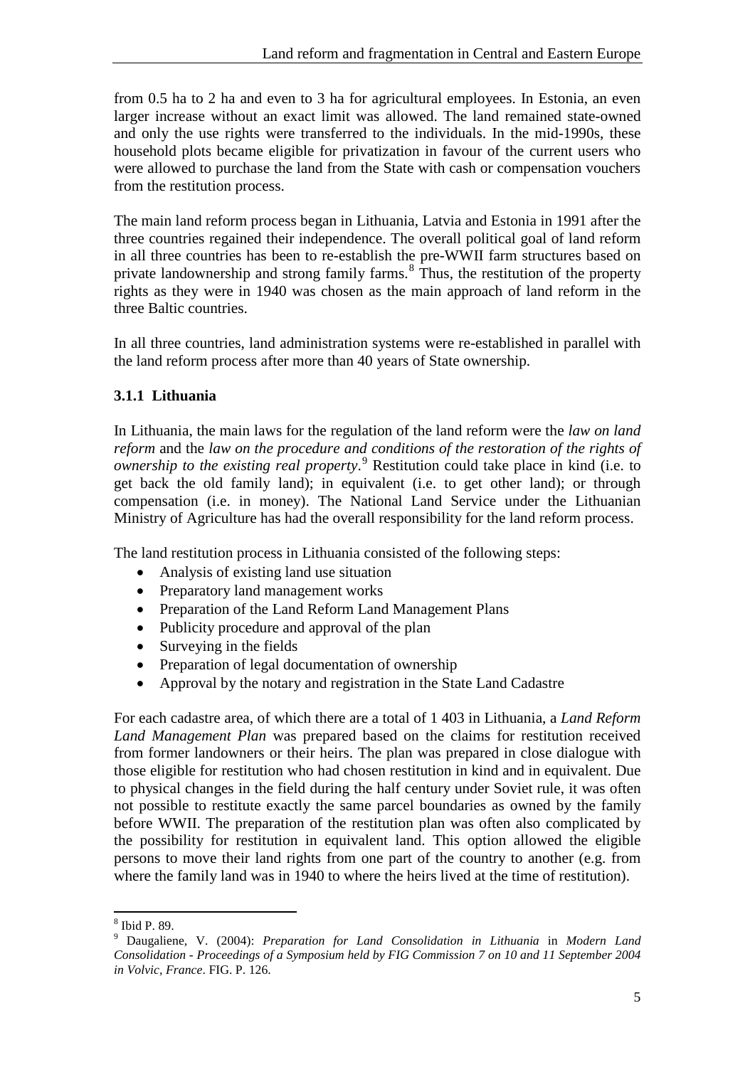from 0.5 ha to 2 ha and even to 3 ha for agricultural employees. In Estonia, an even larger increase without an exact limit was allowed. The land remained state-owned and only the use rights were transferred to the individuals. In the mid-1990s, these household plots became eligible for privatization in favour of the current users who were allowed to purchase the land from the State with cash or compensation vouchers from the restitution process.

The main land reform process began in Lithuania, Latvia and Estonia in 1991 after the three countries regained their independence. The overall political goal of land reform in all three countries has been to re-establish the pre-WWII farm structures based on private landownership and strong family farms.[8] Thus, the restitution of the property rights as they were in 1940 was chosen as the main approach of land reform in the three Baltic countries.

In all three countries, land administration systems were re-established in parallel with the land reform process after more than 40 years of State ownership.

### 3.1.1 Lithuania

In Lithuania, the main laws for the regulation of the land reform were the *law on land reform* and the *law on the procedure and conditions of the restoration of the rights of ownership to the existing real property*.[9] Restitution could take place in kind (i.e. to get back the old family land); in equivalent (i.e. to get other land); or through compensation (i.e. in money). The National Land Service under the Lithuanian Ministry of Agriculture has had the overall responsibility for the land reform process.

The land restitution process in Lithuania consisted of the following steps:

- Analysis of existing land use situation
- Preparatory land management works
- Preparation of the Land Reform Land Management Plans
- Publicity procedure and approval of the plan
- Surveying in the fields
- Preparation of legal documentation of ownership
- Approval by the notary and registration in the State Land Cadastre

For each cadastre area, of which there are a total of 1 403 in Lithuania, a *Land Reform Land Management Plan* was prepared based on the claims for restitution received from former landowners or their heirs. The plan was prepared in close dialogue with those eligible for restitution who had chosen restitution in kind and in equivalent. Due to physical changes in the field during the half century under Soviet rule, it was often not possible to restitute exactly the same parcel boundaries as owned by the family before WWII. The preparation of the restitution plan was often also complicated by the possibility for restitution in equivalent land. This option allowed the eligible persons to move their land rights from one part of the country to another (e.g. from where the family land was in 1940 to where the heirs lived at the time of restitution).

---

[8] Ibid P. 89.

[9] Daugaliene, V. (2004): *Preparation for Land Consolidation in Lithuania* in *Modern Land Consolidation - Proceedings of a Symposium held by FIG Commission 7 on 10 and 11 September 2004 in Volvic, France*. FIG. P. 126.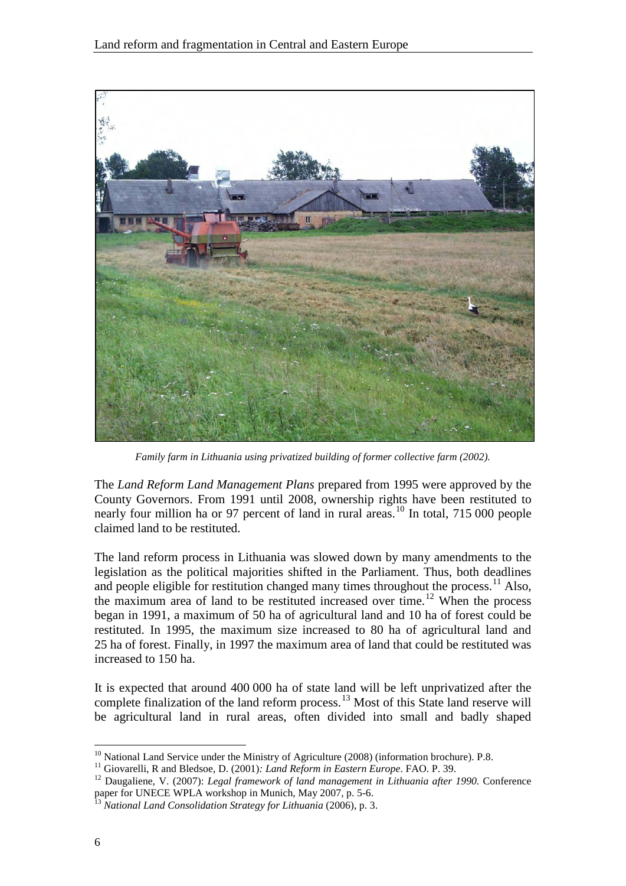*Family farm in Lithuania using privatized building of former collective farm (2002).*

The *Land Reform Land Management Plans* prepared from 1995 were approved by the County Governors. From 1991 until 2008, ownership rights have been restituted to nearly four million ha or 97 percent of land in rural areas.[10] In total, 715 000 people claimed land to be restituted.

The land reform process in Lithuania was slowed down by many amendments to the legislation as the political majorities shifted in the Parliament. Thus, both deadlines and people eligible for restitution changed many times throughout the process.[11] Also, the maximum area of land to be restituted increased over time.[12] When the process began in 1991, a maximum of 50 ha of agricultural land and 10 ha of forest could be restituted. In 1995, the maximum size increased to 80 ha of agricultural land and 25 ha of forest. Finally, in 1997 the maximum area of land that could be restituted was increased to 150 ha.

It is expected that around 400 000 ha of state land will be left unprivatized after the complete finalization of the land reform process.[13] Most of this State land reserve will be agricultural land in rural areas, often divided into small and badly shaped

---

[10] National Land Service under the Ministry of Agriculture (2008) (information brochure). P.8.

[11] Giovarelli, R and Bledsoe, D. (2001)*: Land Reform in Eastern Europe*. FAO. P. 39.

[12] Daugaliene, V. (2007): *Legal framework of land management in Lithuania after 1990.* Conference paper for UNECE WPLA workshop in Munich, May 2007, p. 5-6.

[13] *National Land Consolidation Strategy for Lithuania* (2006), p. 3.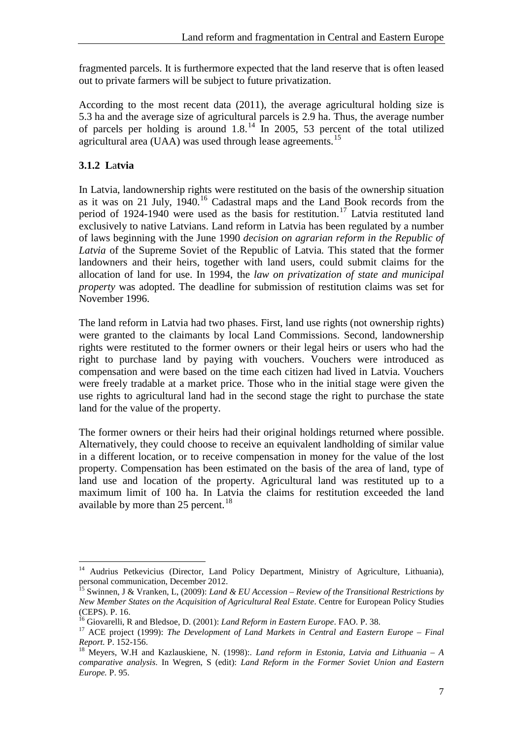fragmented parcels. It is furthermore expected that the land reserve that is often leased out to private farmers will be subject to future privatization.

According to the most recent data (2011), the average agricultural holding size is 5.3 ha and the average size of agricultural parcels is 2.9 ha. Thus, the average number of parcels per holding is around 1.8.[14] In 2005, 53 percent of the total utilized agricultural area (UAA) was used through lease agreements.[15]

### 3.1.2 Latvia

In Latvia, landownership rights were restituted on the basis of the ownership situation as it was on 21 July, 1940.[16] Cadastral maps and the Land Book records from the period of 1924-1940 were used as the basis for restitution.[17] Latvia restituted land exclusively to native Latvians. Land reform in Latvia has been regulated by a number of laws beginning with the June 1990 *decision on agrarian reform in the Republic of Latvia* of the Supreme Soviet of the Republic of Latvia. This stated that the former landowners and their heirs, together with land users, could submit claims for the allocation of land for use. In 1994, the *law on privatization of state and municipal property* was adopted. The deadline for submission of restitution claims was set for November 1996.

The land reform in Latvia had two phases. First, land use rights (not ownership rights) were granted to the claimants by local Land Commissions. Second, landownership rights were restituted to the former owners or their legal heirs or users who had the right to purchase land by paying with vouchers. Vouchers were introduced as compensation and were based on the time each citizen had lived in Latvia. Vouchers were freely tradable at a market price. Those who in the initial stage were given the use rights to agricultural land had in the second stage the right to purchase the state land for the value of the property.

The former owners or their heirs had their original holdings returned where possible. Alternatively, they could choose to receive an equivalent landholding of similar value in a different location, or to receive compensation in money for the value of the lost property. Compensation has been estimated on the basis of the area of land, type of land use and location of the property. Agricultural land was restituted up to a maximum limit of 100 ha. In Latvia the claims for restitution exceeded the land available by more than 25 percent.[18]

---

[14] Audrius Petkevicius (Director, Land Policy Department, Ministry of Agriculture, Lithuania), personal communication, December 2012.

[15] Swinnen, J & Vranken, L, (2009): *Land & EU Accession – Review of the Transitional Restrictions by New Member States on the Acquisition of Agricultural Real Estate*. Centre for European Policy Studies (CEPS). P. 16.

[16] Giovarelli, R and Bledsoe, D. (2001): *Land Reform in Eastern Europe*. FAO. P. 38.

[17] ACE project (1999): *The Development of Land Markets in Central and Eastern Europe – Final Report.* P. 152-156.

[18] Meyers, W.H and Kazlauskiene, N. (1998):. *Land reform in Estonia, Latvia and Lithuania – A comparative analysis*. In Wegren, S (edit): *Land Reform in the Former Soviet Union and Eastern Europe.* P. 95.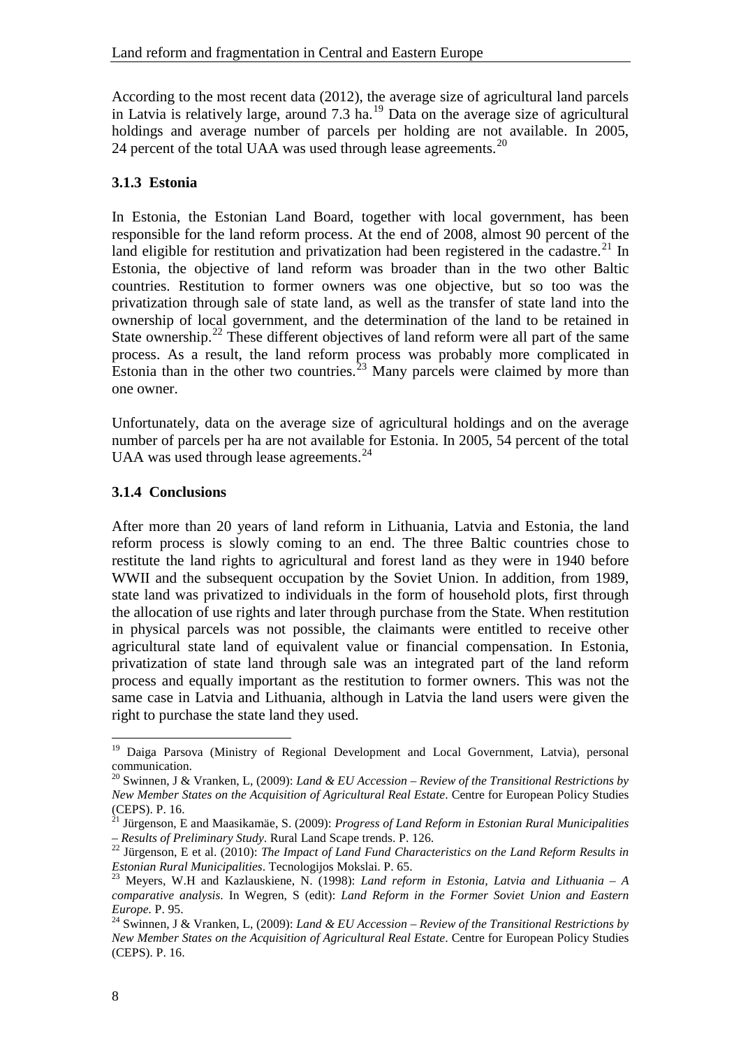According to the most recent data (2012), the average size of agricultural land parcels in Latvia is relatively large, around 7.3 ha.[19] Data on the average size of agricultural holdings and average number of parcels per holding are not available. In 2005, 24 percent of the total UAA was used through lease agreements.[20]

### 3.1.3 Estonia

In Estonia, the Estonian Land Board, together with local government, has been responsible for the land reform process. At the end of 2008, almost 90 percent of the land eligible for restitution and privatization had been registered in the cadastre.[21] In Estonia, the objective of land reform was broader than in the two other Baltic countries. Restitution to former owners was one objective, but so too was the privatization through sale of state land, as well as the transfer of state land into the ownership of local government, and the determination of the land to be retained in State ownership.[22] These different objectives of land reform were all part of the same process. As a result, the land reform process was probably more complicated in Estonia than in the other two countries.[23] Many parcels were claimed by more than one owner.

Unfortunately, data on the average size of agricultural holdings and on the average number of parcels per ha are not available for Estonia. In 2005, 54 percent of the total UAA was used through lease agreements.[24]

### 3.1.4 Conclusions

After more than 20 years of land reform in Lithuania, Latvia and Estonia, the land reform process is slowly coming to an end. The three Baltic countries chose to restitute the land rights to agricultural and forest land as they were in 1940 before WWII and the subsequent occupation by the Soviet Union. In addition, from 1989, state land was privatized to individuals in the form of household plots, first through the allocation of use rights and later through purchase from the State. When restitution in physical parcels was not possible, the claimants were entitled to receive other agricultural state land of equivalent value or financial compensation. In Estonia, privatization of state land through sale was an integrated part of the land reform process and equally important as the restitution to former owners. This was not the same case in Latvia and Lithuania, although in Latvia the land users were given the right to purchase the state land they used.

---

[19] Daiga Parsova (Ministry of Regional Development and Local Government, Latvia), personal communication.

[20] Swinnen, J & Vranken, L, (2009): *Land & EU Accession – Review of the Transitional Restrictions by New Member States on the Acquisition of Agricultural Real Estate*. Centre for European Policy Studies (CEPS). P. 16.

[21] Jürgenson, E and Maasikamäe, S. (2009): *Progress of Land Reform in Estonian Rural Municipalities – Results of Preliminary Study*. Rural Land Scape trends. P. 126.

[22] Jürgenson, E et al. (2010): *The Impact of Land Fund Characteristics on the Land Reform Results in Estonian Rural Municipalities*. Tecnologijos Mokslai. P. 65.

[23] Meyers, W.H and Kazlauskiene, N. (1998): *Land reform in Estonia, Latvia and Lithuania – A comparative analysis*. In Wegren, S (edit): *Land Reform in the Former Soviet Union and Eastern Europe.* P. 95.

[24] Swinnen, J & Vranken, L, (2009): *Land & EU Accession – Review of the Transitional Restrictions by New Member States on the Acquisition of Agricultural Real Estate*. Centre for European Policy Studies (CEPS). P. 16.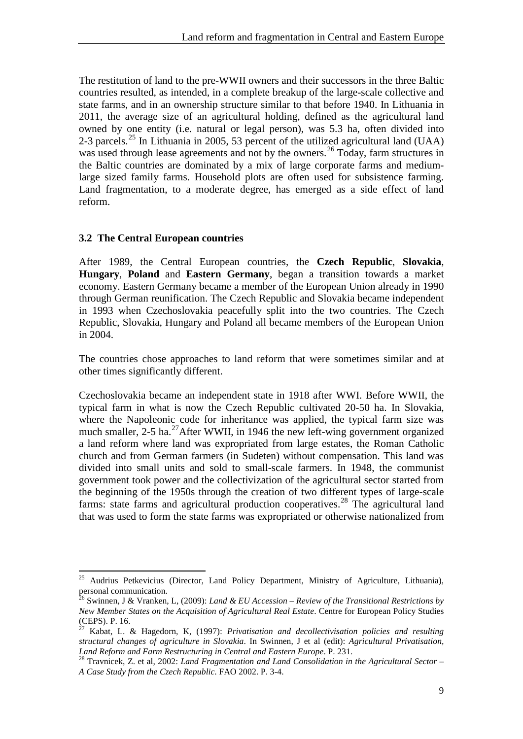The restitution of land to the pre-WWII owners and their successors in the three Baltic countries resulted, as intended, in a complete breakup of the large-scale collective and state farms, and in an ownership structure similar to that before 1940. In Lithuania in 2011, the average size of an agricultural holding, defined as the agricultural land owned by one entity (i.e. natural or legal person), was 5.3 ha, often divided into 2-3 parcels.[25] In Lithuania in 2005, 53 percent of the utilized agricultural land (UAA) was used through lease agreements and not by the owners.[26] Today, farm structures in the Baltic countries are dominated by a mix of large corporate farms and medium-large sized family farms. Household plots are often used for subsistence farming. Land fragmentation, to a moderate degree, has emerged as a side effect of land reform.

### 3.2 The Central European countries

After 1989, the Central European countries, the **Czech Republic**, **Slovakia**, **Hungary**, **Poland** and **Eastern Germany**, began a transition towards a market economy. Eastern Germany became a member of the European Union already in 1990 through German reunification. The Czech Republic and Slovakia became independent in 1993 when Czechoslovakia peacefully split into the two countries. The Czech Republic, Slovakia, Hungary and Poland all became members of the European Union in 2004.

The countries chose approaches to land reform that were sometimes similar and at other times significantly different.

Czechoslovakia became an independent state in 1918 after WWI. Before WWII, the typical farm in what is now the Czech Republic cultivated 20-50 ha. In Slovakia, where the Napoleonic code for inheritance was applied, the typical farm size was much smaller, 2-5 ha.[27]After WWII, in 1946 the new left-wing government organized a land reform where land was expropriated from large estates, the Roman Catholic church and from German farmers (in Sudeten) without compensation. This land was divided into small units and sold to small-scale farmers. In 1948, the communist government took power and the collectivization of the agricultural sector started from the beginning of the 1950s through the creation of two different types of large-scale farms: state farms and agricultural production cooperatives.[28] The agricultural land that was used to form the state farms was expropriated or otherwise nationalized from

---

[25] Audrius Petkevicius (Director, Land Policy Department, Ministry of Agriculture, Lithuania), personal communication.

[26] Swinnen, J & Vranken, L, (2009): *Land & EU Accession – Review of the Transitional Restrictions by New Member States on the Acquisition of Agricultural Real Estate*. Centre for European Policy Studies (CEPS). P. 16.

[27] Kabat, L. & Hagedorn, K, (1997): *Privatisation and decollectivisation policies and resulting structural changes of agriculture in Slovakia*. In Swinnen, J et al (edit): *Agricultural Privatisation, Land Reform and Farm Restructuring in Central and Eastern Europe*. P. 231.

[28] Travnicek, Z. et al, 2002: *Land Fragmentation and Land Consolidation in the Agricultural Sector – A Case Study from the Czech Republic*. FAO 2002. P. 3-4.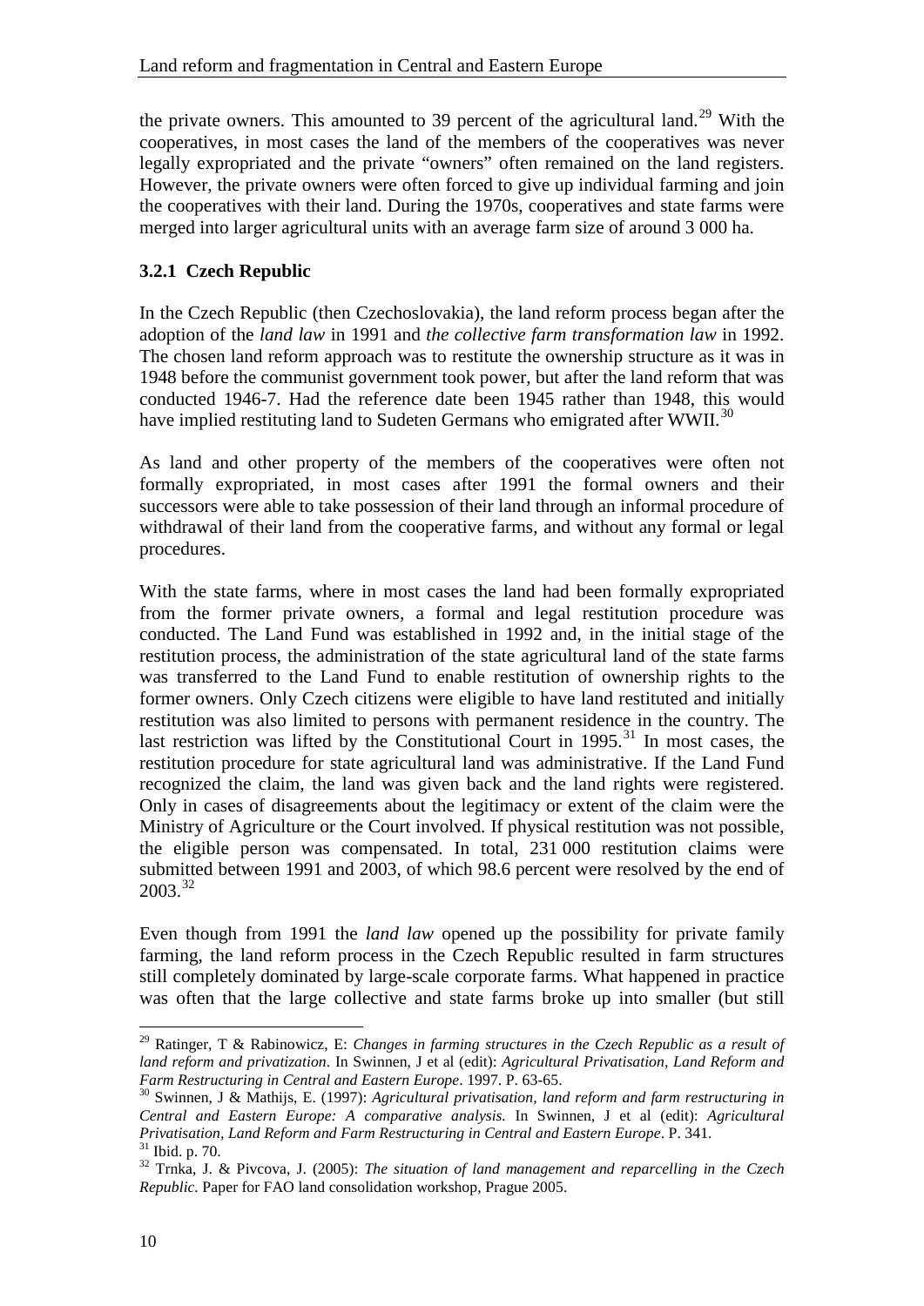the private owners. This amounted to 39 percent of the agricultural land.[29] With the cooperatives, in most cases the land of the members of the cooperatives was never legally expropriated and the private "owners" often remained on the land registers. However, the private owners were often forced to give up individual farming and join the cooperatives with their land. During the 1970s, cooperatives and state farms were merged into larger agricultural units with an average farm size of around 3 000 ha.

### 3.2.1 Czech Republic

In the Czech Republic (then Czechoslovakia), the land reform process began after the adoption of the *land law* in 1991 and *the collective farm transformation law* in 1992. The chosen land reform approach was to restitute the ownership structure as it was in 1948 before the communist government took power, but after the land reform that was conducted 1946-7. Had the reference date been 1945 rather than 1948, this would have implied restituting land to Sudeten Germans who emigrated after WWII.[30]

As land and other property of the members of the cooperatives were often not formally expropriated, in most cases after 1991 the formal owners and their successors were able to take possession of their land through an informal procedure of withdrawal of their land from the cooperative farms, and without any formal or legal procedures.

With the state farms, where in most cases the land had been formally expropriated from the former private owners, a formal and legal restitution procedure was conducted. The Land Fund was established in 1992 and, in the initial stage of the restitution process, the administration of the state agricultural land of the state farms was transferred to the Land Fund to enable restitution of ownership rights to the former owners. Only Czech citizens were eligible to have land restituted and initially restitution was also limited to persons with permanent residence in the country. The last restriction was lifted by the Constitutional Court in 1995.[31] In most cases, the restitution procedure for state agricultural land was administrative. If the Land Fund recognized the claim, the land was given back and the land rights were registered. Only in cases of disagreements about the legitimacy or extent of the claim were the Ministry of Agriculture or the Court involved. If physical restitution was not possible, the eligible person was compensated. In total, 231 000 restitution claims were submitted between 1991 and 2003, of which 98.6 percent were resolved by the end of 2003.[32]

Even though from 1991 the *land law* opened up the possibility for private family farming, the land reform process in the Czech Republic resulted in farm structures still completely dominated by large-scale corporate farms. What happened in practice was often that the large collective and state farms broke up into smaller (but still

---

[29] Ratinger, T & Rabinowicz, E: *Changes in farming structures in the Czech Republic as a result of land reform and privatization*. In Swinnen, J et al (edit): *Agricultural Privatisation, Land Reform and Farm Restructuring in Central and Eastern Europe*. 1997. P. 63-65.

[30] Swinnen, J & Mathijs, E. (1997): *Agricultural privatisation, land reform and farm restructuring in Central and Eastern Europe: A comparative analysis.* In Swinnen, J et al (edit): *Agricultural Privatisation, Land Reform and Farm Restructuring in Central and Eastern Europe*. P. 341.

[31] Ibid. p. 70.

[32] Trnka, J. & Pivcova, J. (2005): *The situation of land management and reparcelling in the Czech Republic.* Paper for FAO land consolidation workshop, Prague 2005.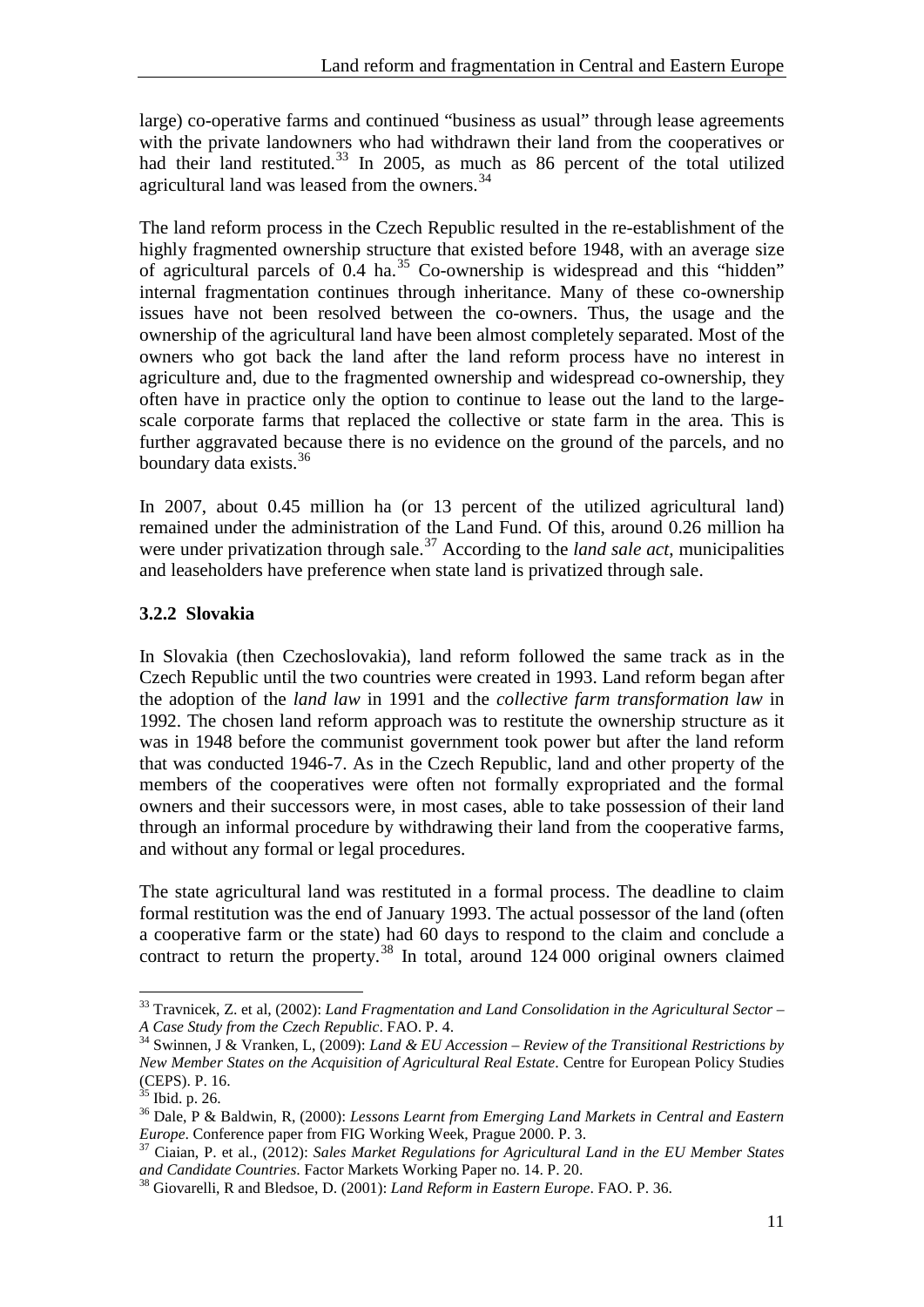large) co-operative farms and continued "business as usual" through lease agreements with the private landowners who had withdrawn their land from the cooperatives or had their land restituted.[33] In 2005, as much as 86 percent of the total utilized agricultural land was leased from the owners.[34]

The land reform process in the Czech Republic resulted in the re-establishment of the highly fragmented ownership structure that existed before 1948, with an average size of agricultural parcels of 0.4 ha.[35] Co-ownership is widespread and this "hidden" internal fragmentation continues through inheritance. Many of these co-ownership issues have not been resolved between the co-owners. Thus, the usage and the ownership of the agricultural land have been almost completely separated. Most of the owners who got back the land after the land reform process have no interest in agriculture and, due to the fragmented ownership and widespread co-ownership, they often have in practice only the option to continue to lease out the land to the large-scale corporate farms that replaced the collective or state farm in the area. This is further aggravated because there is no evidence on the ground of the parcels, and no boundary data exists.[36]

In 2007, about 0.45 million ha (or 13 percent of the utilized agricultural land) remained under the administration of the Land Fund. Of this, around 0.26 million ha were under privatization through sale.[37] According to the *land sale act*, municipalities and leaseholders have preference when state land is privatized through sale.

### 3.2.2 Slovakia

In Slovakia (then Czechoslovakia), land reform followed the same track as in the Czech Republic until the two countries were created in 1993. Land reform began after the adoption of the *land law* in 1991 and the *collective farm transformation law* in 1992. The chosen land reform approach was to restitute the ownership structure as it was in 1948 before the communist government took power but after the land reform that was conducted 1946-7. As in the Czech Republic, land and other property of the members of the cooperatives were often not formally expropriated and the formal owners and their successors were, in most cases, able to take possession of their land through an informal procedure by withdrawing their land from the cooperative farms, and without any formal or legal procedures.

The state agricultural land was restituted in a formal process. The deadline to claim formal restitution was the end of January 1993. The actual possessor of the land (often a cooperative farm or the state) had 60 days to respond to the claim and conclude a contract to return the property.[38] In total, around 124 000 original owners claimed

---

[33] Travnicek, Z. et al, (2002): *Land Fragmentation and Land Consolidation in the Agricultural Sector – A Case Study from the Czech Republic*. FAO. P. 4.

[34] Swinnen, J & Vranken, L, (2009): *Land & EU Accession – Review of the Transitional Restrictions by New Member States on the Acquisition of Agricultural Real Estate*. Centre for European Policy Studies (CEPS). P. 16.

[35] Ibid. p. 26.

[36] Dale, P & Baldwin, R, (2000): *Lessons Learnt from Emerging Land Markets in Central and Eastern Europe*. Conference paper from FIG Working Week, Prague 2000. P. 3.

[37] Ciaian, P. et al., (2012): *Sales Market Regulations for Agricultural Land in the EU Member States and Candidate Countries*. Factor Markets Working Paper no. 14. P. 20.

[38] Giovarelli, R and Bledsoe, D. (2001): *Land Reform in Eastern Europe*. FAO. P. 36.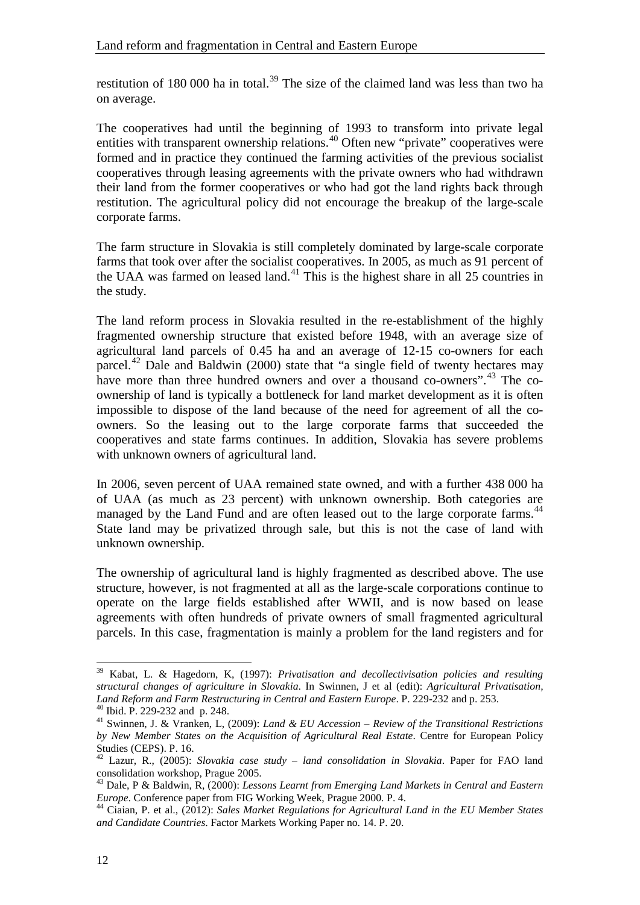restitution of 180 000 ha in total.[39] The size of the claimed land was less than two ha on average.

The cooperatives had until the beginning of 1993 to transform into private legal entities with transparent ownership relations.[40] Often new "private" cooperatives were formed and in practice they continued the farming activities of the previous socialist cooperatives through leasing agreements with the private owners who had withdrawn their land from the former cooperatives or who had got the land rights back through restitution. The agricultural policy did not encourage the breakup of the large-scale corporate farms.

The farm structure in Slovakia is still completely dominated by large-scale corporate farms that took over after the socialist cooperatives. In 2005, as much as 91 percent of the UAA was farmed on leased land.[41] This is the highest share in all 25 countries in the study.

The land reform process in Slovakia resulted in the re-establishment of the highly fragmented ownership structure that existed before 1948, with an average size of agricultural land parcels of 0.45 ha and an average of 12-15 co-owners for each parcel.[42] Dale and Baldwin (2000) state that "a single field of twenty hectares may have more than three hundred owners and over a thousand co-owners".[43] The co-ownership of land is typically a bottleneck for land market development as it is often impossible to dispose of the land because of the need for agreement of all the co-owners. So the leasing out to the large corporate farms that succeeded the cooperatives and state farms continues. In addition, Slovakia has severe problems with unknown owners of agricultural land.

In 2006, seven percent of UAA remained state owned, and with a further 438 000 ha of UAA (as much as 23 percent) with unknown ownership. Both categories are managed by the Land Fund and are often leased out to the large corporate farms.[44] State land may be privatized through sale, but this is not the case of land with unknown ownership.

The ownership of agricultural land is highly fragmented as described above. The use structure, however, is not fragmented at all as the large-scale corporations continue to operate on the large fields established after WWII, and is now based on lease agreements with often hundreds of private owners of small fragmented agricultural parcels. In this case, fragmentation is mainly a problem for the land registers and for

---

[39] Kabat, L. & Hagedorn, K, (1997): *Privatisation and decollectivisation policies and resulting structural changes of agriculture in Slovakia.* In Swinnen, J et al (edit): *Agricultural Privatisation, Land Reform and Farm Restructuring in Central and Eastern Europe*. P. 229-232 and p. 253.

[40] Ibid. P. 229-232 and p. 248.

[41] Swinnen, J. & Vranken, L, (2009): *Land & EU Accession – Review of the Transitional Restrictions by New Member States on the Acquisition of Agricultural Real Estate*. Centre for European Policy Studies (CEPS). P. 16.

[42] Lazur, R., (2005): *Slovakia case study – land consolidation in Slovakia*. Paper for FAO land consolidation workshop, Prague 2005.

[43] Dale, P & Baldwin, R, (2000): *Lessons Learnt from Emerging Land Markets in Central and Eastern Europe*. Conference paper from FIG Working Week, Prague 2000. P. 4.

[44] Ciaian, P. et al., (2012): *Sales Market Regulations for Agricultural Land in the EU Member States and Candidate Countries*. Factor Markets Working Paper no. 14. P. 20.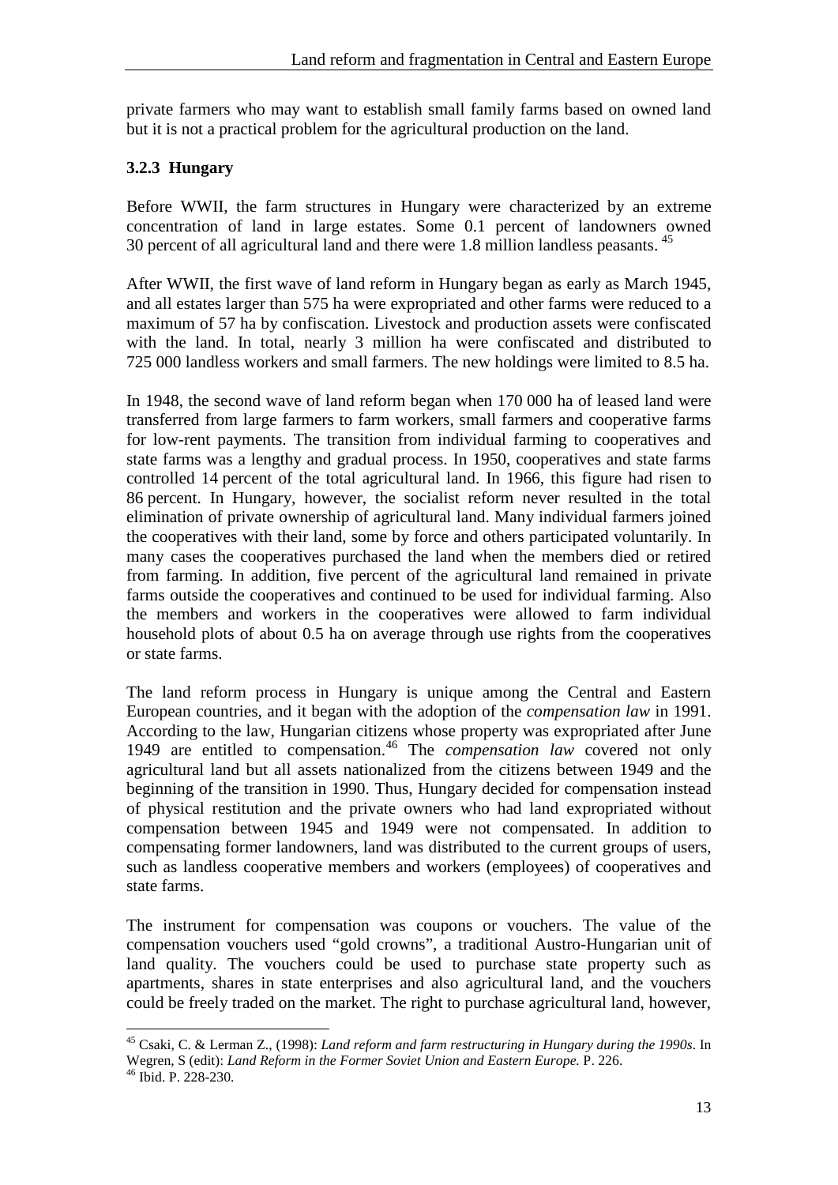private farmers who may want to establish small family farms based on owned land but it is not a practical problem for the agricultural production on the land.

### 3.2.3 Hungary

Before WWII, the farm structures in Hungary were characterized by an extreme concentration of land in large estates. Some 0.1 percent of landowners owned 30 percent of all agricultural land and there were 1.8 million landless peasants. [45]

After WWII, the first wave of land reform in Hungary began as early as March 1945, and all estates larger than 575 ha were expropriated and other farms were reduced to a maximum of 57 ha by confiscation. Livestock and production assets were confiscated with the land. In total, nearly 3 million ha were confiscated and distributed to 725 000 landless workers and small farmers. The new holdings were limited to 8.5 ha.

In 1948, the second wave of land reform began when 170 000 ha of leased land were transferred from large farmers to farm workers, small farmers and cooperative farms for low-rent payments. The transition from individual farming to cooperatives and state farms was a lengthy and gradual process. In 1950, cooperatives and state farms controlled 14 percent of the total agricultural land. In 1966, this figure had risen to 86 percent. In Hungary, however, the socialist reform never resulted in the total elimination of private ownership of agricultural land. Many individual farmers joined the cooperatives with their land, some by force and others participated voluntarily. In many cases the cooperatives purchased the land when the members died or retired from farming. In addition, five percent of the agricultural land remained in private farms outside the cooperatives and continued to be used for individual farming. Also the members and workers in the cooperatives were allowed to farm individual household plots of about 0.5 ha on average through use rights from the cooperatives or state farms.

The land reform process in Hungary is unique among the Central and Eastern European countries, and it began with the adoption of the *compensation law* in 1991. According to the law, Hungarian citizens whose property was expropriated after June 1949 are entitled to compensation.[46] The *compensation law* covered not only agricultural land but all assets nationalized from the citizens between 1949 and the beginning of the transition in 1990. Thus, Hungary decided for compensation instead of physical restitution and the private owners who had land expropriated without compensation between 1945 and 1949 were not compensated. In addition to compensating former landowners, land was distributed to the current groups of users, such as landless cooperative members and workers (employees) of cooperatives and state farms.

The instrument for compensation was coupons or vouchers. The value of the compensation vouchers used "gold crowns", a traditional Austro-Hungarian unit of land quality. The vouchers could be used to purchase state property such as apartments, shares in state enterprises and also agricultural land, and the vouchers could be freely traded on the market. The right to purchase agricultural land, however,

---

[45] Csaki, C. & Lerman Z., (1998): *Land reform and farm restructuring in Hungary during the 1990s*. In Wegren, S (edit): *Land Reform in the Former Soviet Union and Eastern Europe.* P. 226.

[46] Ibid. P. 228-230.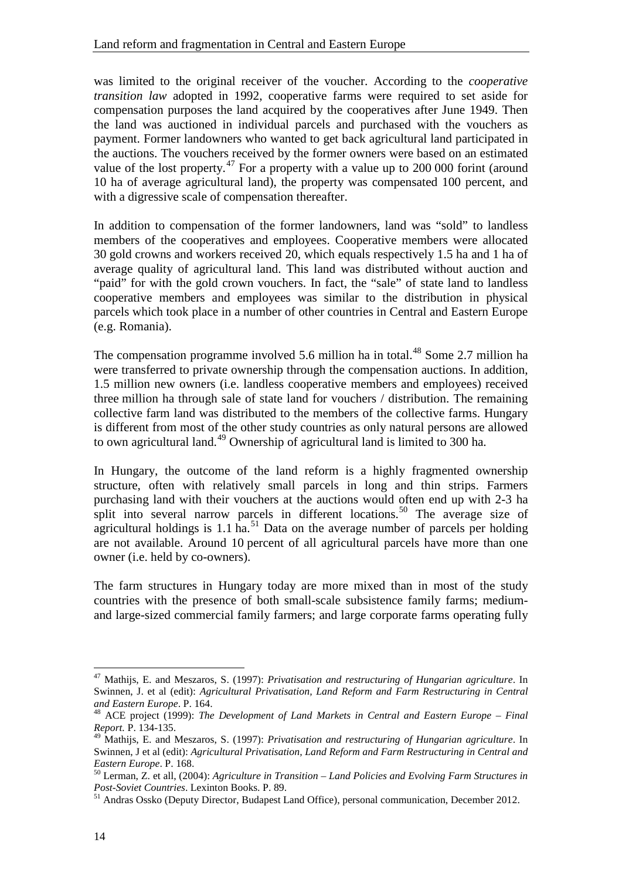was limited to the original receiver of the voucher. According to the *cooperative transition law* adopted in 1992, cooperative farms were required to set aside for compensation purposes the land acquired by the cooperatives after June 1949. Then the land was auctioned in individual parcels and purchased with the vouchers as payment. Former landowners who wanted to get back agricultural land participated in the auctions. The vouchers received by the former owners were based on an estimated value of the lost property.[47] For a property with a value up to 200 000 forint (around 10 ha of average agricultural land), the property was compensated 100 percent, and with a digressive scale of compensation thereafter.

In addition to compensation of the former landowners, land was "sold" to landless members of the cooperatives and employees. Cooperative members were allocated 30 gold crowns and workers received 20, which equals respectively 1.5 ha and 1 ha of average quality of agricultural land. This land was distributed without auction and "paid" for with the gold crown vouchers. In fact, the "sale" of state land to landless cooperative members and employees was similar to the distribution in physical parcels which took place in a number of other countries in Central and Eastern Europe (e.g. Romania).

The compensation programme involved 5.6 million ha in total.[48] Some 2.7 million ha were transferred to private ownership through the compensation auctions. In addition, 1.5 million new owners (i.e. landless cooperative members and employees) received three million ha through sale of state land for vouchers / distribution. The remaining collective farm land was distributed to the members of the collective farms. Hungary is different from most of the other study countries as only natural persons are allowed to own agricultural land.[49] Ownership of agricultural land is limited to 300 ha.

In Hungary, the outcome of the land reform is a highly fragmented ownership structure, often with relatively small parcels in long and thin strips. Farmers purchasing land with their vouchers at the auctions would often end up with 2-3 ha split into several narrow parcels in different locations.[50] The average size of agricultural holdings is 1.1 ha.[51] Data on the average number of parcels per holding are not available. Around 10 percent of all agricultural parcels have more than one owner (i.e. held by co-owners).

The farm structures in Hungary today are more mixed than in most of the study countries with the presence of both small-scale subsistence family farms; medium- and large-sized commercial family farmers; and large corporate farms operating fully

---

[47] Mathijs, E. and Meszaros, S. (1997): *Privatisation and restructuring of Hungarian agriculture*. In Swinnen, J. et al (edit): *Agricultural Privatisation, Land Reform and Farm Restructuring in Central and Eastern Europe*. P. 164.

[48] ACE project (1999): *The Development of Land Markets in Central and Eastern Europe – Final Report*. P. 134-135.

[49] Mathijs, E. and Meszaros, S. (1997): *Privatisation and restructuring of Hungarian agriculture*. In Swinnen, J et al (edit): *Agricultural Privatisation, Land Reform and Farm Restructuring in Central and Eastern Europe*. P. 168.

[50] Lerman, Z. et all, (2004): *Agriculture in Transition – Land Policies and Evolving Farm Structures in Post-Soviet Countries*. Lexinton Books. P. 89.

[51] Andras Ossko (Deputy Director, Budapest Land Office), personal communication, December 2012.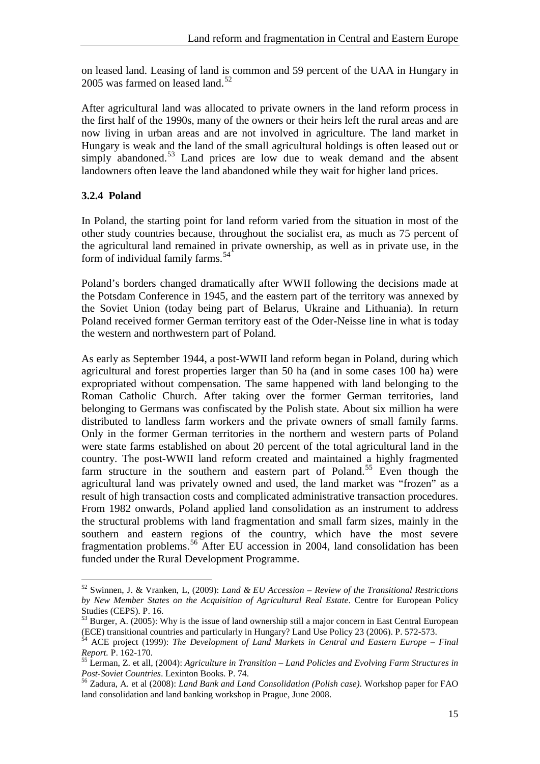on leased land. Leasing of land is common and 59 percent of the UAA in Hungary in 2005 was farmed on leased land.[52]

After agricultural land was allocated to private owners in the land reform process in the first half of the 1990s, many of the owners or their heirs left the rural areas and are now living in urban areas and are not involved in agriculture. The land market in Hungary is weak and the land of the small agricultural holdings is often leased out or simply abandoned.[53] Land prices are low due to weak demand and the absent landowners often leave the land abandoned while they wait for higher land prices.

### 3.2.4 Poland

In Poland, the starting point for land reform varied from the situation in most of the other study countries because, throughout the socialist era, as much as 75 percent of the agricultural land remained in private ownership, as well as in private use, in the form of individual family farms.[54]

Poland's borders changed dramatically after WWII following the decisions made at the Potsdam Conference in 1945, and the eastern part of the territory was annexed by the Soviet Union (today being part of Belarus, Ukraine and Lithuania). In return Poland received former German territory east of the Oder-Neisse line in what is today the western and northwestern part of Poland.

As early as September 1944, a post-WWII land reform began in Poland, during which agricultural and forest properties larger than 50 ha (and in some cases 100 ha) were expropriated without compensation. The same happened with land belonging to the Roman Catholic Church. After taking over the former German territories, land belonging to Germans was confiscated by the Polish state. About six million ha were distributed to landless farm workers and the private owners of small family farms. Only in the former German territories in the northern and western parts of Poland were state farms established on about 20 percent of the total agricultural land in the country. The post-WWII land reform created and maintained a highly fragmented farm structure in the southern and eastern part of Poland.[55] Even though the agricultural land was privately owned and used, the land market was "frozen" as a result of high transaction costs and complicated administrative transaction procedures. From 1982 onwards, Poland applied land consolidation as an instrument to address the structural problems with land fragmentation and small farm sizes, mainly in the southern and eastern regions of the country, which have the most severe fragmentation problems.[56] After EU accession in 2004, land consolidation has been funded under the Rural Development Programme.

---

[52] Swinnen, J. & Vranken, L, (2009): *Land & EU Accession – Review of the Transitional Restrictions by New Member States on the Acquisition of Agricultural Real Estate*. Centre for European Policy Studies (CEPS). P. 16.

[53] Burger, A. (2005): Why is the issue of land ownership still a major concern in East Central European (ECE) transitional countries and particularly in Hungary? Land Use Policy 23 (2006). P. 572-573.

[54] ACE project (1999): *The Development of Land Markets in Central and Eastern Europe – Final Report.* P. 162-170.

[55] Lerman, Z. et all, (2004): *Agriculture in Transition – Land Policies and Evolving Farm Structures in Post-Soviet Countries*. Lexinton Books. P. 74.

[56] Zadura, A. et al (2008): *Land Bank and Land Consolidation (Polish case)*. Workshop paper for FAO land consolidation and land banking workshop in Prague, June 2008.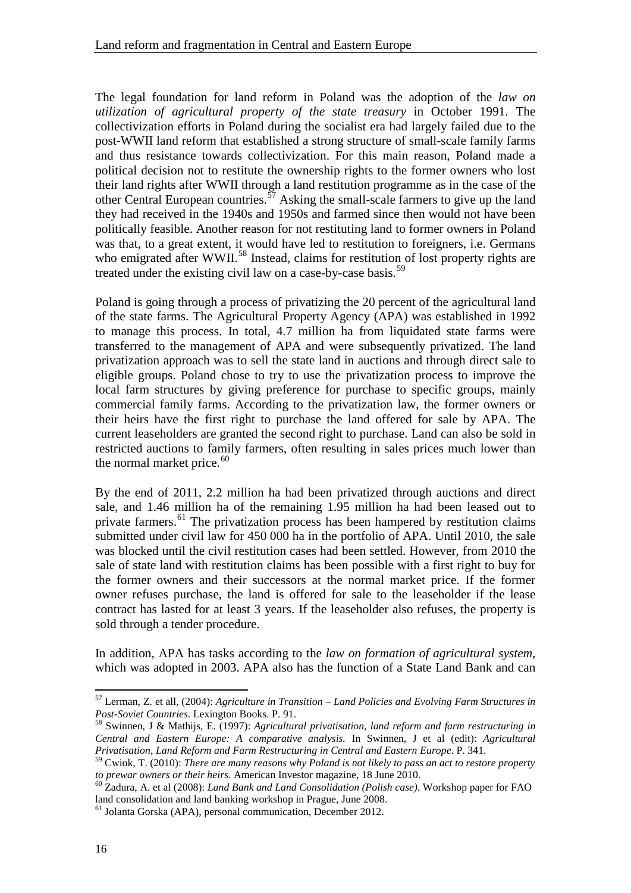The legal foundation for land reform in Poland was the adoption of the *law on utilization of agricultural property of the state treasury* in October 1991. The collectivization efforts in Poland during the socialist era had largely failed due to the post-WWII land reform that established a strong structure of small-scale family farms and thus resistance towards collectivization. For this main reason, Poland made a political decision not to restitute the ownership rights to the former owners who lost their land rights after WWII through a land restitution programme as in the case of the other Central European countries.[57] Asking the small-scale farmers to give up the land they had received in the 1940s and 1950s and farmed since then would not have been politically feasible. Another reason for not restituting land to former owners in Poland was that, to a great extent, it would have led to restitution to foreigners, i.e. Germans who emigrated after WWII.[58] Instead, claims for restitution of lost property rights are treated under the existing civil law on a case-by-case basis.[59]

Poland is going through a process of privatizing the 20 percent of the agricultural land of the state farms. The Agricultural Property Agency (APA) was established in 1992 to manage this process. In total, 4.7 million ha from liquidated state farms were transferred to the management of APA and were subsequently privatized. The land privatization approach was to sell the state land in auctions and through direct sale to eligible groups. Poland chose to try to use the privatization process to improve the local farm structures by giving preference for purchase to specific groups, mainly commercial family farms. According to the privatization law, the former owners or their heirs have the first right to purchase the land offered for sale by APA. The current leaseholders are granted the second right to purchase. Land can also be sold in restricted auctions to family farmers, often resulting in sales prices much lower than the normal market price.[60]

By the end of 2011, 2.2 million ha had been privatized through auctions and direct sale, and 1.46 million ha of the remaining 1.95 million ha had been leased out to private farmers.[61] The privatization process has been hampered by restitution claims submitted under civil law for 450 000 ha in the portfolio of APA. Until 2010, the sale was blocked until the civil restitution cases had been settled. However, from 2010 the sale of state land with restitution claims has been possible with a first right to buy for the former owners and their successors at the normal market price. If the former owner refuses purchase, the land is offered for sale to the leaseholder if the lease contract has lasted for at least 3 years. If the leaseholder also refuses, the property is sold through a tender procedure.

In addition, APA has tasks according to the *law on formation of agricultural system*, which was adopted in 2003. APA also has the function of a State Land Bank and can

---

[57] Lerman, Z. et all, (2004): *Agriculture in Transition – Land Policies and Evolving Farm Structures in Post-Soviet Countries*. Lexington Books. P. 91.

[58] Swinnen, J & Mathijs, E. (1997): *Agricultural privatisation, land reform and farm restructuring in Central and Eastern Europe: A comparative analysis.* In Swinnen, J et al (edit): *Agricultural Privatisation, Land Reform and Farm Restructuring in Central and Eastern Europe*. P. 341.

[59] Cwiok, T. (2010): *There are many reasons why Poland is not likely to pass an act to restore property to prewar owners or their heirs*. American Investor magazine, 18 June 2010.

[60] Zadura, A. et al (2008): *Land Bank and Land Consolidation (Polish case)*. Workshop paper for FAO land consolidation and land banking workshop in Prague, June 2008.

[61] Jolanta Gorska (APA), personal communication, December 2012.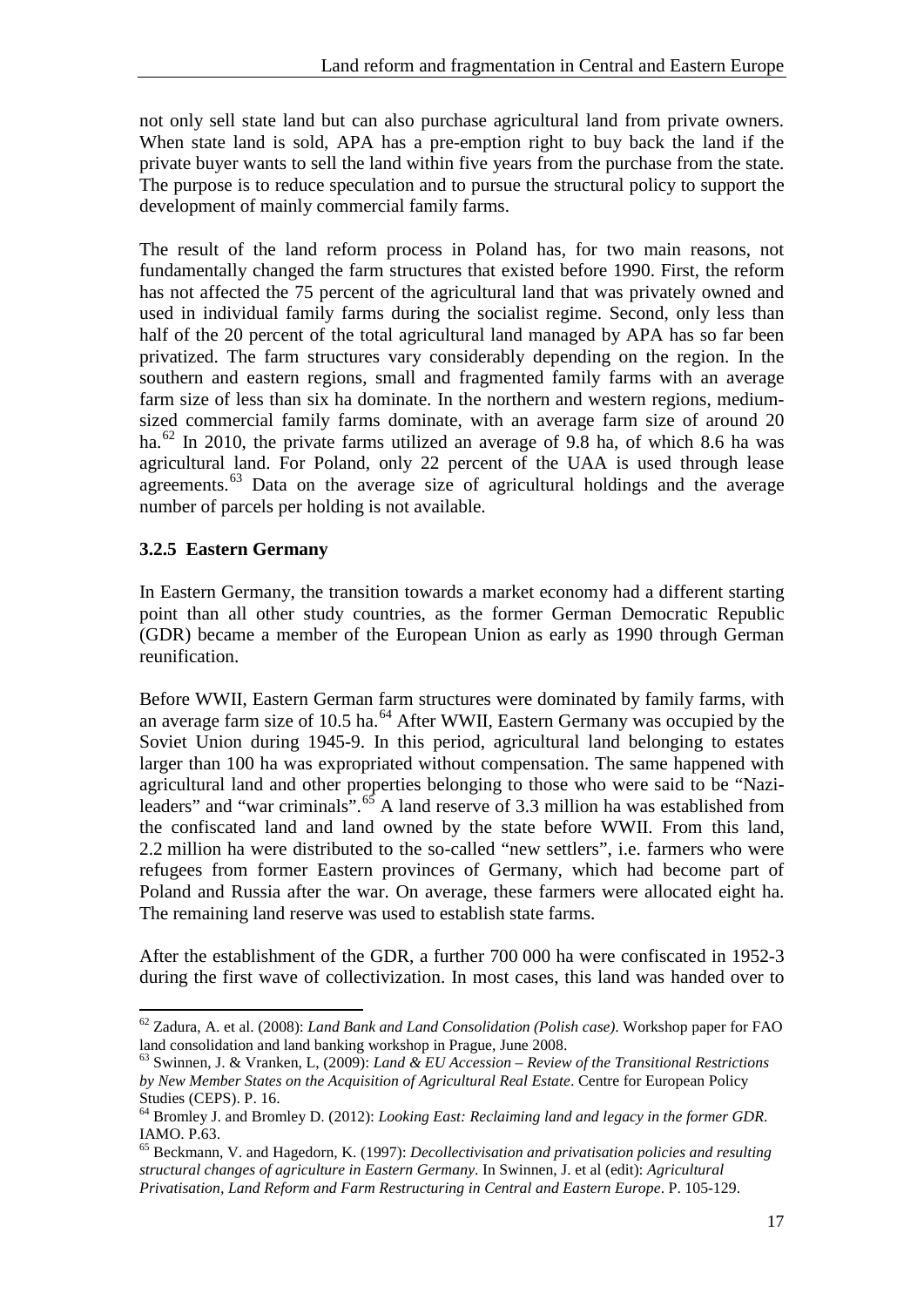not only sell state land but can also purchase agricultural land from private owners. When state land is sold, APA has a pre-emption right to buy back the land if the private buyer wants to sell the land within five years from the purchase from the state. The purpose is to reduce speculation and to pursue the structural policy to support the development of mainly commercial family farms.

The result of the land reform process in Poland has, for two main reasons, not fundamentally changed the farm structures that existed before 1990. First, the reform has not affected the 75 percent of the agricultural land that was privately owned and used in individual family farms during the socialist regime. Second, only less than half of the 20 percent of the total agricultural land managed by APA has so far been privatized. The farm structures vary considerably depending on the region. In the southern and eastern regions, small and fragmented family farms with an average farm size of less than six ha dominate. In the northern and western regions, medium-sized commercial family farms dominate, with an average farm size of around 20 ha.[62] In 2010, the private farms utilized an average of 9.8 ha, of which 8.6 ha was agricultural land. For Poland, only 22 percent of the UAA is used through lease agreements.[63] Data on the average size of agricultural holdings and the average number of parcels per holding is not available.

### 3.2.5 Eastern Germany

In Eastern Germany, the transition towards a market economy had a different starting point than all other study countries, as the former German Democratic Republic (GDR) became a member of the European Union as early as 1990 through German reunification.

Before WWII, Eastern German farm structures were dominated by family farms, with an average farm size of 10.5 ha.[64] After WWII, Eastern Germany was occupied by the Soviet Union during 1945-9. In this period, agricultural land belonging to estates larger than 100 ha was expropriated without compensation. The same happened with agricultural land and other properties belonging to those who were said to be "Nazi-leaders" and "war criminals".[65] A land reserve of 3.3 million ha was established from the confiscated land and land owned by the state before WWII. From this land, 2.2 million ha were distributed to the so-called "new settlers", i.e. farmers who were refugees from former Eastern provinces of Germany, which had become part of Poland and Russia after the war. On average, these farmers were allocated eight ha. The remaining land reserve was used to establish state farms.

After the establishment of the GDR, a further 700 000 ha were confiscated in 1952-3 during the first wave of collectivization. In most cases, this land was handed over to

---

[62] Zadura, A. et al. (2008): *Land Bank and Land Consolidation (Polish case)*. Workshop paper for FAO land consolidation and land banking workshop in Prague, June 2008.

[63] Swinnen, J. & Vranken, L, (2009): *Land & EU Accession – Review of the Transitional Restrictions by New Member States on the Acquisition of Agricultural Real Estate*. Centre for European Policy Studies (CEPS). P. 16.

[64] Bromley J. and Bromley D. (2012): *Looking East: Reclaiming land and legacy in the former GDR*. IAMO. P.63.

[65] Beckmann, V. and Hagedorn, K. (1997): *Decollectivisation and privatisation policies and resulting structural changes of agriculture in Eastern Germany*. In Swinnen, J. et al (edit): *Agricultural Privatisation, Land Reform and Farm Restructuring in Central and Eastern Europe*. P. 105-129.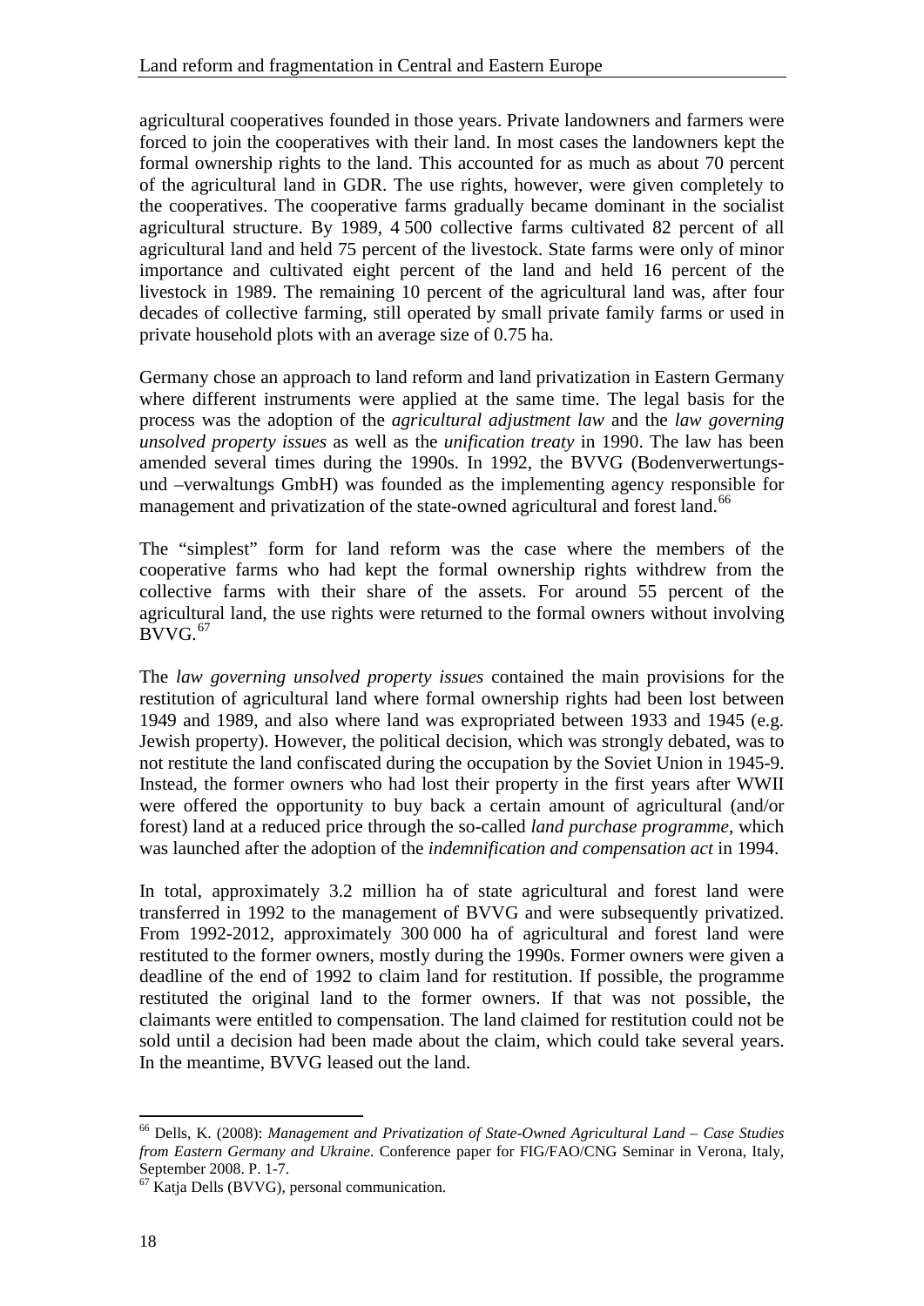agricultural cooperatives founded in those years. Private landowners and farmers were forced to join the cooperatives with their land. In most cases the landowners kept the formal ownership rights to the land. This accounted for as much as about 70 percent of the agricultural land in GDR. The use rights, however, were given completely to the cooperatives. The cooperative farms gradually became dominant in the socialist agricultural structure. By 1989, 4 500 collective farms cultivated 82 percent of all agricultural land and held 75 percent of the livestock. State farms were only of minor importance and cultivated eight percent of the land and held 16 percent of the livestock in 1989. The remaining 10 percent of the agricultural land was, after four decades of collective farming, still operated by small private family farms or used in private household plots with an average size of 0.75 ha.

Germany chose an approach to land reform and land privatization in Eastern Germany where different instruments were applied at the same time. The legal basis for the process was the adoption of the *agricultural adjustment law* and the *law governing unsolved property issues* as well as the *unification treaty* in 1990. The law has been amended several times during the 1990s. In 1992, the BVVG (Bodenverwertungs- und –verwaltungs GmbH) was founded as the implementing agency responsible for management and privatization of the state-owned agricultural and forest land.[66]

The "simplest" form for land reform was the case where the members of the cooperative farms who had kept the formal ownership rights withdrew from the collective farms with their share of the assets. For around 55 percent of the agricultural land, the use rights were returned to the formal owners without involving BVVG.[67]

The *law governing unsolved property issues* contained the main provisions for the restitution of agricultural land where formal ownership rights had been lost between 1949 and 1989, and also where land was expropriated between 1933 and 1945 (e.g. Jewish property). However, the political decision, which was strongly debated, was to not restitute the land confiscated during the occupation by the Soviet Union in 1945-9. Instead, the former owners who had lost their property in the first years after WWII were offered the opportunity to buy back a certain amount of agricultural (and/or forest) land at a reduced price through the so-called *land purchase programme*, which was launched after the adoption of the *indemnification and compensation act* in 1994.

In total, approximately 3.2 million ha of state agricultural and forest land were transferred in 1992 to the management of BVVG and were subsequently privatized. From 1992-2012, approximately 300 000 ha of agricultural and forest land were restituted to the former owners, mostly during the 1990s. Former owners were given a deadline of the end of 1992 to claim land for restitution. If possible, the programme restituted the original land to the former owners. If that was not possible, the claimants were entitled to compensation. The land claimed for restitution could not be sold until a decision had been made about the claim, which could take several years. In the meantime, BVVG leased out the land.

---

[66] Dells, K. (2008): *Management and Privatization of State-Owned Agricultural Land – Case Studies from Eastern Germany and Ukraine*. Conference paper for FIG/FAO/CNG Seminar in Verona, Italy, September 2008. P. 1-7.

[67] Katja Dells (BVVG), personal communication.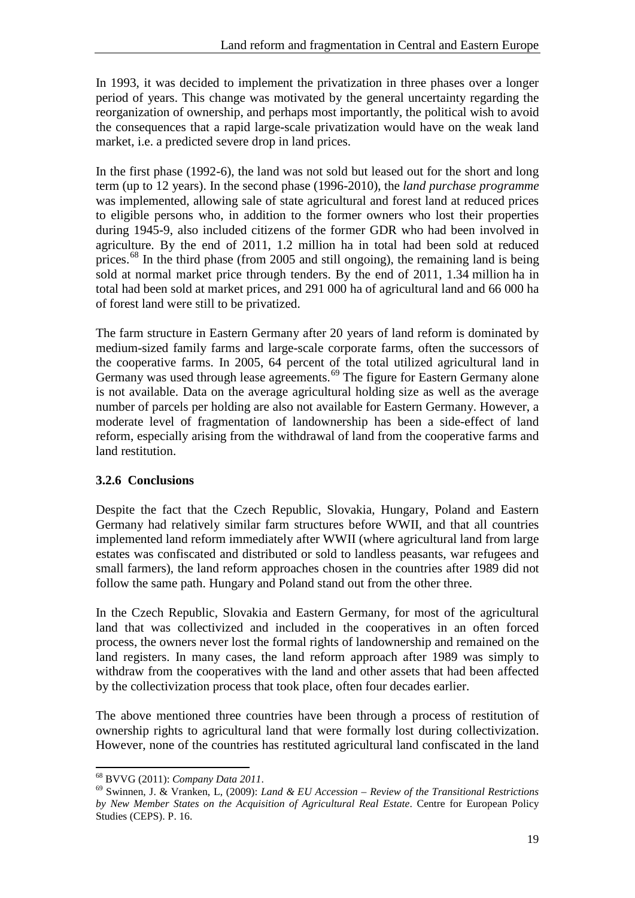In 1993, it was decided to implement the privatization in three phases over a longer period of years. This change was motivated by the general uncertainty regarding the reorganization of ownership, and perhaps most importantly, the political wish to avoid the consequences that a rapid large-scale privatization would have on the weak land market, i.e. a predicted severe drop in land prices.

In the first phase (1992-6), the land was not sold but leased out for the short and long term (up to 12 years). In the second phase (1996-2010), the *land purchase programme* was implemented, allowing sale of state agricultural and forest land at reduced prices to eligible persons who, in addition to the former owners who lost their properties during 1945-9, also included citizens of the former GDR who had been involved in agriculture. By the end of 2011, 1.2 million ha in total had been sold at reduced prices.[68] In the third phase (from 2005 and still ongoing), the remaining land is being sold at normal market price through tenders. By the end of 2011, 1.34 million ha in total had been sold at market prices, and 291 000 ha of agricultural land and 66 000 ha of forest land were still to be privatized.

The farm structure in Eastern Germany after 20 years of land reform is dominated by medium-sized family farms and large-scale corporate farms, often the successors of the cooperative farms. In 2005, 64 percent of the total utilized agricultural land in Germany was used through lease agreements.[69] The figure for Eastern Germany alone is not available. Data on the average agricultural holding size as well as the average number of parcels per holding are also not available for Eastern Germany. However, a moderate level of fragmentation of landownership has been a side-effect of land reform, especially arising from the withdrawal of land from the cooperative farms and land restitution.

### 3.2.6 Conclusions

Despite the fact that the Czech Republic, Slovakia, Hungary, Poland and Eastern Germany had relatively similar farm structures before WWII, and that all countries implemented land reform immediately after WWII (where agricultural land from large estates was confiscated and distributed or sold to landless peasants, war refugees and small farmers), the land reform approaches chosen in the countries after 1989 did not follow the same path. Hungary and Poland stand out from the other three.

In the Czech Republic, Slovakia and Eastern Germany, for most of the agricultural land that was collectivized and included in the cooperatives in an often forced process, the owners never lost the formal rights of landownership and remained on the land registers. In many cases, the land reform approach after 1989 was simply to withdraw from the cooperatives with the land and other assets that had been affected by the collectivization process that took place, often four decades earlier.

The above mentioned three countries have been through a process of restitution of ownership rights to agricultural land that were formally lost during collectivization. However, none of the countries has restituted agricultural land confiscated in the land

---

[68] BVVG (2011): *Company Data 2011*.

[69] Swinnen, J. & Vranken, L, (2009): *Land & EU Accession – Review of the Transitional Restrictions by New Member States on the Acquisition of Agricultural Real Estate*. Centre for European Policy Studies (CEPS). P. 16.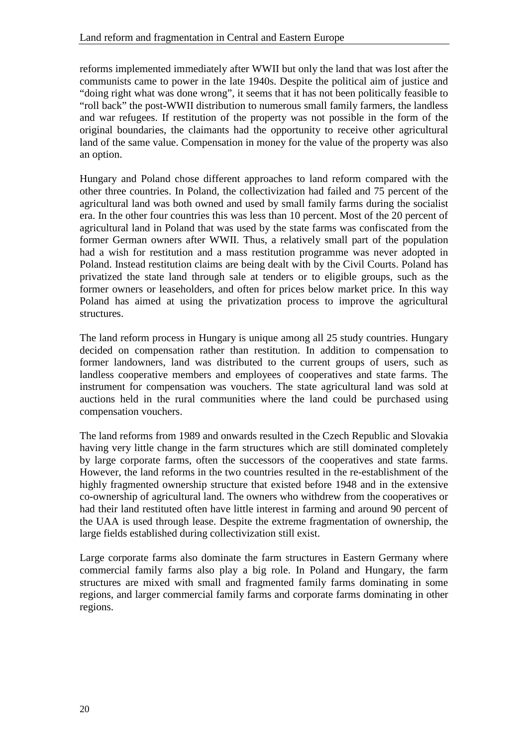reforms implemented immediately after WWII but only the land that was lost after the communists came to power in the late 1940s. Despite the political aim of justice and "doing right what was done wrong", it seems that it has not been politically feasible to "roll back" the post-WWII distribution to numerous small family farmers, the landless and war refugees. If restitution of the property was not possible in the form of the original boundaries, the claimants had the opportunity to receive other agricultural land of the same value. Compensation in money for the value of the property was also an option.

Hungary and Poland chose different approaches to land reform compared with the other three countries. In Poland, the collectivization had failed and 75 percent of the agricultural land was both owned and used by small family farms during the socialist era. In the other four countries this was less than 10 percent. Most of the 20 percent of agricultural land in Poland that was used by the state farms was confiscated from the former German owners after WWII. Thus, a relatively small part of the population had a wish for restitution and a mass restitution programme was never adopted in Poland. Instead restitution claims are being dealt with by the Civil Courts. Poland has privatized the state land through sale at tenders or to eligible groups, such as the former owners or leaseholders, and often for prices below market price. In this way Poland has aimed at using the privatization process to improve the agricultural structures.

The land reform process in Hungary is unique among all 25 study countries. Hungary decided on compensation rather than restitution. In addition to compensation to former landowners, land was distributed to the current groups of users, such as landless cooperative members and employees of cooperatives and state farms. The instrument for compensation was vouchers. The state agricultural land was sold at auctions held in the rural communities where the land could be purchased using compensation vouchers.

The land reforms from 1989 and onwards resulted in the Czech Republic and Slovakia having very little change in the farm structures which are still dominated completely by large corporate farms, often the successors of the cooperatives and state farms. However, the land reforms in the two countries resulted in the re-establishment of the highly fragmented ownership structure that existed before 1948 and in the extensive co-ownership of agricultural land. The owners who withdrew from the cooperatives or had their land restituted often have little interest in farming and around 90 percent of the UAA is used through lease. Despite the extreme fragmentation of ownership, the large fields established during collectivization still exist.

Large corporate farms also dominate the farm structures in Eastern Germany where commercial family farms also play a big role. In Poland and Hungary, the farm structures are mixed with small and fragmented family farms dominating in some regions, and larger commercial family farms and corporate farms dominating in other regions.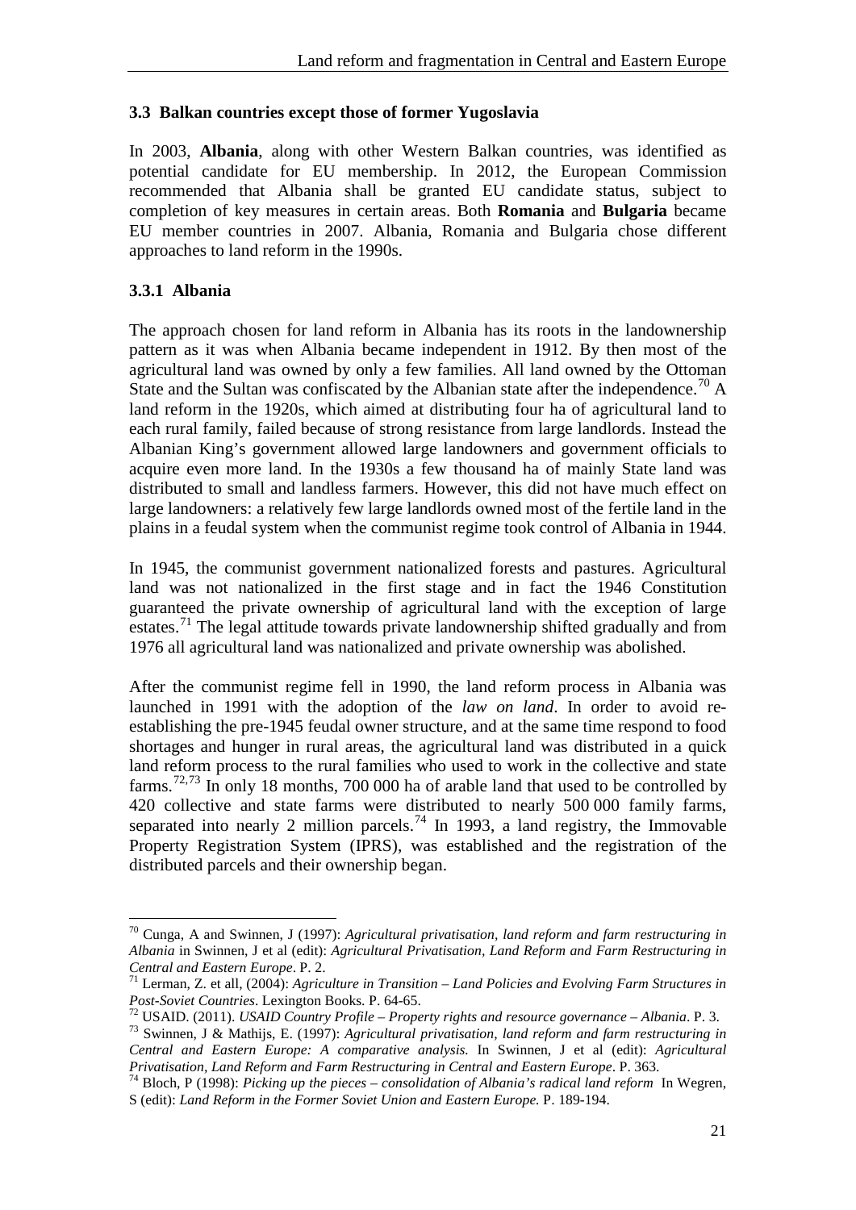### 3.3 Balkan countries except those of former Yugoslavia

In 2003, **Albania**, along with other Western Balkan countries, was identified as potential candidate for EU membership. In 2012, the European Commission recommended that Albania shall be granted EU candidate status, subject to completion of key measures in certain areas. Both **Romania** and **Bulgaria** became EU member countries in 2007. Albania, Romania and Bulgaria chose different approaches to land reform in the 1990s.

#### 3.3.1 Albania

The approach chosen for land reform in Albania has its roots in the landownership pattern as it was when Albania became independent in 1912. By then most of the agricultural land was owned by only a few families. All land owned by the Ottoman State and the Sultan was confiscated by the Albanian state after the independence.[70] A land reform in the 1920s, which aimed at distributing four ha of agricultural land to each rural family, failed because of strong resistance from large landlords. Instead the Albanian King's government allowed large landowners and government officials to acquire even more land. In the 1930s a few thousand ha of mainly State land was distributed to small and landless farmers. However, this did not have much effect on large landowners: a relatively few large landlords owned most of the fertile land in the plains in a feudal system when the communist regime took control of Albania in 1944.

In 1945, the communist government nationalized forests and pastures. Agricultural land was not nationalized in the first stage and in fact the 1946 Constitution guaranteed the private ownership of agricultural land with the exception of large estates.[71] The legal attitude towards private landownership shifted gradually and from 1976 all agricultural land was nationalized and private ownership was abolished.

After the communist regime fell in 1990, the land reform process in Albania was launched in 1991 with the adoption of the *law on land*. In order to avoid re-establishing the pre-1945 feudal owner structure, and at the same time respond to food shortages and hunger in rural areas, the agricultural land was distributed in a quick land reform process to the rural families who used to work in the collective and state farms.[72,73] In only 18 months, 700 000 ha of arable land that used to be controlled by 420 collective and state farms were distributed to nearly 500 000 family farms, separated into nearly 2 million parcels.[74] In 1993, a land registry, the Immovable Property Registration System (IPRS), was established and the registration of the distributed parcels and their ownership began.

---

[70] Cunga, A and Swinnen, J (1997): *Agricultural privatisation, land reform and farm restructuring in Albania* in Swinnen, J et al (edit): *Agricultural Privatisation, Land Reform and Farm Restructuring in Central and Eastern Europe*. P. 2.

[71] Lerman, Z. et all, (2004): *Agriculture in Transition – Land Policies and Evolving Farm Structures in Post-Soviet Countries*. Lexington Books. P. 64-65.

[72] USAID. (2011). *USAID Country Profile – Property rights and resource governance – Albania*. P. 3.

[73] Swinnen, J & Mathijs, E. (1997): *Agricultural privatisation, land reform and farm restructuring in Central and Eastern Europe: A comparative analysis.* In Swinnen, J et al (edit): *Agricultural Privatisation, Land Reform and Farm Restructuring in Central and Eastern Europe*. P. 363.

[74] Bloch, P (1998): *Picking up the pieces – consolidation of Albania's radical land reform* In Wegren, S (edit): *Land Reform in the Former Soviet Union and Eastern Europe.* P. 189-194.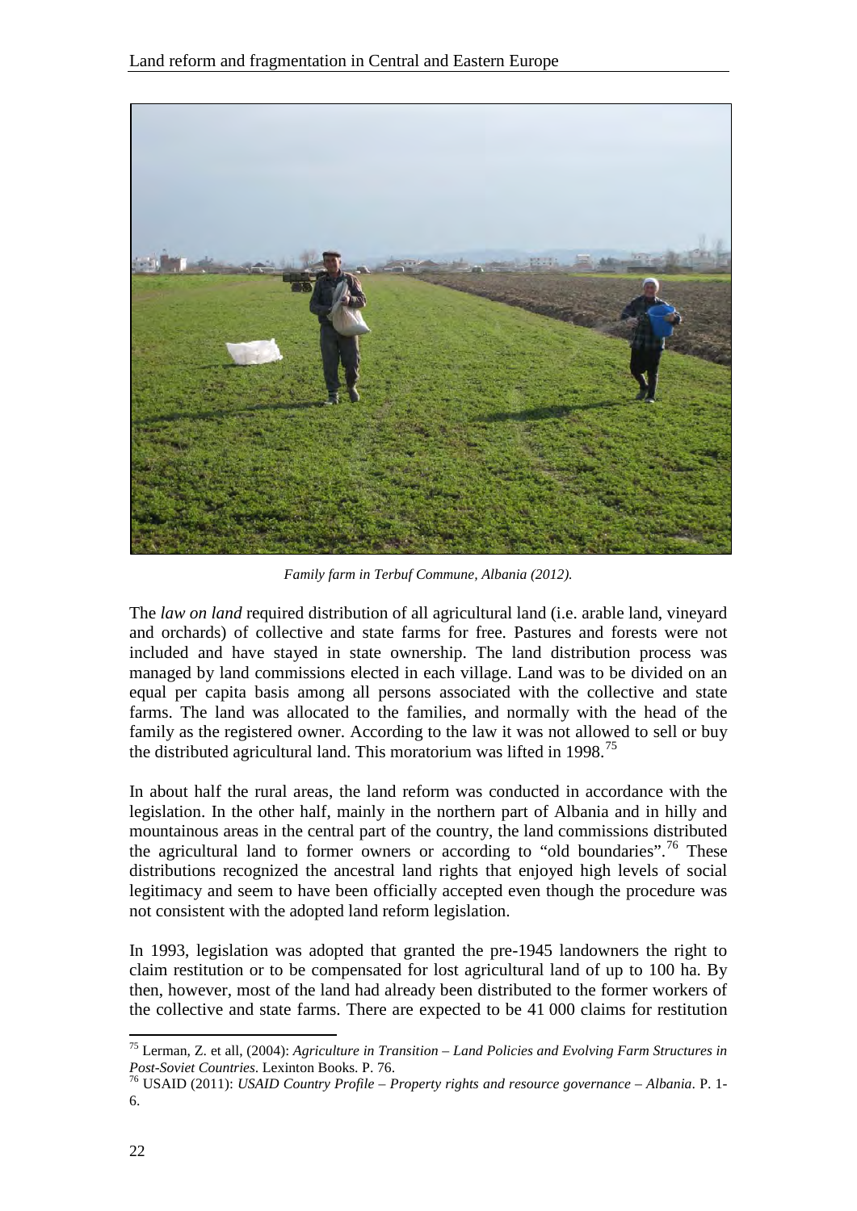*Family farm in Terbuf Commune, Albania (2012).*

The *law on land* required distribution of all agricultural land (i.e. arable land, vineyard and orchards) of collective and state farms for free. Pastures and forests were not included and have stayed in state ownership. The land distribution process was managed by land commissions elected in each village. Land was to be divided on an equal per capita basis among all persons associated with the collective and state farms. The land was allocated to the families, and normally with the head of the family as the registered owner. According to the law it was not allowed to sell or buy the distributed agricultural land. This moratorium was lifted in 1998.[75]

In about half the rural areas, the land reform was conducted in accordance with the legislation. In the other half, mainly in the northern part of Albania and in hilly and mountainous areas in the central part of the country, the land commissions distributed the agricultural land to former owners or according to "old boundaries".[76] These distributions recognized the ancestral land rights that enjoyed high levels of social legitimacy and seem to have been officially accepted even though the procedure was not consistent with the adopted land reform legislation.

In 1993, legislation was adopted that granted the pre-1945 landowners the right to claim restitution or to be compensated for lost agricultural land of up to 100 ha. By then, however, most of the land had already been distributed to the former workers of the collective and state farms. There are expected to be 41 000 claims for restitution

[75] Lerman, Z. et all, (2004): *Agriculture in Transition – Land Policies and Evolving Farm Structures in Post-Soviet Countries*. Lexinton Books. P. 76.

[76] USAID (2011): *USAID Country Profile – Property rights and resource governance – Albania*. P. 1-6.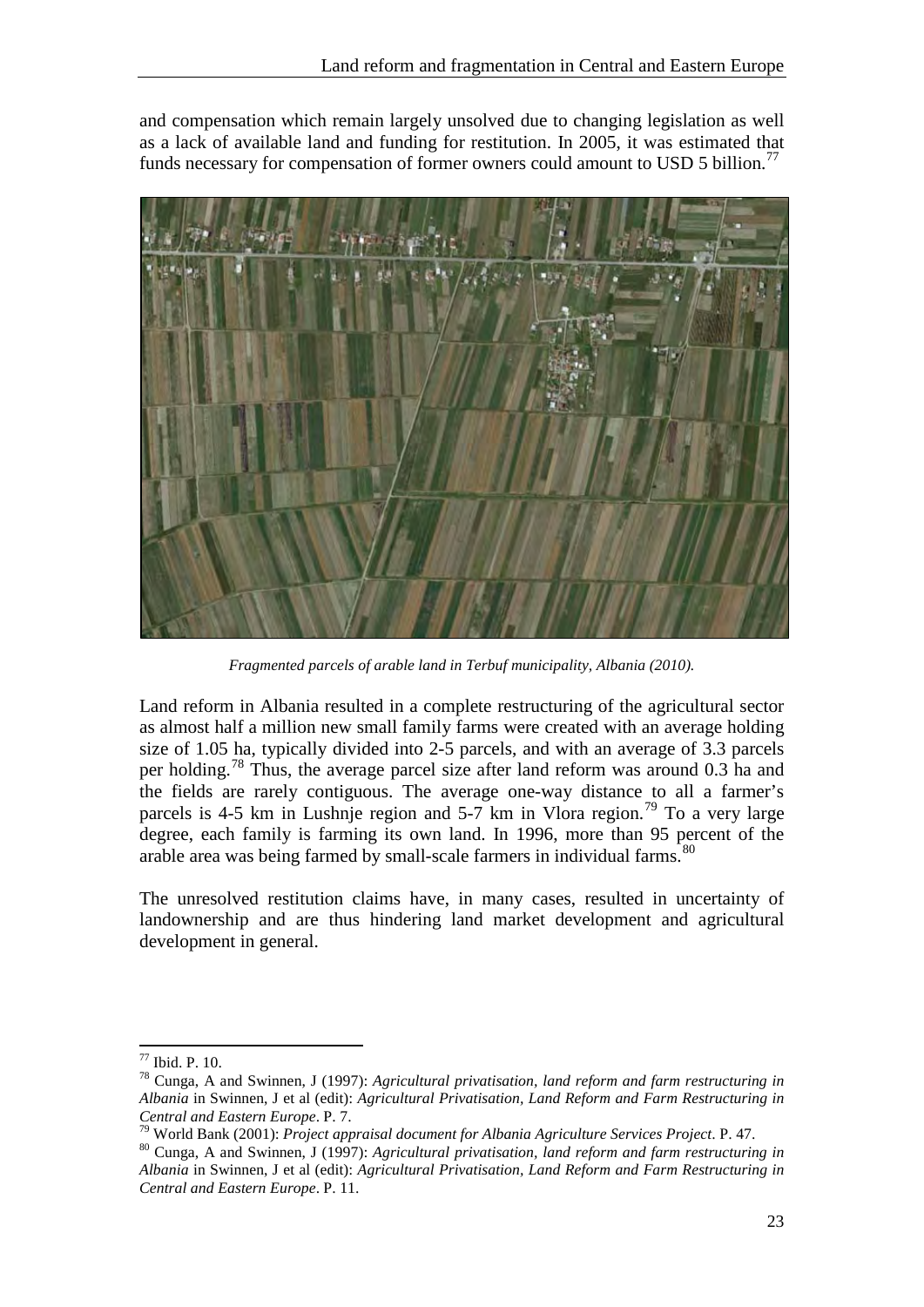and compensation which remain largely unsolved due to changing legislation as well as a lack of available land and funding for restitution. In 2005, it was estimated that funds necessary for compensation of former owners could amount to USD 5 billion.[77]

*Fragmented parcels of arable land in Terbuf municipality, Albania (2010).*

Land reform in Albania resulted in a complete restructuring of the agricultural sector as almost half a million new small family farms were created with an average holding size of 1.05 ha, typically divided into 2-5 parcels, and with an average of 3.3 parcels per holding.[78] Thus, the average parcel size after land reform was around 0.3 ha and the fields are rarely contiguous. The average one-way distance to all a farmer's parcels is 4-5 km in Lushnje region and 5-7 km in Vlora region.[79] To a very large degree, each family is farming its own land. In 1996, more than 95 percent of the arable area was being farmed by small-scale farmers in individual farms.[80]

The unresolved restitution claims have, in many cases, resulted in uncertainty of landownership and are thus hindering land market development and agricultural development in general.

---

[77] Ibid. P. 10.

[78] Cunga, A and Swinnen, J (1997): *Agricultural privatisation, land reform and farm restructuring in Albania* in Swinnen, J et al (edit): *Agricultural Privatisation, Land Reform and Farm Restructuring in Central and Eastern Europe*. P. 7.

[79] World Bank (2001): *Project appraisal document for Albania Agriculture Services Project*. P. 47.

[80] Cunga, A and Swinnen, J (1997): *Agricultural privatisation, land reform and farm restructuring in Albania* in Swinnen, J et al (edit): *Agricultural Privatisation, Land Reform and Farm Restructuring in Central and Eastern Europe*. P. 11.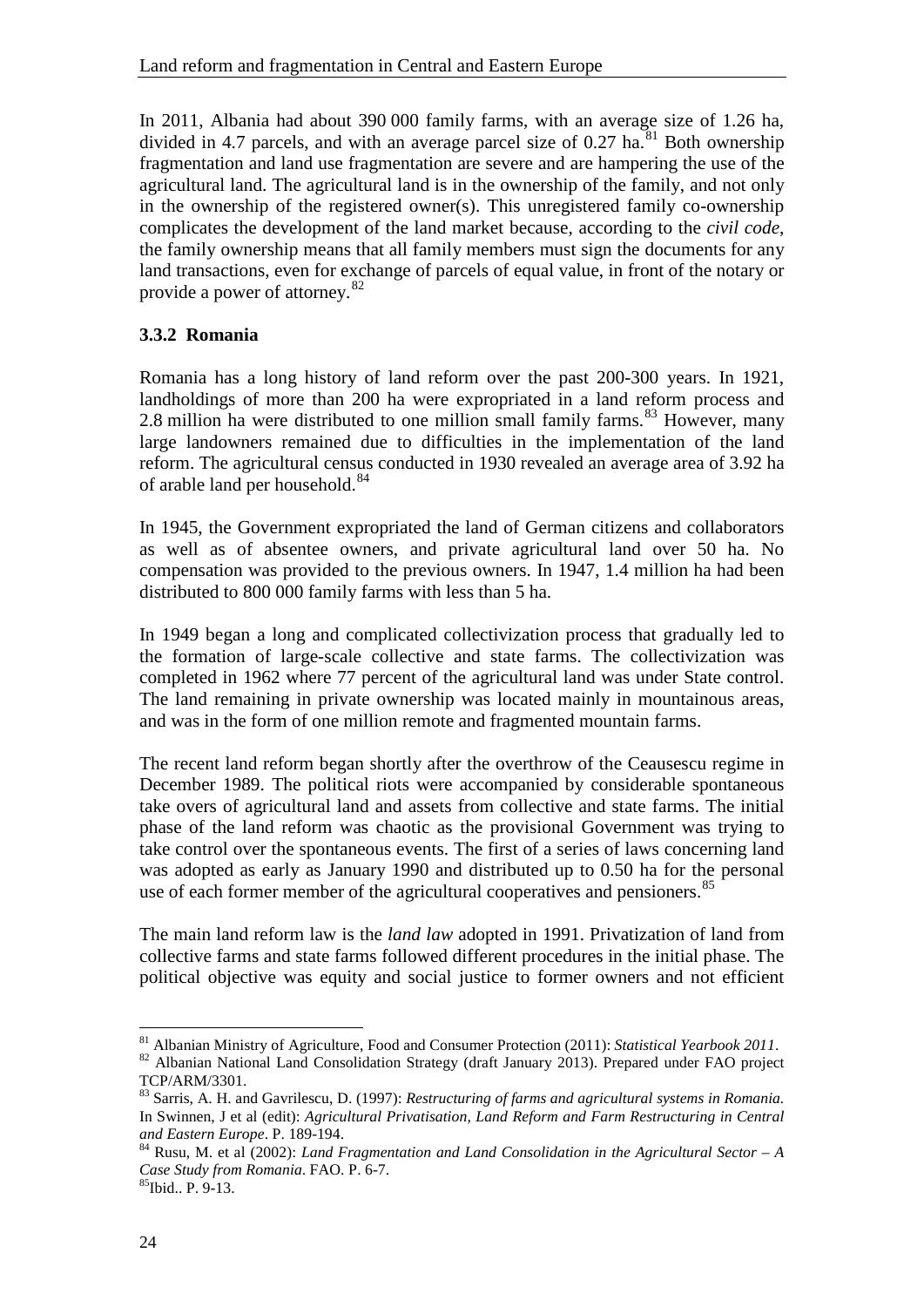In 2011, Albania had about 390 000 family farms, with an average size of 1.26 ha, divided in 4.7 parcels, and with an average parcel size of 0.27 ha.[81] Both ownership fragmentation and land use fragmentation are severe and are hampering the use of the agricultural land. The agricultural land is in the ownership of the family, and not only in the ownership of the registered owner(s). This unregistered family co-ownership complicates the development of the land market because, according to the *civil code*, the family ownership means that all family members must sign the documents for any land transactions, even for exchange of parcels of equal value, in front of the notary or provide a power of attorney.[82]

### 3.3.2 Romania

Romania has a long history of land reform over the past 200-300 years. In 1921, landholdings of more than 200 ha were expropriated in a land reform process and 2.8 million ha were distributed to one million small family farms.[83] However, many large landowners remained due to difficulties in the implementation of the land reform. The agricultural census conducted in 1930 revealed an average area of 3.92 ha of arable land per household.[84]

In 1945, the Government expropriated the land of German citizens and collaborators as well as of absentee owners, and private agricultural land over 50 ha. No compensation was provided to the previous owners. In 1947, 1.4 million ha had been distributed to 800 000 family farms with less than 5 ha.

In 1949 began a long and complicated collectivization process that gradually led to the formation of large-scale collective and state farms. The collectivization was completed in 1962 where 77 percent of the agricultural land was under State control. The land remaining in private ownership was located mainly in mountainous areas, and was in the form of one million remote and fragmented mountain farms.

The recent land reform began shortly after the overthrow of the Ceausescu regime in December 1989. The political riots were accompanied by considerable spontaneous take overs of agricultural land and assets from collective and state farms. The initial phase of the land reform was chaotic as the provisional Government was trying to take control over the spontaneous events. The first of a series of laws concerning land was adopted as early as January 1990 and distributed up to 0.50 ha for the personal use of each former member of the agricultural cooperatives and pensioners.[85]

The main land reform law is the *land law* adopted in 1991. Privatization of land from collective farms and state farms followed different procedures in the initial phase. The political objective was equity and social justice to former owners and not efficient

---

[81] Albanian Ministry of Agriculture, Food and Consumer Protection (2011): *Statistical Yearbook 2011*.

[82] Albanian National Land Consolidation Strategy (draft January 2013). Prepared under FAO project TCP/ARM/3301.

[83] Sarris, A. H. and Gavrilescu, D. (1997): *Restructuring of farms and agricultural systems in Romania*. In Swinnen, J et al (edit): *Agricultural Privatisation, Land Reform and Farm Restructuring in Central and Eastern Europe*. P. 189-194.

[84] Rusu, M. et al (2002): *Land Fragmentation and Land Consolidation in the Agricultural Sector – A Case Study from Romania*. FAO. P. 6-7.

[85] Ibid.. P. 9-13.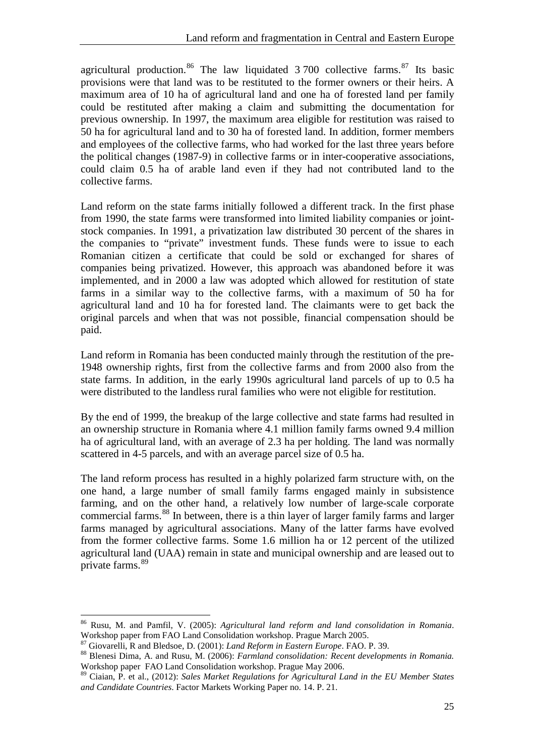agricultural production.[86] The law liquidated 3 700 collective farms.[87] Its basic provisions were that land was to be restituted to the former owners or their heirs. A maximum area of 10 ha of agricultural land and one ha of forested land per family could be restituted after making a claim and submitting the documentation for previous ownership. In 1997, the maximum area eligible for restitution was raised to 50 ha for agricultural land and to 30 ha of forested land. In addition, former members and employees of the collective farms, who had worked for the last three years before the political changes (1987-9) in collective farms or in inter-cooperative associations, could claim 0.5 ha of arable land even if they had not contributed land to the collective farms.

Land reform on the state farms initially followed a different track. In the first phase from 1990, the state farms were transformed into limited liability companies or joint-stock companies. In 1991, a privatization law distributed 30 percent of the shares in the companies to "private" investment funds. These funds were to issue to each Romanian citizen a certificate that could be sold or exchanged for shares of companies being privatized. However, this approach was abandoned before it was implemented, and in 2000 a law was adopted which allowed for restitution of state farms in a similar way to the collective farms, with a maximum of 50 ha for agricultural land and 10 ha for forested land. The claimants were to get back the original parcels and when that was not possible, financial compensation should be paid.

Land reform in Romania has been conducted mainly through the restitution of the pre-1948 ownership rights, first from the collective farms and from 2000 also from the state farms. In addition, in the early 1990s agricultural land parcels of up to 0.5 ha were distributed to the landless rural families who were not eligible for restitution.

By the end of 1999, the breakup of the large collective and state farms had resulted in an ownership structure in Romania where 4.1 million family farms owned 9.4 million ha of agricultural land, with an average of 2.3 ha per holding. The land was normally scattered in 4-5 parcels, and with an average parcel size of 0.5 ha.

The land reform process has resulted in a highly polarized farm structure with, on the one hand, a large number of small family farms engaged mainly in subsistence farming, and on the other hand, a relatively low number of large-scale corporate commercial farms.[88] In between, there is a thin layer of larger family farms and larger farms managed by agricultural associations. Many of the latter farms have evolved from the former collective farms. Some 1.6 million ha or 12 percent of the utilized agricultural land (UAA) remain in state and municipal ownership and are leased out to private farms.[89]

---

[86] Rusu, M. and Pamfil, V. (2005): *Agricultural land reform and land consolidation in Romania*. Workshop paper from FAO Land Consolidation workshop. Prague March 2005.

[87] Giovarelli, R and Bledsoe, D. (2001): *Land Reform in Eastern Europe*. FAO. P. 39.

[88] Blenesi Dima, A. and Rusu, M. (2006): *Farmland consolidation: Recent developments in Romania.* Workshop paper FAO Land Consolidation workshop. Prague May 2006.

[89] Ciaian, P. et al., (2012): *Sales Market Regulations for Agricultural Land in the EU Member States and Candidate Countries*. Factor Markets Working Paper no. 14. P. 21.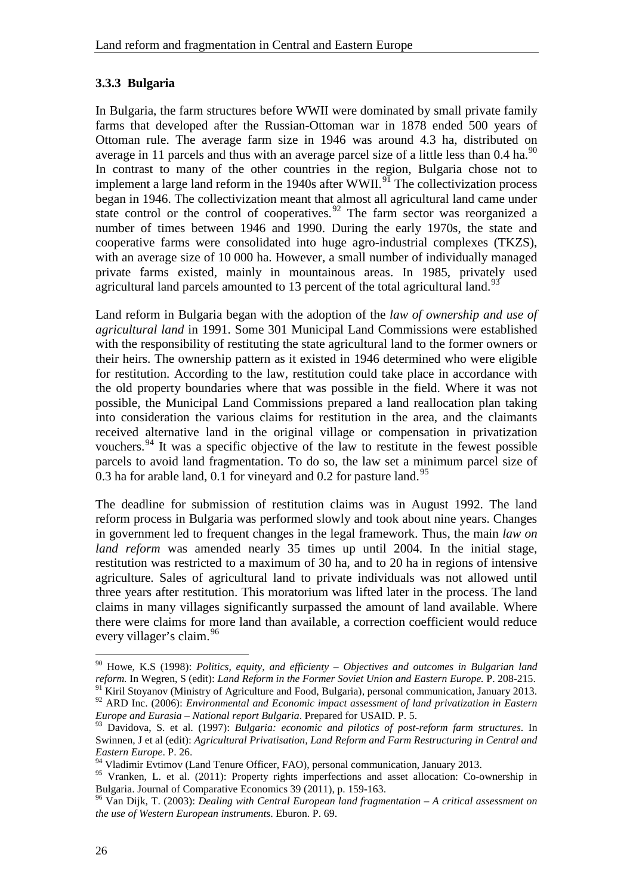### 3.3.3 Bulgaria

In Bulgaria, the farm structures before WWII were dominated by small private family farms that developed after the Russian-Ottoman war in 1878 ended 500 years of Ottoman rule. The average farm size in 1946 was around 4.3 ha, distributed on average in 11 parcels and thus with an average parcel size of a little less than 0.4 ha.[90] In contrast to many of the other countries in the region, Bulgaria chose not to implement a large land reform in the 1940s after WWII.[91] The collectivization process began in 1946. The collectivization meant that almost all agricultural land came under state control or the control of cooperatives.[92] The farm sector was reorganized a number of times between 1946 and 1990. During the early 1970s, the state and cooperative farms were consolidated into huge agro-industrial complexes (TKZS), with an average size of 10 000 ha. However, a small number of individually managed private farms existed, mainly in mountainous areas. In 1985, privately used agricultural land parcels amounted to 13 percent of the total agricultural land.[93]

Land reform in Bulgaria began with the adoption of the *law of ownership and use of agricultural land* in 1991. Some 301 Municipal Land Commissions were established with the responsibility of restituting the state agricultural land to the former owners or their heirs. The ownership pattern as it existed in 1946 determined who were eligible for restitution. According to the law, restitution could take place in accordance with the old property boundaries where that was possible in the field. Where it was not possible, the Municipal Land Commissions prepared a land reallocation plan taking into consideration the various claims for restitution in the area, and the claimants received alternative land in the original village or compensation in privatization vouchers.[94] It was a specific objective of the law to restitute in the fewest possible parcels to avoid land fragmentation. To do so, the law set a minimum parcel size of 0.3 ha for arable land, 0.1 for vineyard and 0.2 for pasture land.[95]

The deadline for submission of restitution claims was in August 1992. The land reform process in Bulgaria was performed slowly and took about nine years. Changes in government led to frequent changes in the legal framework. Thus, the main *law on land reform* was amended nearly 35 times up until 2004. In the initial stage, restitution was restricted to a maximum of 30 ha, and to 20 ha in regions of intensive agriculture. Sales of agricultural land to private individuals was not allowed until three years after restitution. This moratorium was lifted later in the process. The land claims in many villages significantly surpassed the amount of land available. Where there were claims for more land than available, a correction coefficient would reduce every villager's claim.[96]

---

[90] Howe, K.S (1998): *Politics, equity, and efficienty – Objectives and outcomes in Bulgarian land reform.* In Wegren, S (edit): *Land Reform in the Former Soviet Union and Eastern Europe.* P. 208-215.

[91] Kiril Stoyanov (Ministry of Agriculture and Food, Bulgaria), personal communication, January 2013.

[92] ARD Inc. (2006): *Environmental and Economic impact assessment of land privatization in Eastern Europe and Eurasia – National report Bulgaria*. Prepared for USAID. P. 5.

[93] Davidova, S. et al. (1997): *Bulgaria: economic and pilotics of post-reform farm structures*. In Swinnen, J et al (edit): *Agricultural Privatisation, Land Reform and Farm Restructuring in Central and Eastern Europe*. P. 26.

[94] Vladimir Evtimov (Land Tenure Officer, FAO), personal communication, January 2013.

[95] Vranken, L. et al. (2011): Property rights imperfections and asset allocation: Co-ownership in Bulgaria. Journal of Comparative Economics 39 (2011), p. 159-163.

[96] Van Dijk, T. (2003): *Dealing with Central European land fragmentation – A critical assessment on the use of Western European instruments*. Eburon. P. 69.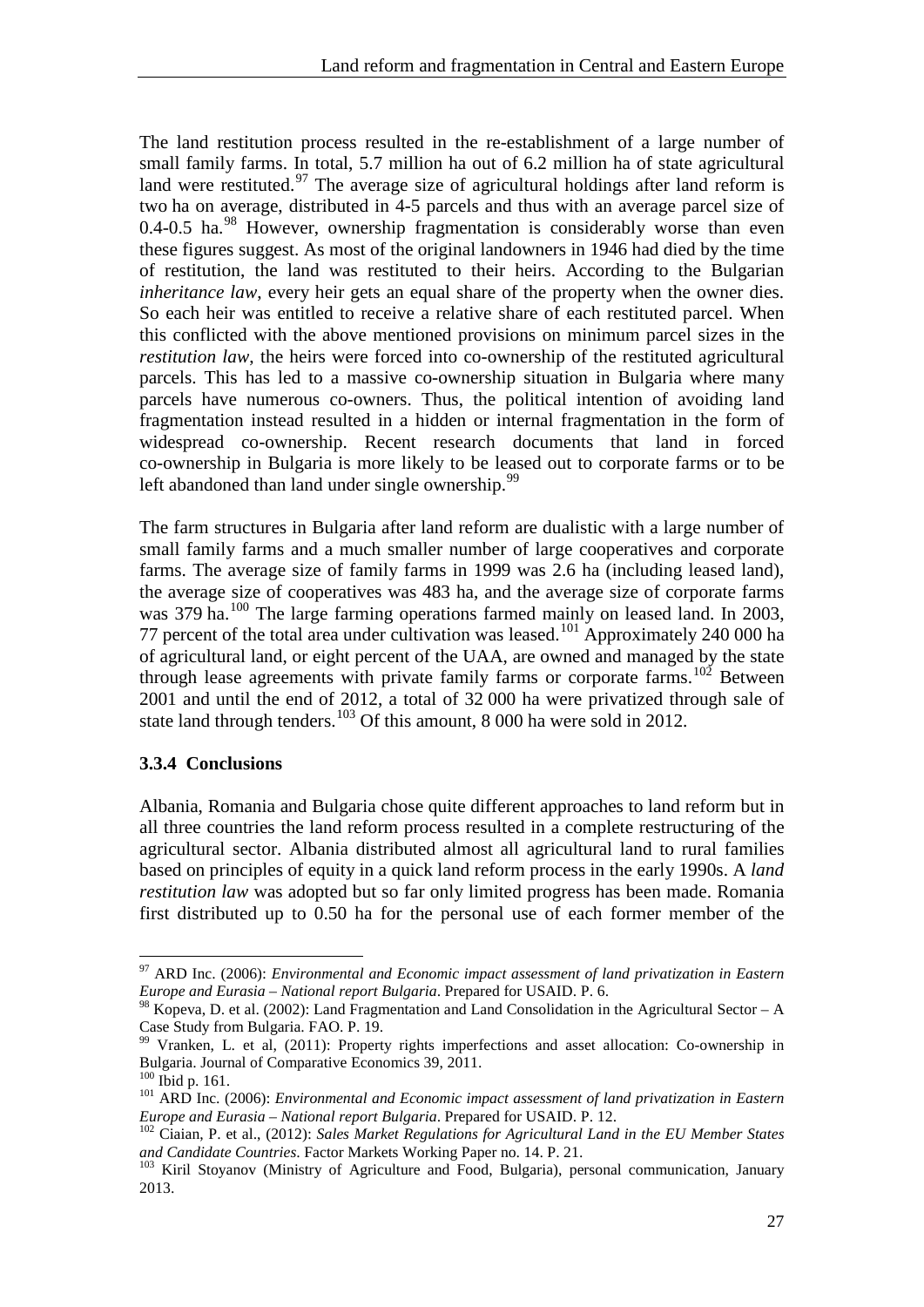The land restitution process resulted in the re-establishment of a large number of small family farms. In total, 5.7 million ha out of 6.2 million ha of state agricultural land were restituted.[97] The average size of agricultural holdings after land reform is two ha on average, distributed in 4-5 parcels and thus with an average parcel size of 0.4-0.5 ha.[98] However, ownership fragmentation is considerably worse than even these figures suggest. As most of the original landowners in 1946 had died by the time of restitution, the land was restituted to their heirs. According to the Bulgarian *inheritance law*, every heir gets an equal share of the property when the owner dies. So each heir was entitled to receive a relative share of each restituted parcel. When this conflicted with the above mentioned provisions on minimum parcel sizes in the *restitution law*, the heirs were forced into co-ownership of the restituted agricultural parcels. This has led to a massive co-ownership situation in Bulgaria where many parcels have numerous co-owners. Thus, the political intention of avoiding land fragmentation instead resulted in a hidden or internal fragmentation in the form of widespread co-ownership. Recent research documents that land in forced co-ownership in Bulgaria is more likely to be leased out to corporate farms or to be left abandoned than land under single ownership.[99]

The farm structures in Bulgaria after land reform are dualistic with a large number of small family farms and a much smaller number of large cooperatives and corporate farms. The average size of family farms in 1999 was 2.6 ha (including leased land), the average size of cooperatives was 483 ha, and the average size of corporate farms was 379 ha.[100] The large farming operations farmed mainly on leased land. In 2003, 77 percent of the total area under cultivation was leased.[101] Approximately 240 000 ha of agricultural land, or eight percent of the UAA, are owned and managed by the state through lease agreements with private family farms or corporate farms.[102] Between 2001 and until the end of 2012, a total of 32 000 ha were privatized through sale of state land through tenders.[103] Of this amount, 8 000 ha were sold in 2012.

### 3.3.4 Conclusions

Albania, Romania and Bulgaria chose quite different approaches to land reform but in all three countries the land reform process resulted in a complete restructuring of the agricultural sector. Albania distributed almost all agricultural land to rural families based on principles of equity in a quick land reform process in the early 1990s. A *land restitution law* was adopted but so far only limited progress has been made. Romania first distributed up to 0.50 ha for the personal use of each former member of the

---

[97] ARD Inc. (2006): *Environmental and Economic impact assessment of land privatization in Eastern Europe and Eurasia – National report Bulgaria*. Prepared for USAID. P. 6.

[98] Kopeva, D. et al. (2002): Land Fragmentation and Land Consolidation in the Agricultural Sector – A Case Study from Bulgaria. FAO. P. 19.

[99] Vranken, L. et al, (2011): Property rights imperfections and asset allocation: Co-ownership in Bulgaria. Journal of Comparative Economics 39, 2011.

[100] Ibid p. 161.

[101] ARD Inc. (2006): *Environmental and Economic impact assessment of land privatization in Eastern Europe and Eurasia – National report Bulgaria*. Prepared for USAID. P. 12.

[102] Ciaian, P. et al., (2012): *Sales Market Regulations for Agricultural Land in the EU Member States and Candidate Countries*. Factor Markets Working Paper no. 14. P. 21.

[103] Kiril Stoyanov (Ministry of Agriculture and Food, Bulgaria), personal communication, January 2013.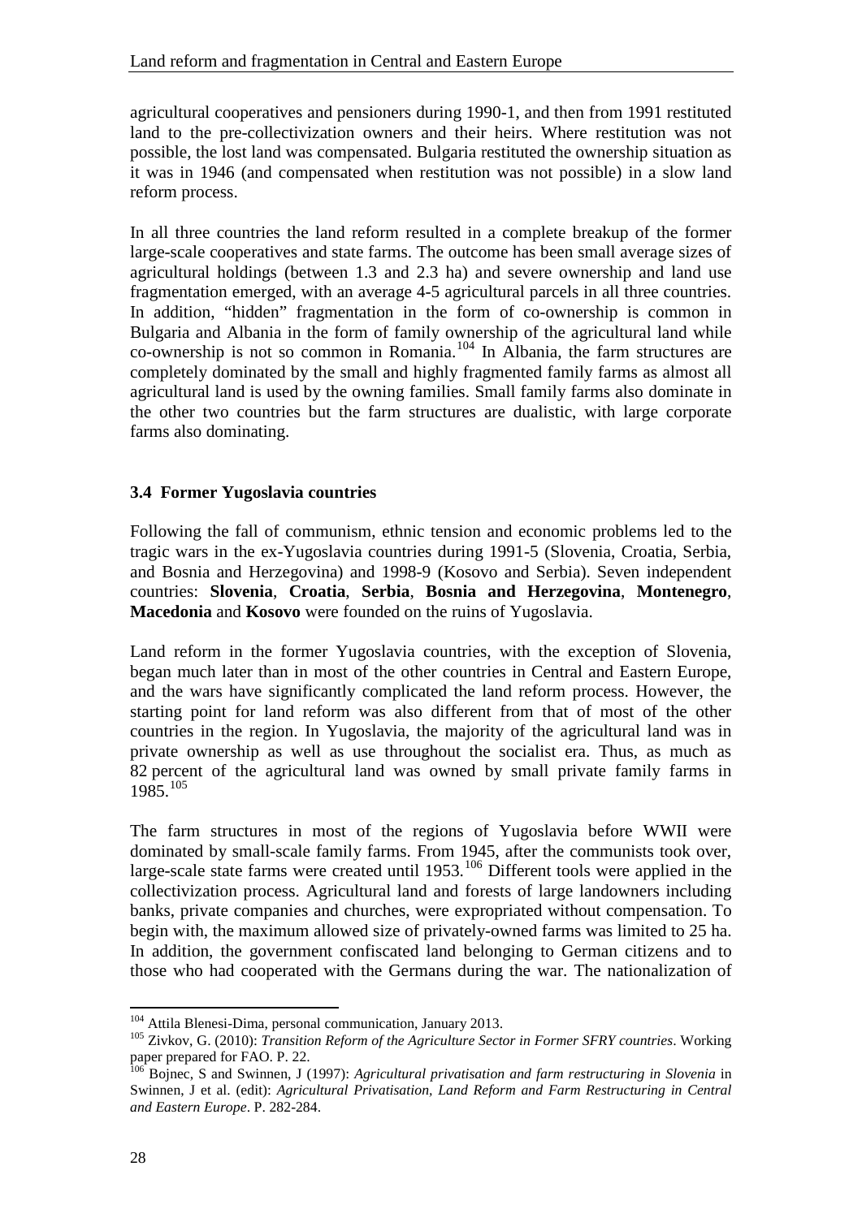agricultural cooperatives and pensioners during 1990-1, and then from 1991 restituted land to the pre-collectivization owners and their heirs. Where restitution was not possible, the lost land was compensated. Bulgaria restituted the ownership situation as it was in 1946 (and compensated when restitution was not possible) in a slow land reform process.

In all three countries the land reform resulted in a complete breakup of the former large-scale cooperatives and state farms. The outcome has been small average sizes of agricultural holdings (between 1.3 and 2.3 ha) and severe ownership and land use fragmentation emerged, with an average 4-5 agricultural parcels in all three countries. In addition, "hidden" fragmentation in the form of co-ownership is common in Bulgaria and Albania in the form of family ownership of the agricultural land while co-ownership is not so common in Romania.[104] In Albania, the farm structures are completely dominated by the small and highly fragmented family farms as almost all agricultural land is used by the owning families. Small family farms also dominate in the other two countries but the farm structures are dualistic, with large corporate farms also dominating.

### 3.4 Former Yugoslavia countries

Following the fall of communism, ethnic tension and economic problems led to the tragic wars in the ex-Yugoslavia countries during 1991-5 (Slovenia, Croatia, Serbia, and Bosnia and Herzegovina) and 1998-9 (Kosovo and Serbia). Seven independent countries: **Slovenia**, **Croatia**, **Serbia**, **Bosnia and Herzegovina**, **Montenegro**, **Macedonia** and **Kosovo** were founded on the ruins of Yugoslavia.

Land reform in the former Yugoslavia countries, with the exception of Slovenia, began much later than in most of the other countries in Central and Eastern Europe, and the wars have significantly complicated the land reform process. However, the starting point for land reform was also different from that of most of the other countries in the region. In Yugoslavia, the majority of the agricultural land was in private ownership as well as use throughout the socialist era. Thus, as much as 82 percent of the agricultural land was owned by small private family farms in 1985.[105]

The farm structures in most of the regions of Yugoslavia before WWII were dominated by small-scale family farms. From 1945, after the communists took over, large-scale state farms were created until 1953.[106] Different tools were applied in the collectivization process. Agricultural land and forests of large landowners including banks, private companies and churches, were expropriated without compensation. To begin with, the maximum allowed size of privately-owned farms was limited to 25 ha. In addition, the government confiscated land belonging to German citizens and to those who had cooperated with the Germans during the war. The nationalization of

---

[104] Attila Blenesi-Dima, personal communication, January 2013.

[105] Zivkov, G. (2010): *Transition Reform of the Agriculture Sector in Former SFRY countries*. Working paper prepared for FAO. P. 22.

[106] Bojnec, S and Swinnen, J (1997): *Agricultural privatisation and farm restructuring in Slovenia* in Swinnen, J et al. (edit): *Agricultural Privatisation, Land Reform and Farm Restructuring in Central and Eastern Europe*. P. 282-284.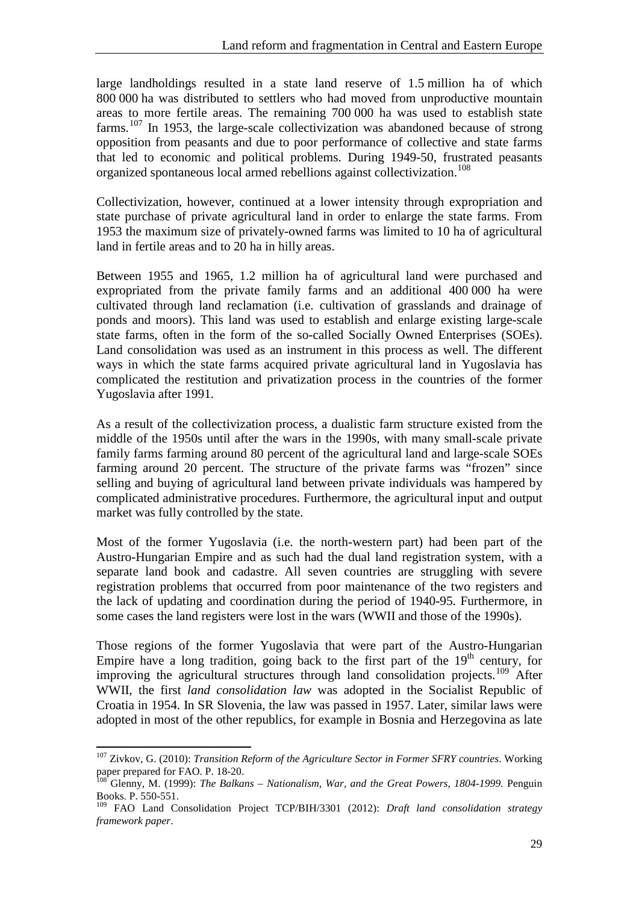large landholdings resulted in a state land reserve of 1.5 million ha of which 800 000 ha was distributed to settlers who had moved from unproductive mountain areas to more fertile areas. The remaining 700 000 ha was used to establish state farms.[107] In 1953, the large-scale collectivization was abandoned because of strong opposition from peasants and due to poor performance of collective and state farms that led to economic and political problems. During 1949-50, frustrated peasants organized spontaneous local armed rebellions against collectivization.[108]

Collectivization, however, continued at a lower intensity through expropriation and state purchase of private agricultural land in order to enlarge the state farms. From 1953 the maximum size of privately-owned farms was limited to 10 ha of agricultural land in fertile areas and to 20 ha in hilly areas.

Between 1955 and 1965, 1.2 million ha of agricultural land were purchased and expropriated from the private family farms and an additional 400 000 ha were cultivated through land reclamation (i.e. cultivation of grasslands and drainage of ponds and moors). This land was used to establish and enlarge existing large-scale state farms, often in the form of the so-called Socially Owned Enterprises (SOEs). Land consolidation was used as an instrument in this process as well. The different ways in which the state farms acquired private agricultural land in Yugoslavia has complicated the restitution and privatization process in the countries of the former Yugoslavia after 1991.

As a result of the collectivization process, a dualistic farm structure existed from the middle of the 1950s until after the wars in the 1990s, with many small-scale private family farms farming around 80 percent of the agricultural land and large-scale SOEs farming around 20 percent. The structure of the private farms was "frozen" since selling and buying of agricultural land between private individuals was hampered by complicated administrative procedures. Furthermore, the agricultural input and output market was fully controlled by the state.

Most of the former Yugoslavia (i.e. the north-western part) had been part of the Austro-Hungarian Empire and as such had the dual land registration system, with a separate land book and cadastre. All seven countries are struggling with severe registration problems that occurred from poor maintenance of the two registers and the lack of updating and coordination during the period of 1940-95. Furthermore, in some cases the land registers were lost in the wars (WWII and those of the 1990s).

Those regions of the former Yugoslavia that were part of the Austro-Hungarian Empire have a long tradition, going back to the first part of the 19th century, for improving the agricultural structures through land consolidation projects.[109] After WWII, the first *land consolidation law* was adopted in the Socialist Republic of Croatia in 1954. In SR Slovenia, the law was passed in 1957. Later, similar laws were adopted in most of the other republics, for example in Bosnia and Herzegovina as late

---

[107] Zivkov, G. (2010): *Transition Reform of the Agriculture Sector in Former SFRY countries*. Working paper prepared for FAO. P. 18-20.

[108] Glenny, M. (1999): *The Balkans – Nationalism, War, and the Great Powers, 1804-1999.* Penguin Books. P. 550-551.

[109] FAO Land Consolidation Project TCP/BIH/3301 (2012): *Draft land consolidation strategy framework paper*.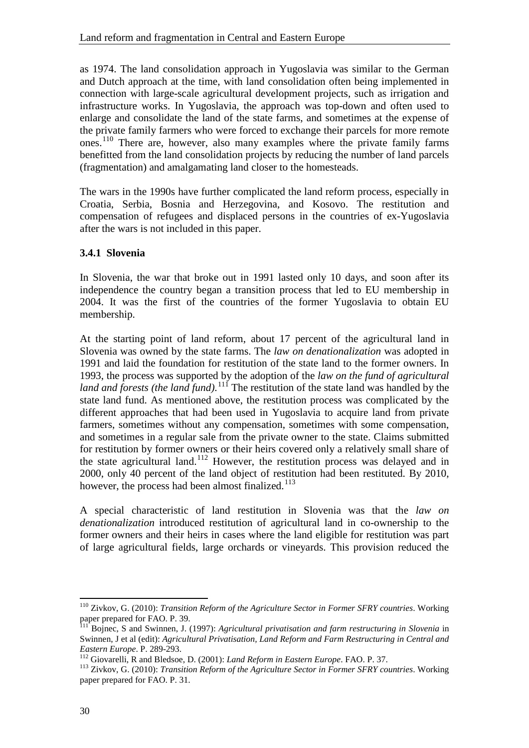as 1974. The land consolidation approach in Yugoslavia was similar to the German and Dutch approach at the time, with land consolidation often being implemented in connection with large-scale agricultural development projects, such as irrigation and infrastructure works. In Yugoslavia, the approach was top-down and often used to enlarge and consolidate the land of the state farms, and sometimes at the expense of the private family farmers who were forced to exchange their parcels for more remote ones.[110] There are, however, also many examples where the private family farms benefitted from the land consolidation projects by reducing the number of land parcels (fragmentation) and amalgamating land closer to the homesteads.

The wars in the 1990s have further complicated the land reform process, especially in Croatia, Serbia, Bosnia and Herzegovina, and Kosovo. The restitution and compensation of refugees and displaced persons in the countries of ex-Yugoslavia after the wars is not included in this paper.

### 3.4.1 Slovenia

In Slovenia, the war that broke out in 1991 lasted only 10 days, and soon after its independence the country began a transition process that led to EU membership in 2004. It was the first of the countries of the former Yugoslavia to obtain EU membership.

At the starting point of land reform, about 17 percent of the agricultural land in Slovenia was owned by the state farms. The *law on denationalization* was adopted in 1991 and laid the foundation for restitution of the state land to the former owners. In 1993, the process was supported by the adoption of the *law on the fund of agricultural land and forests (the land fund)*.[111] The restitution of the state land was handled by the state land fund. As mentioned above, the restitution process was complicated by the different approaches that had been used in Yugoslavia to acquire land from private farmers, sometimes without any compensation, sometimes with some compensation, and sometimes in a regular sale from the private owner to the state. Claims submitted for restitution by former owners or their heirs covered only a relatively small share of the state agricultural land.[112] However, the restitution process was delayed and in 2000, only 40 percent of the land object of restitution had been restituted. By 2010, however, the process had been almost finalized.[113]

A special characteristic of land restitution in Slovenia was that the *law on denationalization* introduced restitution of agricultural land in co-ownership to the former owners and their heirs in cases where the land eligible for restitution was part of large agricultural fields, large orchards or vineyards. This provision reduced the

---

[110] Zivkov, G. (2010): *Transition Reform of the Agriculture Sector in Former SFRY countries*. Working paper prepared for FAO. P. 39.

[111] Bojnec, S and Swinnen, J. (1997): *Agricultural privatisation and farm restructuring in Slovenia* in Swinnen, J et al (edit): *Agricultural Privatisation, Land Reform and Farm Restructuring in Central and Eastern Europe*. P. 289-293.

[112] Giovarelli, R and Bledsoe, D. (2001): *Land Reform in Eastern Europe*. FAO. P. 37.

[113] Zivkov, G. (2010): *Transition Reform of the Agriculture Sector in Former SFRY countries*. Working paper prepared for FAO. P. 31.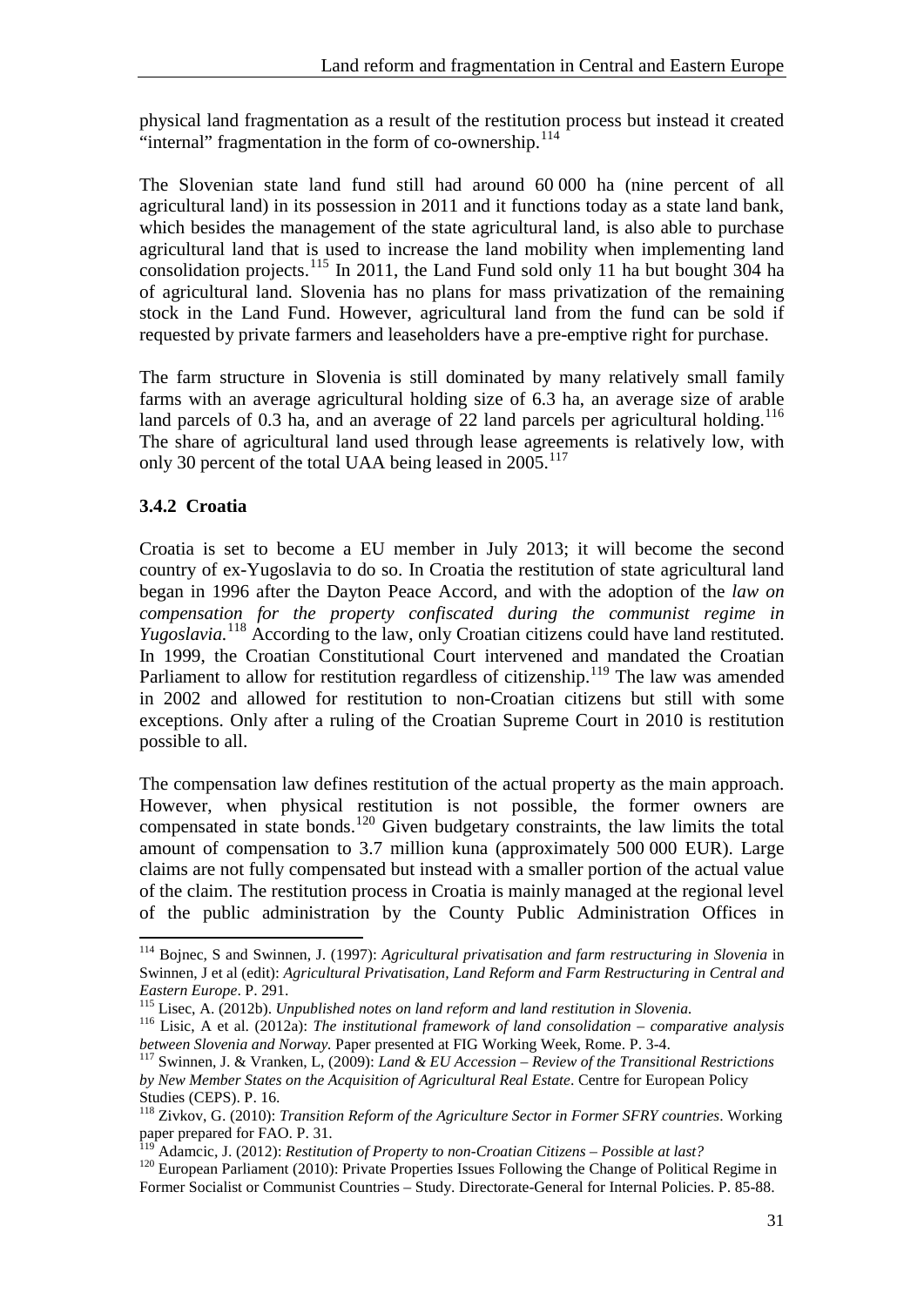physical land fragmentation as a result of the restitution process but instead it created "internal" fragmentation in the form of co-ownership.[114]

The Slovenian state land fund still had around 60 000 ha (nine percent of all agricultural land) in its possession in 2011 and it functions today as a state land bank, which besides the management of the state agricultural land, is also able to purchase agricultural land that is used to increase the land mobility when implementing land consolidation projects.[115] In 2011, the Land Fund sold only 11 ha but bought 304 ha of agricultural land. Slovenia has no plans for mass privatization of the remaining stock in the Land Fund. However, agricultural land from the fund can be sold if requested by private farmers and leaseholders have a pre-emptive right for purchase.

The farm structure in Slovenia is still dominated by many relatively small family farms with an average agricultural holding size of 6.3 ha, an average size of arable land parcels of 0.3 ha, and an average of 22 land parcels per agricultural holding.[116] The share of agricultural land used through lease agreements is relatively low, with only 30 percent of the total UAA being leased in 2005.[117]

### 3.4.2 Croatia

Croatia is set to become a EU member in July 2013; it will become the second country of ex-Yugoslavia to do so. In Croatia the restitution of state agricultural land began in 1996 after the Dayton Peace Accord, and with the adoption of the *law on compensation for the property confiscated during the communist regime in Yugoslavia.*[118] According to the law, only Croatian citizens could have land restituted. In 1999, the Croatian Constitutional Court intervened and mandated the Croatian Parliament to allow for restitution regardless of citizenship.[119] The law was amended in 2002 and allowed for restitution to non-Croatian citizens but still with some exceptions. Only after a ruling of the Croatian Supreme Court in 2010 is restitution possible to all.

The compensation law defines restitution of the actual property as the main approach. However, when physical restitution is not possible, the former owners are compensated in state bonds.[120] Given budgetary constraints, the law limits the total amount of compensation to 3.7 million kuna (approximately 500 000 EUR). Large claims are not fully compensated but instead with a smaller portion of the actual value of the claim. The restitution process in Croatia is mainly managed at the regional level of the public administration by the County Public Administration Offices in

---

[114] Bojnec, S and Swinnen, J. (1997): *Agricultural privatisation and farm restructuring in Slovenia* in Swinnen, J et al (edit): *Agricultural Privatisation, Land Reform and Farm Restructuring in Central and Eastern Europe*. P. 291.

[115] Lisec, A. (2012b). *Unpublished notes on land reform and land restitution in Slovenia.*

[116] Lisic, A et al. (2012a): *The institutional framework of land consolidation – comparative analysis between Slovenia and Norway.* Paper presented at FIG Working Week, Rome. P. 3-4.

[117] Swinnen, J. & Vranken, L, (2009): *Land & EU Accession – Review of the Transitional Restrictions by New Member States on the Acquisition of Agricultural Real Estate*. Centre for European Policy Studies (CEPS). P. 16.

[118] Zivkov, G. (2010): *Transition Reform of the Agriculture Sector in Former SFRY countries*. Working paper prepared for FAO. P. 31.

[119] Adamcic, J. (2012): *Restitution of Property to non-Croatian Citizens – Possible at last?*

[120] European Parliament (2010): Private Properties Issues Following the Change of Political Regime in Former Socialist or Communist Countries – Study. Directorate-General for Internal Policies. P. 85-88.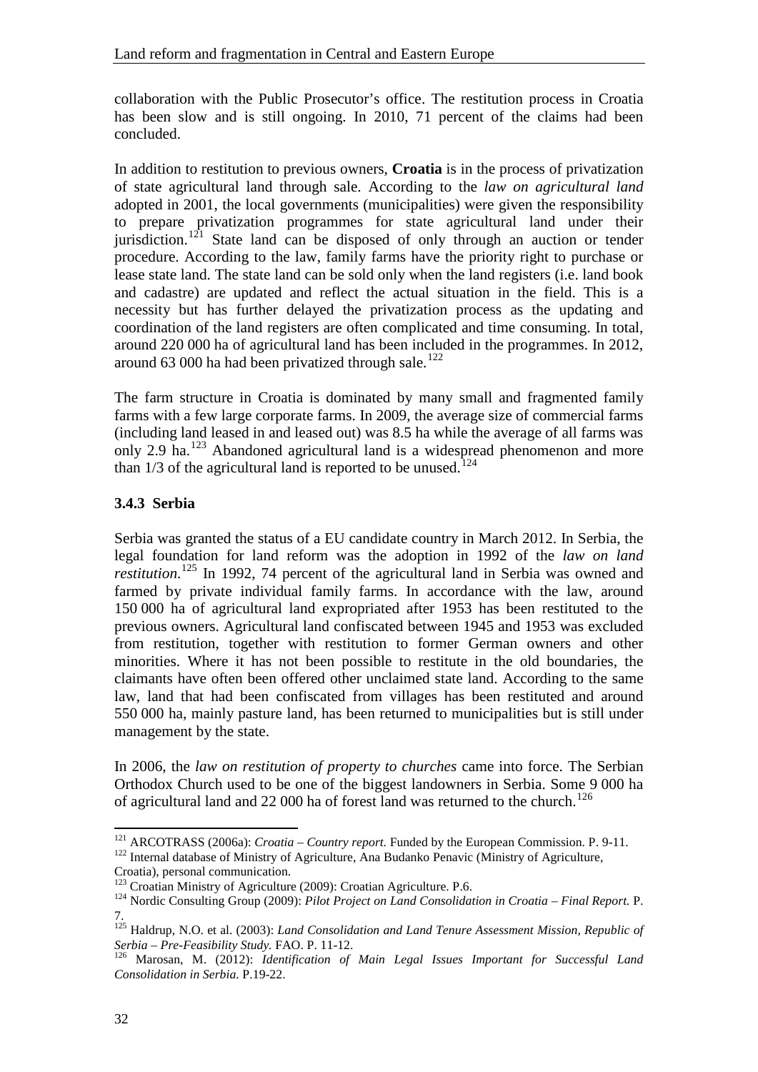collaboration with the Public Prosecutor's office. The restitution process in Croatia has been slow and is still ongoing. In 2010, 71 percent of the claims had been concluded.

In addition to restitution to previous owners, **Croatia** is in the process of privatization of state agricultural land through sale. According to the *law on agricultural land* adopted in 2001, the local governments (municipalities) were given the responsibility to prepare privatization programmes for state agricultural land under their jurisdiction.[121] State land can be disposed of only through an auction or tender procedure. According to the law, family farms have the priority right to purchase or lease state land. The state land can be sold only when the land registers (i.e. land book and cadastre) are updated and reflect the actual situation in the field. This is a necessity but has further delayed the privatization process as the updating and coordination of the land registers are often complicated and time consuming. In total, around 220 000 ha of agricultural land has been included in the programmes. In 2012, around 63 000 ha had been privatized through sale.[122]

The farm structure in Croatia is dominated by many small and fragmented family farms with a few large corporate farms. In 2009, the average size of commercial farms (including land leased in and leased out) was 8.5 ha while the average of all farms was only 2.9 ha.[123] Abandoned agricultural land is a widespread phenomenon and more than 1/3 of the agricultural land is reported to be unused.[124]

### 3.4.3 Serbia

Serbia was granted the status of a EU candidate country in March 2012. In Serbia, the legal foundation for land reform was the adoption in 1992 of the *law on land restitution*.[125] In 1992, 74 percent of the agricultural land in Serbia was owned and farmed by private individual family farms. In accordance with the law, around 150 000 ha of agricultural land expropriated after 1953 has been restituted to the previous owners. Agricultural land confiscated between 1945 and 1953 was excluded from restitution, together with restitution to former German owners and other minorities. Where it has not been possible to restitute in the old boundaries, the claimants have often been offered other unclaimed state land. According to the same law, land that had been confiscated from villages has been restituted and around 550 000 ha, mainly pasture land, has been returned to municipalities but is still under management by the state.

In 2006, the *law on restitution of property to churches* came into force. The Serbian Orthodox Church used to be one of the biggest landowners in Serbia. Some 9 000 ha of agricultural land and 22 000 ha of forest land was returned to the church.[126]

---

[121] ARCOTRASS (2006a): *Croatia – Country report.* Funded by the European Commission. P. 9-11.

[122] Internal database of Ministry of Agriculture, Ana Budanko Penavic (Ministry of Agriculture, Croatia), personal communication.

[123] Croatian Ministry of Agriculture (2009): Croatian Agriculture. P.6.

[124] Nordic Consulting Group (2009): *Pilot Project on Land Consolidation in Croatia – Final Report.* P. 7.

[125] Haldrup, N.O. et al. (2003): *Land Consolidation and Land Tenure Assessment Mission, Republic of Serbia – Pre-Feasibility Study.* FAO. P. 11-12.

[126] Marosan, M. (2012): *Identification of Main Legal Issues Important for Successful Land Consolidation in Serbia.* P.19-22.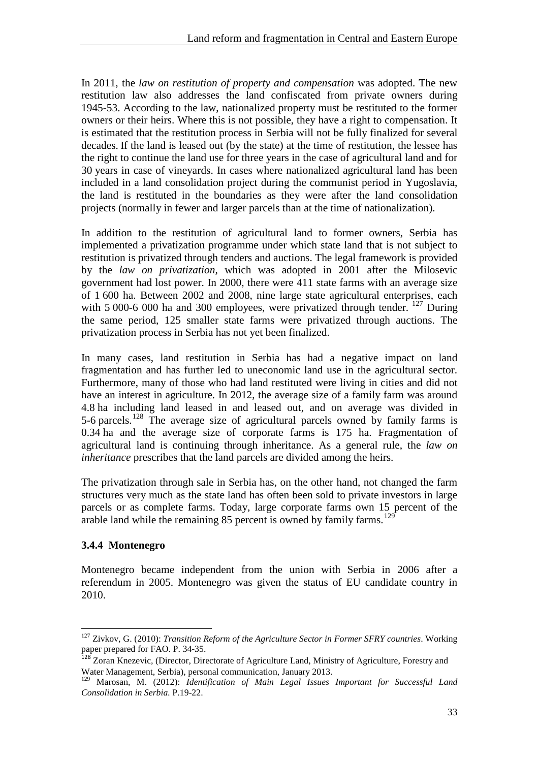In 2011, the *law on restitution of property and compensation* was adopted. The new restitution law also addresses the land confiscated from private owners during 1945-53. According to the law, nationalized property must be restituted to the former owners or their heirs. Where this is not possible, they have a right to compensation. It is estimated that the restitution process in Serbia will not be fully finalized for several decades. If the land is leased out (by the state) at the time of restitution, the lessee has the right to continue the land use for three years in the case of agricultural land and for 30 years in case of vineyards. In cases where nationalized agricultural land has been included in a land consolidation project during the communist period in Yugoslavia, the land is restituted in the boundaries as they were after the land consolidation projects (normally in fewer and larger parcels than at the time of nationalization).

In addition to the restitution of agricultural land to former owners, Serbia has implemented a privatization programme under which state land that is not subject to restitution is privatized through tenders and auctions. The legal framework is provided by the *law on privatization*, which was adopted in 2001 after the Milosevic government had lost power. In 2000, there were 411 state farms with an average size of 1 600 ha. Between 2002 and 2008, nine large state agricultural enterprises, each with 5 000-6 000 ha and 300 employees, were privatized through tender.[127] During the same period, 125 smaller state farms were privatized through auctions. The privatization process in Serbia has not yet been finalized.

In many cases, land restitution in Serbia has had a negative impact on land fragmentation and has further led to uneconomic land use in the agricultural sector. Furthermore, many of those who had land restituted were living in cities and did not have an interest in agriculture. In 2012, the average size of a family farm was around 4.8 ha including land leased in and leased out, and on average was divided in 5-6 parcels.[128] The average size of agricultural parcels owned by family farms is 0.34 ha and the average size of corporate farms is 175 ha. Fragmentation of agricultural land is continuing through inheritance. As a general rule, the *law on inheritance* prescribes that the land parcels are divided among the heirs.

The privatization through sale in Serbia has, on the other hand, not changed the farm structures very much as the state land has often been sold to private investors in large parcels or as complete farms. Today, large corporate farms own 15 percent of the arable land while the remaining 85 percent is owned by family farms.[129]

### 3.4.4 Montenegro

Montenegro became independent from the union with Serbia in 2006 after a referendum in 2005. Montenegro was given the status of EU candidate country in 2010.

---

[127] Zivkov, G. (2010): *Transition Reform of the Agriculture Sector in Former SFRY countries*. Working paper prepared for FAO. P. 34-35.

[128] Zoran Knezevic, (Director, Directorate of Agriculture Land, Ministry of Agriculture, Forestry and Water Management, Serbia), personal communication, January 2013.

[129] Marosan, M. (2012): *Identification of Main Legal Issues Important for Successful Land Consolidation in Serbia.* P.19-22.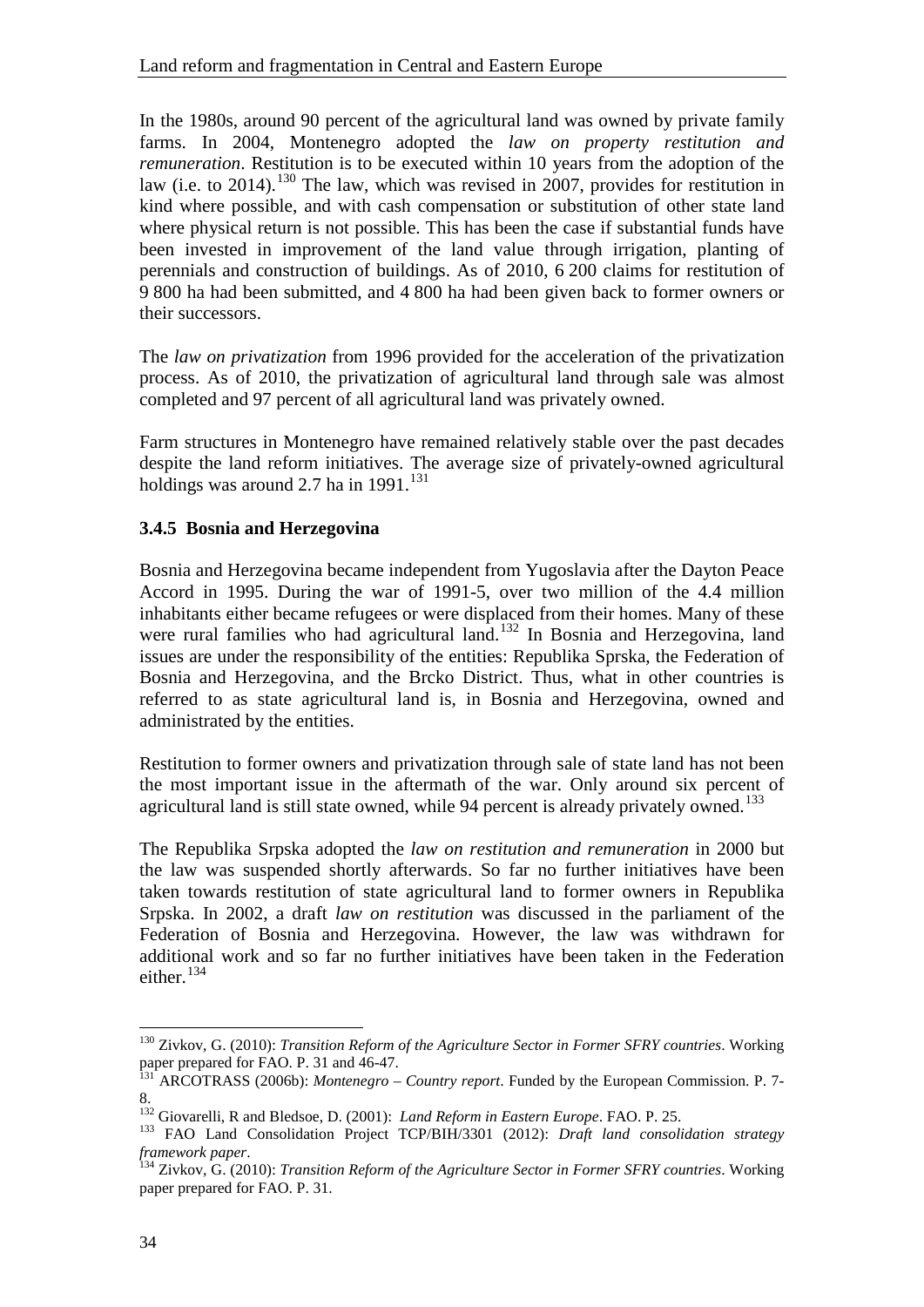In the 1980s, around 90 percent of the agricultural land was owned by private family farms. In 2004, Montenegro adopted the *law on property restitution and remuneration*. Restitution is to be executed within 10 years from the adoption of the law (i.e. to 2014).[130] The law, which was revised in 2007, provides for restitution in kind where possible, and with cash compensation or substitution of other state land where physical return is not possible. This has been the case if substantial funds have been invested in improvement of the land value through irrigation, planting of perennials and construction of buildings. As of 2010, 6 200 claims for restitution of 9 800 ha had been submitted, and 4 800 ha had been given back to former owners or their successors.

The *law on privatization* from 1996 provided for the acceleration of the privatization process. As of 2010, the privatization of agricultural land through sale was almost completed and 97 percent of all agricultural land was privately owned.

Farm structures in Montenegro have remained relatively stable over the past decades despite the land reform initiatives. The average size of privately-owned agricultural holdings was around 2.7 ha in 1991.[131]

### 3.4.5 Bosnia and Herzegovina

Bosnia and Herzegovina became independent from Yugoslavia after the Dayton Peace Accord in 1995. During the war of 1991-5, over two million of the 4.4 million inhabitants either became refugees or were displaced from their homes. Many of these were rural families who had agricultural land.[132] In Bosnia and Herzegovina, land issues are under the responsibility of the entities: Republika Sprska, the Federation of Bosnia and Herzegovina, and the Brcko District. Thus, what in other countries is referred to as state agricultural land is, in Bosnia and Herzegovina, owned and administrated by the entities.

Restitution to former owners and privatization through sale of state land has not been the most important issue in the aftermath of the war. Only around six percent of agricultural land is still state owned, while 94 percent is already privately owned.[133]

The Republika Srpska adopted the *law on restitution and remuneration* in 2000 but the law was suspended shortly afterwards. So far no further initiatives have been taken towards restitution of state agricultural land to former owners in Republika Srpska. In 2002, a draft *law on restitution* was discussed in the parliament of the Federation of Bosnia and Herzegovina. However, the law was withdrawn for additional work and so far no further initiatives have been taken in the Federation either.[134]

---

[130] Zivkov, G. (2010): *Transition Reform of the Agriculture Sector in Former SFRY countries*. Working paper prepared for FAO. P. 31 and 46-47.

[131] ARCOTRASS (2006b): *Montenegro – Country report*. Funded by the European Commission. P. 7-8.

[132] Giovarelli, R and Bledsoe, D. (2001): *Land Reform in Eastern Europe*. FAO. P. 25.

[133] FAO Land Consolidation Project TCP/BIH/3301 (2012): *Draft land consolidation strategy framework paper*.

[134] Zivkov, G. (2010): *Transition Reform of the Agriculture Sector in Former SFRY countries*. Working paper prepared for FAO. P. 31.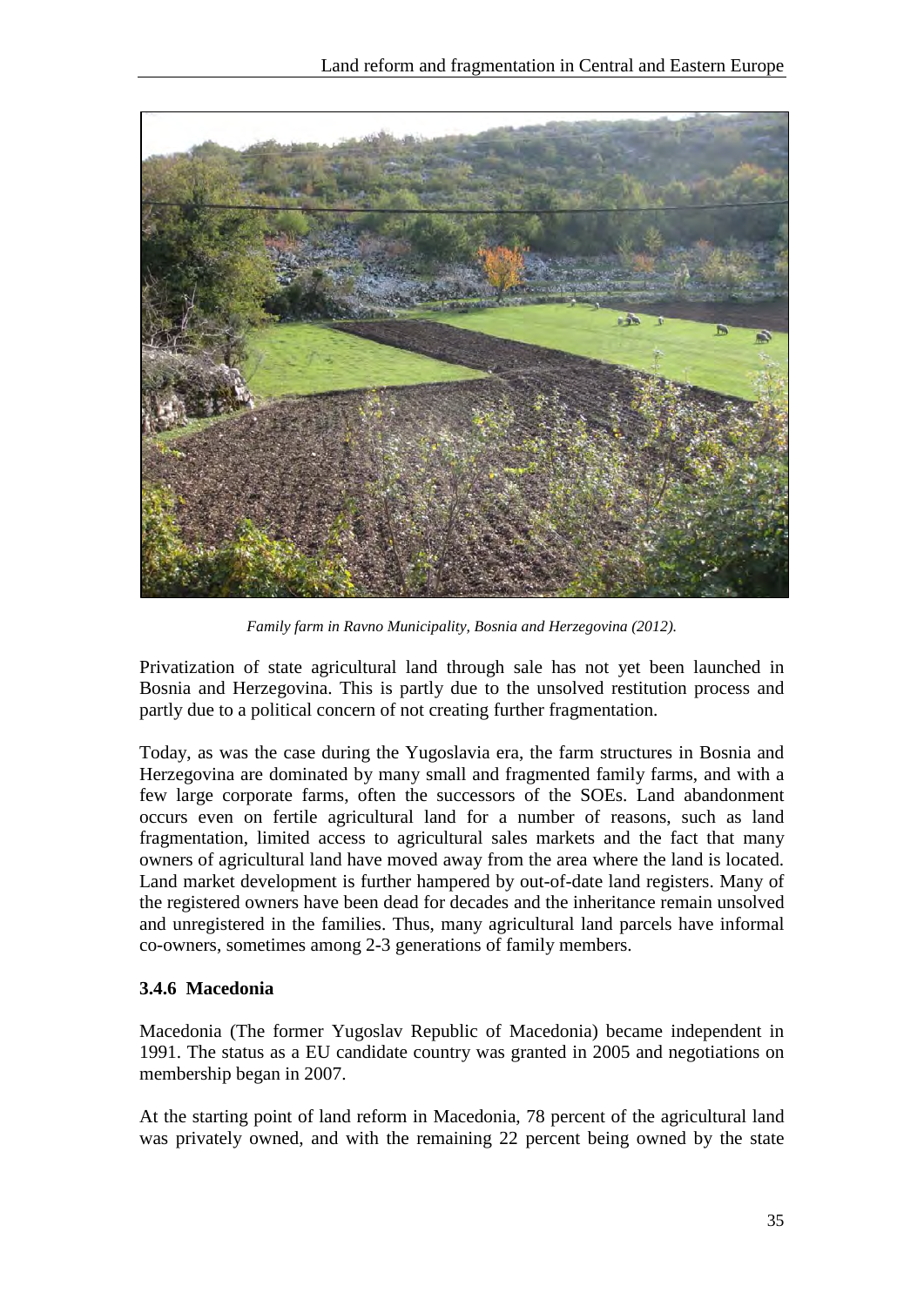*Family farm in Ravno Municipality, Bosnia and Herzegovina (2012).*

Privatization of state agricultural land through sale has not yet been launched in Bosnia and Herzegovina. This is partly due to the unsolved restitution process and partly due to a political concern of not creating further fragmentation.

Today, as was the case during the Yugoslavia era, the farm structures in Bosnia and Herzegovina are dominated by many small and fragmented family farms, and with a few large corporate farms, often the successors of the SOEs. Land abandonment occurs even on fertile agricultural land for a number of reasons, such as land fragmentation, limited access to agricultural sales markets and the fact that many owners of agricultural land have moved away from the area where the land is located. Land market development is further hampered by out-of-date land registers. Many of the registered owners have been dead for decades and the inheritance remain unsolved and unregistered in the families. Thus, many agricultural land parcels have informal co-owners, sometimes among 2-3 generations of family members.

### 3.4.6 Macedonia

Macedonia (The former Yugoslav Republic of Macedonia) became independent in 1991. The status as a EU candidate country was granted in 2005 and negotiations on membership began in 2007.

At the starting point of land reform in Macedonia, 78 percent of the agricultural land was privately owned, and with the remaining 22 percent being owned by the state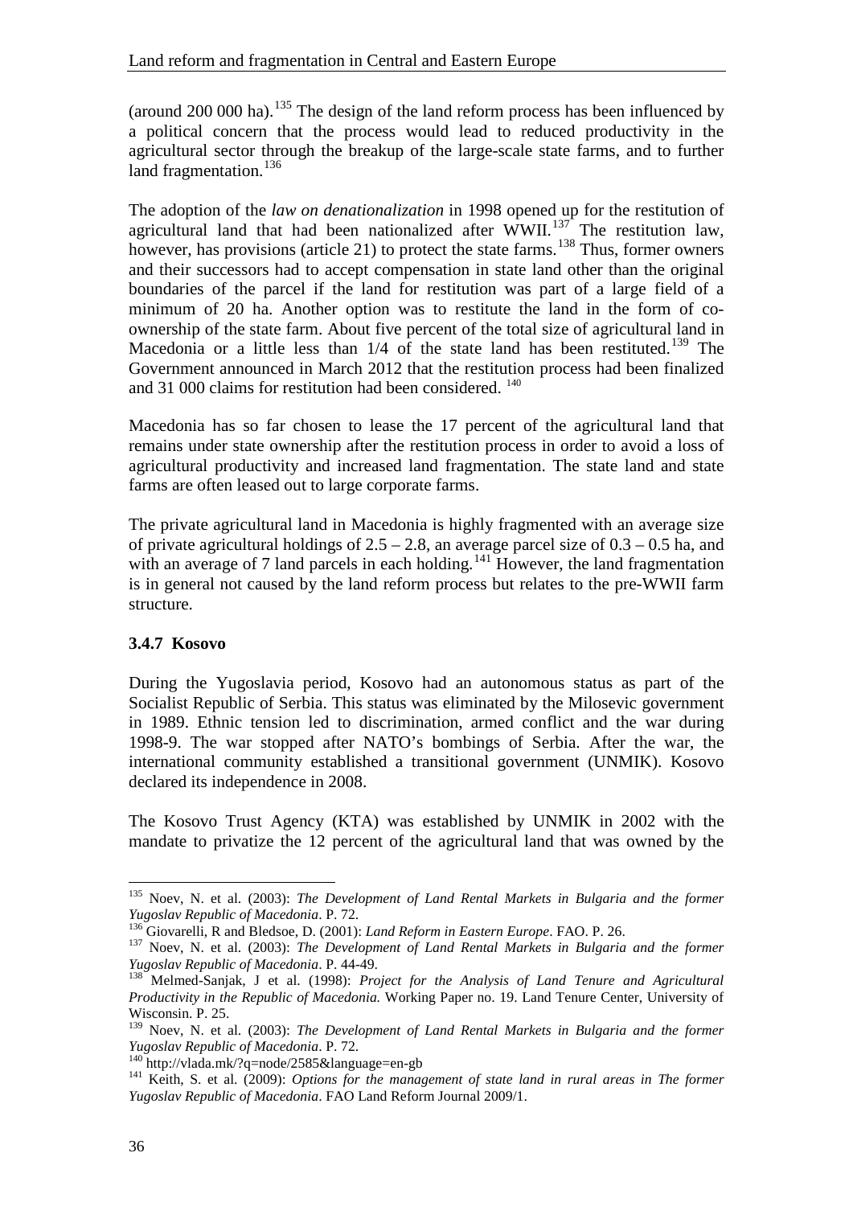(around 200 000 ha).[135] The design of the land reform process has been influenced by a political concern that the process would lead to reduced productivity in the agricultural sector through the breakup of the large-scale state farms, and to further land fragmentation.[136]

The adoption of the *law on denationalization* in 1998 opened up for the restitution of agricultural land that had been nationalized after WWII.[137] The restitution law, however, has provisions (article 21) to protect the state farms.[138] Thus, former owners and their successors had to accept compensation in state land other than the original boundaries of the parcel if the land for restitution was part of a large field of a minimum of 20 ha. Another option was to restitute the land in the form of co-ownership of the state farm. About five percent of the total size of agricultural land in Macedonia or a little less than 1/4 of the state land has been restituted.[139] The Government announced in March 2012 that the restitution process had been finalized and 31 000 claims for restitution had been considered. [140]

Macedonia has so far chosen to lease the 17 percent of the agricultural land that remains under state ownership after the restitution process in order to avoid a loss of agricultural productivity and increased land fragmentation. The state land and state farms are often leased out to large corporate farms.

The private agricultural land in Macedonia is highly fragmented with an average size of private agricultural holdings of 2.5 – 2.8, an average parcel size of 0.3 – 0.5 ha, and with an average of 7 land parcels in each holding.[141] However, the land fragmentation is in general not caused by the land reform process but relates to the pre-WWII farm structure.

### 3.4.7 Kosovo

During the Yugoslavia period, Kosovo had an autonomous status as part of the Socialist Republic of Serbia. This status was eliminated by the Milosevic government in 1989. Ethnic tension led to discrimination, armed conflict and the war during 1998-9. The war stopped after NATO's bombings of Serbia. After the war, the international community established a transitional government (UNMIK). Kosovo declared its independence in 2008.

The Kosovo Trust Agency (KTA) was established by UNMIK in 2002 with the mandate to privatize the 12 percent of the agricultural land that was owned by the

---

[135] Noev, N. et al. (2003): *The Development of Land Rental Markets in Bulgaria and the former Yugoslav Republic of Macedonia*. P. 72.

[136] Giovarelli, R and Bledsoe, D. (2001): *Land Reform in Eastern Europe*. FAO. P. 26.

[137] Noev, N. et al. (2003): *The Development of Land Rental Markets in Bulgaria and the former Yugoslav Republic of Macedonia*. P. 44-49.

[138] Melmed-Sanjak, J et al. (1998): *Project for the Analysis of Land Tenure and Agricultural Productivity in the Republic of Macedonia.* Working Paper no. 19. Land Tenure Center, University of Wisconsin. P. 25.

[139] Noev, N. et al. (2003): *The Development of Land Rental Markets in Bulgaria and the former Yugoslav Republic of Macedonia*. P. 72.

[140] http://vlada.mk/?q=node/2585&language=en-gb

[141] Keith, S. et al. (2009): *Options for the management of state land in rural areas in The former Yugoslav Republic of Macedonia*. FAO Land Reform Journal 2009/1.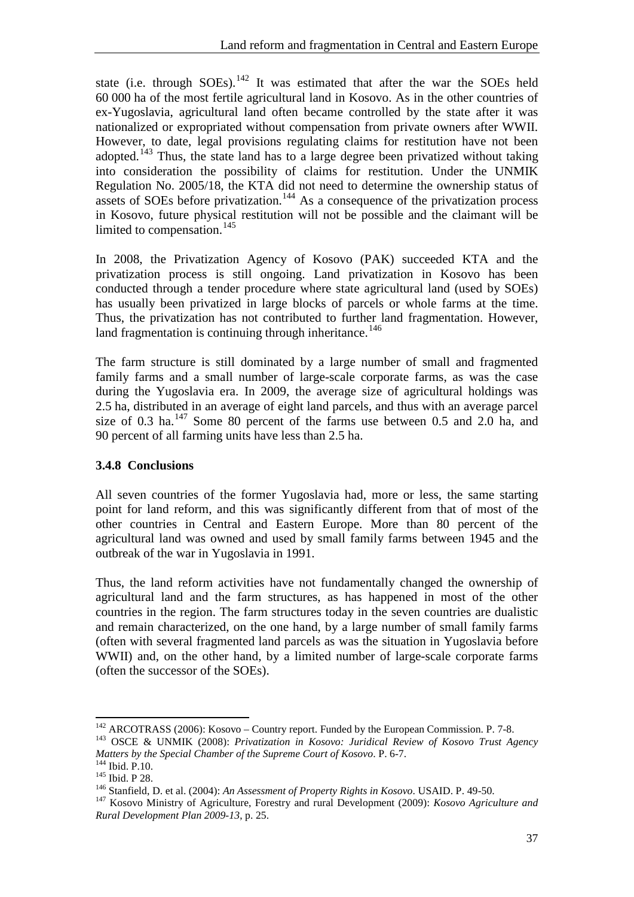state (i.e. through SOEs).[142] It was estimated that after the war the SOEs held 60 000 ha of the most fertile agricultural land in Kosovo. As in the other countries of ex-Yugoslavia, agricultural land often became controlled by the state after it was nationalized or expropriated without compensation from private owners after WWII. However, to date, legal provisions regulating claims for restitution have not been adopted.[143] Thus, the state land has to a large degree been privatized without taking into consideration the possibility of claims for restitution. Under the UNMIK Regulation No. 2005/18, the KTA did not need to determine the ownership status of assets of SOEs before privatization.[144] As a consequence of the privatization process in Kosovo, future physical restitution will not be possible and the claimant will be limited to compensation.[145]

In 2008, the Privatization Agency of Kosovo (PAK) succeeded KTA and the privatization process is still ongoing. Land privatization in Kosovo has been conducted through a tender procedure where state agricultural land (used by SOEs) has usually been privatized in large blocks of parcels or whole farms at the time. Thus, the privatization has not contributed to further land fragmentation. However, land fragmentation is continuing through inheritance.[146]

The farm structure is still dominated by a large number of small and fragmented family farms and a small number of large-scale corporate farms, as was the case during the Yugoslavia era. In 2009, the average size of agricultural holdings was 2.5 ha, distributed in an average of eight land parcels, and thus with an average parcel size of 0.3 ha.[147] Some 80 percent of the farms use between 0.5 and 2.0 ha, and 90 percent of all farming units have less than 2.5 ha.

### 3.4.8 Conclusions

All seven countries of the former Yugoslavia had, more or less, the same starting point for land reform, and this was significantly different from that of most of the other countries in Central and Eastern Europe. More than 80 percent of the agricultural land was owned and used by small family farms between 1945 and the outbreak of the war in Yugoslavia in 1991.

Thus, the land reform activities have not fundamentally changed the ownership of agricultural land and the farm structures, as has happened in most of the other countries in the region. The farm structures today in the seven countries are dualistic and remain characterized, on the one hand, by a large number of small family farms (often with several fragmented land parcels as was the situation in Yugoslavia before WWII) and, on the other hand, by a limited number of large-scale corporate farms (often the successor of the SOEs).

---

[142] ARCOTRASS (2006): Kosovo – Country report. Funded by the European Commission. P. 7-8.

[143] OSCE & UNMIK (2008): *Privatization in Kosovo: Juridical Review of Kosovo Trust Agency Matters by the Special Chamber of the Supreme Court of Kosovo*. P. 6-7.

[144] Ibid. P.10.

[145] Ibid. P 28.

[146] Stanfield, D. et al. (2004): *An Assessment of Property Rights in Kosovo*. USAID. P. 49-50.

[147] Kosovo Ministry of Agriculture, Forestry and rural Development (2009): *Kosovo Agriculture and Rural Development Plan 2009-13*, p. 25.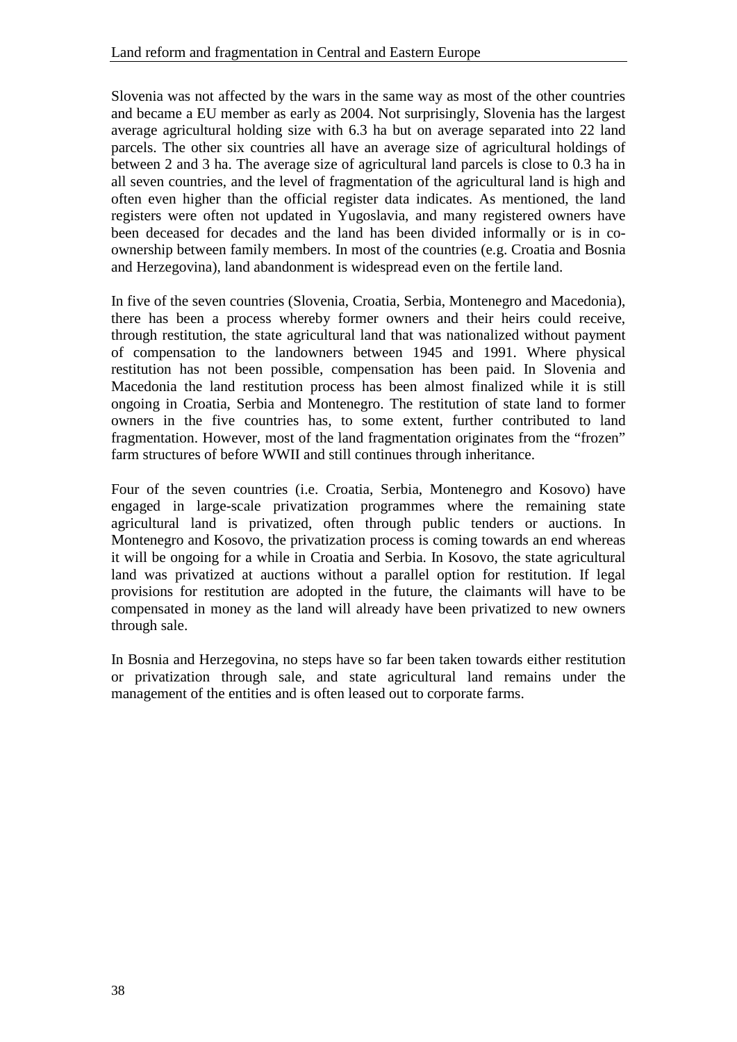Slovenia was not affected by the wars in the same way as most of the other countries and became a EU member as early as 2004. Not surprisingly, Slovenia has the largest average agricultural holding size with 6.3 ha but on average separated into 22 land parcels. The other six countries all have an average size of agricultural holdings of between 2 and 3 ha. The average size of agricultural land parcels is close to 0.3 ha in all seven countries, and the level of fragmentation of the agricultural land is high and often even higher than the official register data indicates. As mentioned, the land registers were often not updated in Yugoslavia, and many registered owners have been deceased for decades and the land has been divided informally or is in co-ownership between family members. In most of the countries (e.g. Croatia and Bosnia and Herzegovina), land abandonment is widespread even on the fertile land.

In five of the seven countries (Slovenia, Croatia, Serbia, Montenegro and Macedonia), there has been a process whereby former owners and their heirs could receive, through restitution, the state agricultural land that was nationalized without payment of compensation to the landowners between 1945 and 1991. Where physical restitution has not been possible, compensation has been paid. In Slovenia and Macedonia the land restitution process has been almost finalized while it is still ongoing in Croatia, Serbia and Montenegro. The restitution of state land to former owners in the five countries has, to some extent, further contributed to land fragmentation. However, most of the land fragmentation originates from the "frozen" farm structures of before WWII and still continues through inheritance.

Four of the seven countries (i.e. Croatia, Serbia, Montenegro and Kosovo) have engaged in large-scale privatization programmes where the remaining state agricultural land is privatized, often through public tenders or auctions. In Montenegro and Kosovo, the privatization process is coming towards an end whereas it will be ongoing for a while in Croatia and Serbia. In Kosovo, the state agricultural land was privatized at auctions without a parallel option for restitution. If legal provisions for restitution are adopted in the future, the claimants will have to be compensated in money as the land will already have been privatized to new owners through sale.

In Bosnia and Herzegovina, no steps have so far been taken towards either restitution or privatization through sale, and state agricultural land remains under the management of the entities and is often leased out to corporate farms.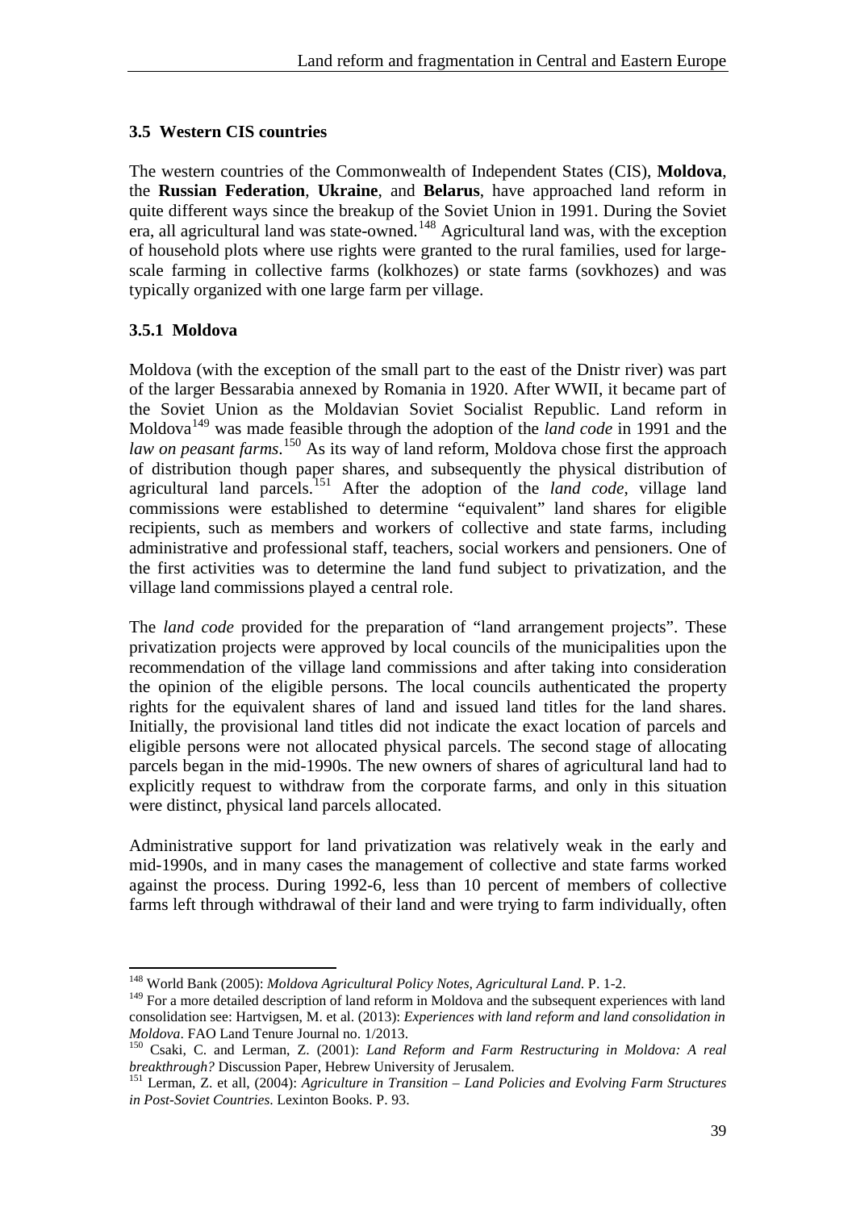## 3.5 Western CIS countries

The western countries of the Commonwealth of Independent States (CIS), **Moldova**, the **Russian Federation**, **Ukraine**, and **Belarus**, have approached land reform in quite different ways since the breakup of the Soviet Union in 1991. During the Soviet era, all agricultural land was state-owned.[148] Agricultural land was, with the exception of household plots where use rights were granted to the rural families, used for large-scale farming in collective farms (kolkhozes) or state farms (sovkhozes) and was typically organized with one large farm per village.

### 3.5.1 Moldova

Moldova (with the exception of the small part to the east of the Dnistr river) was part of the larger Bessarabia annexed by Romania in 1920. After WWII, it became part of the Soviet Union as the Moldavian Soviet Socialist Republic. Land reform in Moldova[149] was made feasible through the adoption of the *land code* in 1991 and the *law on peasant farms*.[150] As its way of land reform, Moldova chose first the approach of distribution though paper shares, and subsequently the physical distribution of agricultural land parcels.[151] After the adoption of the *land code*, village land commissions were established to determine "equivalent" land shares for eligible recipients, such as members and workers of collective and state farms, including administrative and professional staff, teachers, social workers and pensioners. One of the first activities was to determine the land fund subject to privatization, and the village land commissions played a central role.

The *land code* provided for the preparation of "land arrangement projects". These privatization projects were approved by local councils of the municipalities upon the recommendation of the village land commissions and after taking into consideration the opinion of the eligible persons. The local councils authenticated the property rights for the equivalent shares of land and issued land titles for the land shares. Initially, the provisional land titles did not indicate the exact location of parcels and eligible persons were not allocated physical parcels. The second stage of allocating parcels began in the mid-1990s. The new owners of shares of agricultural land had to explicitly request to withdraw from the corporate farms, and only in this situation were distinct, physical land parcels allocated.

Administrative support for land privatization was relatively weak in the early and mid-1990s, and in many cases the management of collective and state farms worked against the process. During 1992-6, less than 10 percent of members of collective farms left through withdrawal of their land and were trying to farm individually, often

---

[148] World Bank (2005): *Moldova Agricultural Policy Notes, Agricultural Land*. P. 1-2.

[149] For a more detailed description of land reform in Moldova and the subsequent experiences with land consolidation see: Hartvigsen, M. et al. (2013): *Experiences with land reform and land consolidation in Moldova*. FAO Land Tenure Journal no. 1/2013.

[150] Csaki, C. and Lerman, Z. (2001): *Land Reform and Farm Restructuring in Moldova: A real breakthrough?* Discussion Paper, Hebrew University of Jerusalem.

[151] Lerman, Z. et all, (2004): *Agriculture in Transition – Land Policies and Evolving Farm Structures in Post-Soviet Countries*. Lexinton Books. P. 93.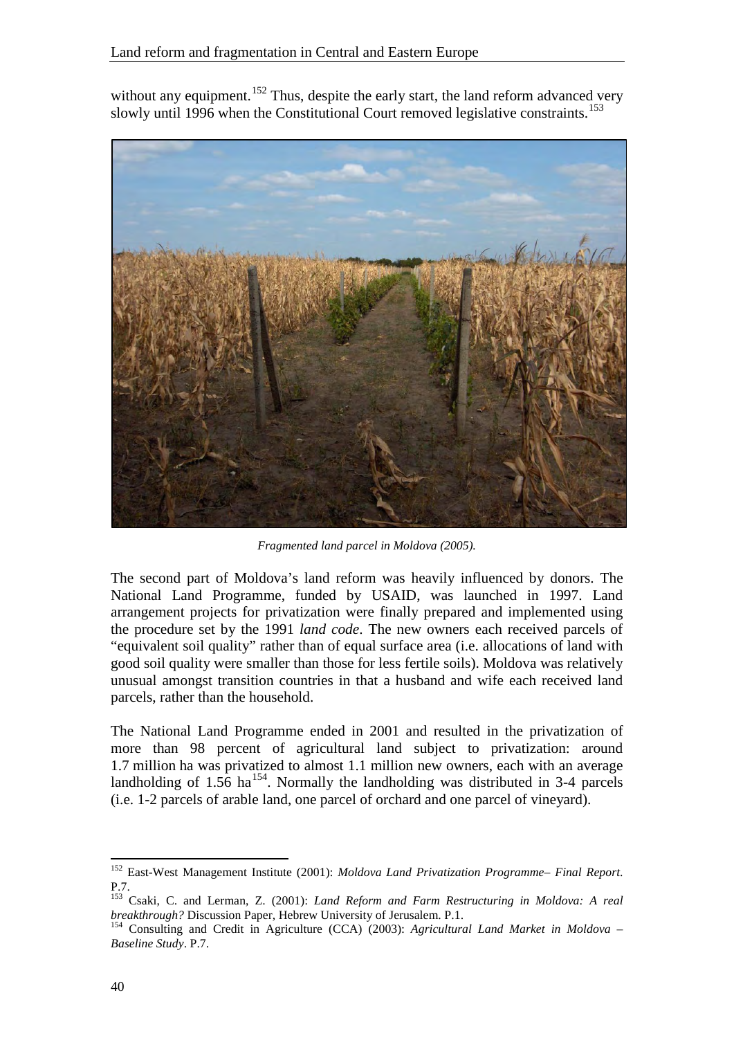without any equipment.[152] Thus, despite the early start, the land reform advanced very slowly until 1996 when the Constitutional Court removed legislative constraints.[153]

*Fragmented land parcel in Moldova (2005).*

The second part of Moldova's land reform was heavily influenced by donors. The National Land Programme, funded by USAID, was launched in 1997. Land arrangement projects for privatization were finally prepared and implemented using the procedure set by the 1991 *land code*. The new owners each received parcels of "equivalent soil quality" rather than of equal surface area (i.e. allocations of land with good soil quality were smaller than those for less fertile soils). Moldova was relatively unusual amongst transition countries in that a husband and wife each received land parcels, rather than the household.

The National Land Programme ended in 2001 and resulted in the privatization of more than 98 percent of agricultural land subject to privatization: around 1.7 million ha was privatized to almost 1.1 million new owners, each with an average landholding of 1.56 ha[154]. Normally the landholding was distributed in 3-4 parcels (i.e. 1-2 parcels of arable land, one parcel of orchard and one parcel of vineyard).

---

[152] East-West Management Institute (2001): *Moldova Land Privatization Programme– Final Report*. P.7.

[153] Csaki, C. and Lerman, Z. (2001): *Land Reform and Farm Restructuring in Moldova: A real breakthrough?* Discussion Paper, Hebrew University of Jerusalem. P.1.

[154] Consulting and Credit in Agriculture (CCA) (2003): *Agricultural Land Market in Moldova – Baseline Study*. P.7.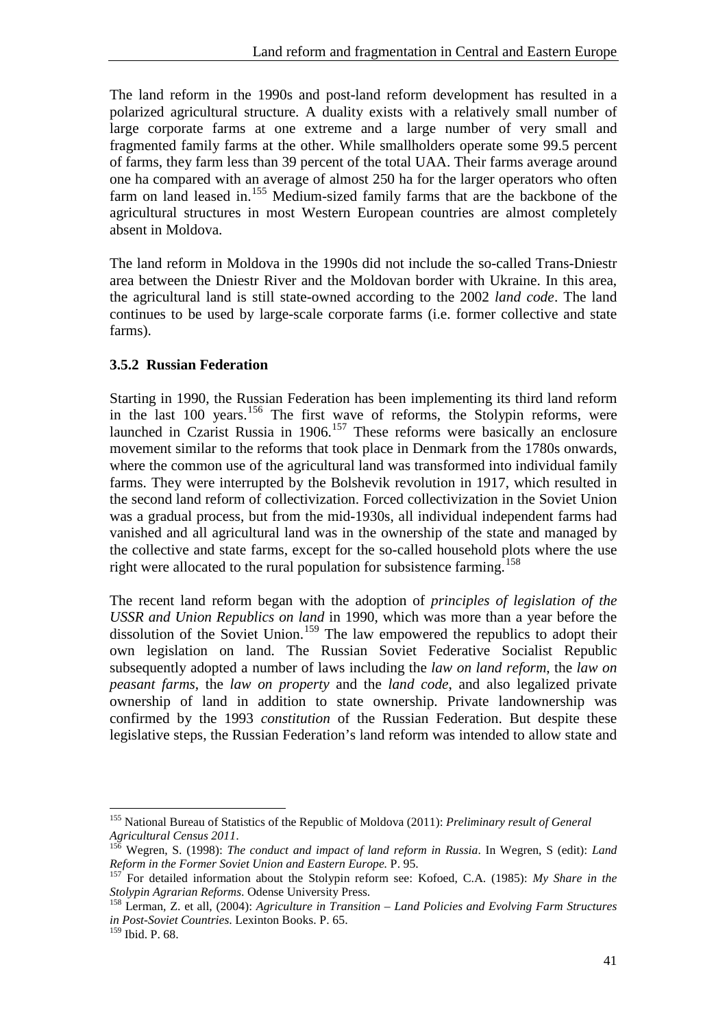The land reform in the 1990s and post-land reform development has resulted in a polarized agricultural structure. A duality exists with a relatively small number of large corporate farms at one extreme and a large number of very small and fragmented family farms at the other. While smallholders operate some 99.5 percent of farms, they farm less than 39 percent of the total UAA. Their farms average around one ha compared with an average of almost 250 ha for the larger operators who often farm on land leased in.[155] Medium-sized family farms that are the backbone of the agricultural structures in most Western European countries are almost completely absent in Moldova.

The land reform in Moldova in the 1990s did not include the so-called Trans-Dniestr area between the Dniestr River and the Moldovan border with Ukraine. In this area, the agricultural land is still state-owned according to the 2002 *land code*. The land continues to be used by large-scale corporate farms (i.e. former collective and state farms).

### 3.5.2 Russian Federation

Starting in 1990, the Russian Federation has been implementing its third land reform in the last 100 years.[156] The first wave of reforms, the Stolypin reforms, were launched in Czarist Russia in 1906.[157] These reforms were basically an enclosure movement similar to the reforms that took place in Denmark from the 1780s onwards, where the common use of the agricultural land was transformed into individual family farms. They were interrupted by the Bolshevik revolution in 1917, which resulted in the second land reform of collectivization. Forced collectivization in the Soviet Union was a gradual process, but from the mid-1930s, all individual independent farms had vanished and all agricultural land was in the ownership of the state and managed by the collective and state farms, except for the so-called household plots where the use right were allocated to the rural population for subsistence farming.[158]

The recent land reform began with the adoption of *principles of legislation of the USSR and Union Republics on land* in 1990, which was more than a year before the dissolution of the Soviet Union.[159] The law empowered the republics to adopt their own legislation on land. The Russian Soviet Federative Socialist Republic subsequently adopted a number of laws including the *law on land reform*, the *law on peasant farms*, the *law on property* and the *land code*, and also legalized private ownership of land in addition to state ownership. Private landownership was confirmed by the 1993 *constitution* of the Russian Federation. But despite these legislative steps, the Russian Federation's land reform was intended to allow state and

---

[155] National Bureau of Statistics of the Republic of Moldova (2011): *Preliminary result of General Agricultural Census 2011*.

[156] Wegren, S. (1998): *The conduct and impact of land reform in Russia*. In Wegren, S (edit): *Land Reform in the Former Soviet Union and Eastern Europe.* P. 95.

[157] For detailed information about the Stolypin reform see: Kofoed, C.A. (1985): *My Share in the Stolypin Agrarian Reforms*. Odense University Press.

[158] Lerman, Z. et all, (2004): *Agriculture in Transition – Land Policies and Evolving Farm Structures in Post-Soviet Countries*. Lexinton Books. P. 65.

[159] Ibid. P. 68.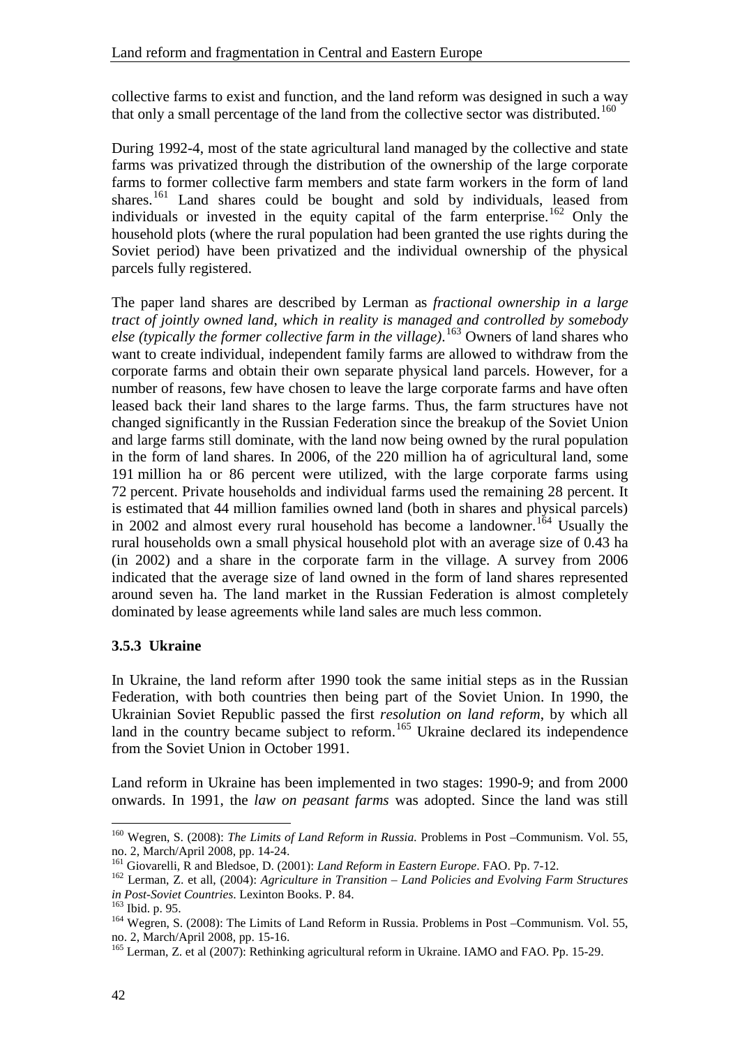collective farms to exist and function, and the land reform was designed in such a way that only a small percentage of the land from the collective sector was distributed.[160]

During 1992-4, most of the state agricultural land managed by the collective and state farms was privatized through the distribution of the ownership of the large corporate farms to former collective farm members and state farm workers in the form of land shares.[161] Land shares could be bought and sold by individuals, leased from individuals or invested in the equity capital of the farm enterprise.[162] Only the household plots (where the rural population had been granted the use rights during the Soviet period) have been privatized and the individual ownership of the physical parcels fully registered.

The paper land shares are described by Lerman as *fractional ownership in a large tract of jointly owned land, which in reality is managed and controlled by somebody else (typically the former collective farm in the village).*[163] Owners of land shares who want to create individual, independent family farms are allowed to withdraw from the corporate farms and obtain their own separate physical land parcels. However, for a number of reasons, few have chosen to leave the large corporate farms and have often leased back their land shares to the large farms. Thus, the farm structures have not changed significantly in the Russian Federation since the breakup of the Soviet Union and large farms still dominate, with the land now being owned by the rural population in the form of land shares. In 2006, of the 220 million ha of agricultural land, some 191 million ha or 86 percent were utilized, with the large corporate farms using 72 percent. Private households and individual farms used the remaining 28 percent. It is estimated that 44 million families owned land (both in shares and physical parcels) in 2002 and almost every rural household has become a landowner.[164] Usually the rural households own a small physical household plot with an average size of 0.43 ha (in 2002) and a share in the corporate farm in the village. A survey from 2006 indicated that the average size of land owned in the form of land shares represented around seven ha. The land market in the Russian Federation is almost completely dominated by lease agreements while land sales are much less common.

### 3.5.3 Ukraine

In Ukraine, the land reform after 1990 took the same initial steps as in the Russian Federation, with both countries then being part of the Soviet Union. In 1990, the Ukrainian Soviet Republic passed the first *resolution on land reform*, by which all land in the country became subject to reform.[165] Ukraine declared its independence from the Soviet Union in October 1991.

Land reform in Ukraine has been implemented in two stages: 1990-9; and from 2000 onwards. In 1991, the *law on peasant farms* was adopted. Since the land was still

---

[160] Wegren, S. (2008): *The Limits of Land Reform in Russia.* Problems in Post –Communism. Vol. 55, no. 2, March/April 2008, pp. 14-24.

[161] Giovarelli, R and Bledsoe, D. (2001): *Land Reform in Eastern Europe*. FAO. Pp. 7-12.

[162] Lerman, Z. et all, (2004): *Agriculture in Transition – Land Policies and Evolving Farm Structures in Post-Soviet Countries.* Lexinton Books. P. 84.

[163] Ibid. p. 95.

[164] Wegren, S. (2008): The Limits of Land Reform in Russia. Problems in Post –Communism. Vol. 55, no. 2, March/April 2008, pp. 15-16.

[165] Lerman, Z. et al (2007): Rethinking agricultural reform in Ukraine. IAMO and FAO. Pp. 15-29.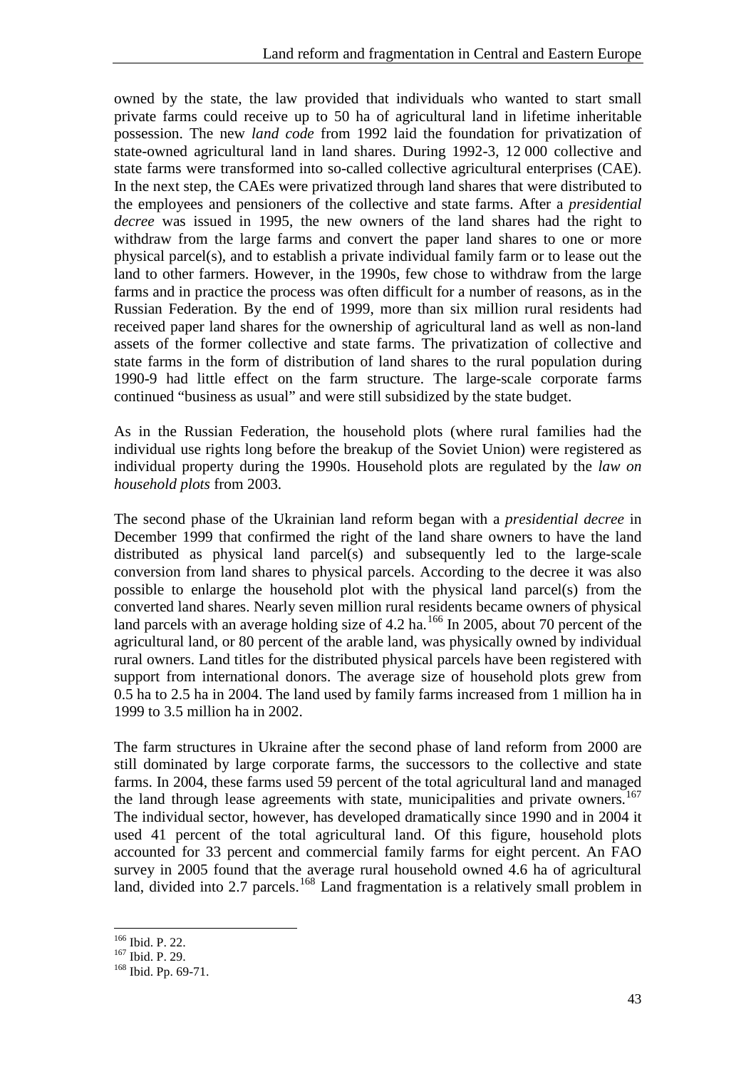owned by the state, the law provided that individuals who wanted to start small private farms could receive up to 50 ha of agricultural land in lifetime inheritable possession. The new *land code* from 1992 laid the foundation for privatization of state-owned agricultural land in land shares. During 1992-3, 12 000 collective and state farms were transformed into so-called collective agricultural enterprises (CAE). In the next step, the CAEs were privatized through land shares that were distributed to the employees and pensioners of the collective and state farms. After a *presidential decree* was issued in 1995, the new owners of the land shares had the right to withdraw from the large farms and convert the paper land shares to one or more physical parcel(s), and to establish a private individual family farm or to lease out the land to other farmers. However, in the 1990s, few chose to withdraw from the large farms and in practice the process was often difficult for a number of reasons, as in the Russian Federation. By the end of 1999, more than six million rural residents had received paper land shares for the ownership of agricultural land as well as non-land assets of the former collective and state farms. The privatization of collective and state farms in the form of distribution of land shares to the rural population during 1990-9 had little effect on the farm structure. The large-scale corporate farms continued "business as usual" and were still subsidized by the state budget.

As in the Russian Federation, the household plots (where rural families had the individual use rights long before the breakup of the Soviet Union) were registered as individual property during the 1990s. Household plots are regulated by the *law on household plots* from 2003.

The second phase of the Ukrainian land reform began with a *presidential decree* in December 1999 that confirmed the right of the land share owners to have the land distributed as physical land parcel(s) and subsequently led to the large-scale conversion from land shares to physical parcels. According to the decree it was also possible to enlarge the household plot with the physical land parcel(s) from the converted land shares. Nearly seven million rural residents became owners of physical land parcels with an average holding size of 4.2 ha.[166] In 2005, about 70 percent of the agricultural land, or 80 percent of the arable land, was physically owned by individual rural owners. Land titles for the distributed physical parcels have been registered with support from international donors. The average size of household plots grew from 0.5 ha to 2.5 ha in 2004. The land used by family farms increased from 1 million ha in 1999 to 3.5 million ha in 2002.

The farm structures in Ukraine after the second phase of land reform from 2000 are still dominated by large corporate farms, the successors to the collective and state farms. In 2004, these farms used 59 percent of the total agricultural land and managed the land through lease agreements with state, municipalities and private owners.[167] The individual sector, however, has developed dramatically since 1990 and in 2004 it used 41 percent of the total agricultural land. Of this figure, household plots accounted for 33 percent and commercial family farms for eight percent. An FAO survey in 2005 found that the average rural household owned 4.6 ha of agricultural land, divided into 2.7 parcels.[168] Land fragmentation is a relatively small problem in

---

[166] Ibid. P. 22.

[167] Ibid. P. 29.

[168] Ibid. Pp. 69-71.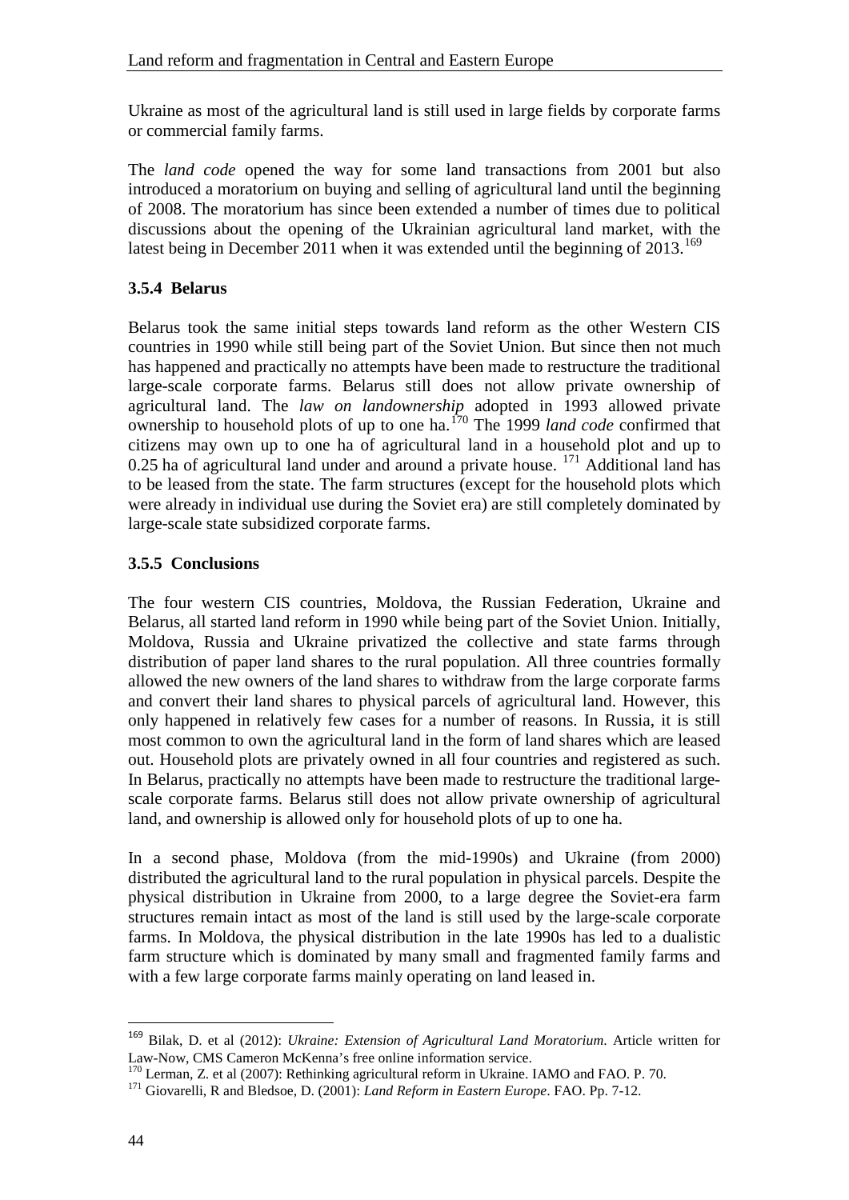Ukraine as most of the agricultural land is still used in large fields by corporate farms or commercial family farms.

The *land code* opened the way for some land transactions from 2001 but also introduced a moratorium on buying and selling of agricultural land until the beginning of 2008. The moratorium has since been extended a number of times due to political discussions about the opening of the Ukrainian agricultural land market, with the latest being in December 2011 when it was extended until the beginning of 2013.[169]

### 3.5.4 Belarus

Belarus took the same initial steps towards land reform as the other Western CIS countries in 1990 while still being part of the Soviet Union. But since then not much has happened and practically no attempts have been made to restructure the traditional large-scale corporate farms. Belarus still does not allow private ownership of agricultural land. The *law on landownership* adopted in 1993 allowed private ownership to household plots of up to one ha.[170] The 1999 *land code* confirmed that citizens may own up to one ha of agricultural land in a household plot and up to 0.25 ha of agricultural land under and around a private house. [171] Additional land has to be leased from the state. The farm structures (except for the household plots which were already in individual use during the Soviet era) are still completely dominated by large-scale state subsidized corporate farms.

### 3.5.5 Conclusions

The four western CIS countries, Moldova, the Russian Federation, Ukraine and Belarus, all started land reform in 1990 while being part of the Soviet Union. Initially, Moldova, Russia and Ukraine privatized the collective and state farms through distribution of paper land shares to the rural population. All three countries formally allowed the new owners of the land shares to withdraw from the large corporate farms and convert their land shares to physical parcels of agricultural land. However, this only happened in relatively few cases for a number of reasons. In Russia, it is still most common to own the agricultural land in the form of land shares which are leased out. Household plots are privately owned in all four countries and registered as such. In Belarus, practically no attempts have been made to restructure the traditional large-scale corporate farms. Belarus still does not allow private ownership of agricultural land, and ownership is allowed only for household plots of up to one ha.

In a second phase, Moldova (from the mid-1990s) and Ukraine (from 2000) distributed the agricultural land to the rural population in physical parcels. Despite the physical distribution in Ukraine from 2000, to a large degree the Soviet-era farm structures remain intact as most of the land is still used by the large-scale corporate farms. In Moldova, the physical distribution in the late 1990s has led to a dualistic farm structure which is dominated by many small and fragmented family farms and with a few large corporate farms mainly operating on land leased in.

---

[169] Bilak, D. et al (2012): *Ukraine: Extension of Agricultural Land Moratorium*. Article written for Law-Now, CMS Cameron McKenna's free online information service.

[170] Lerman, Z. et al (2007): Rethinking agricultural reform in Ukraine. IAMO and FAO. P. 70.

[171] Giovarelli, R and Bledsoe, D. (2001): *Land Reform in Eastern Europe*. FAO. Pp. 7-12.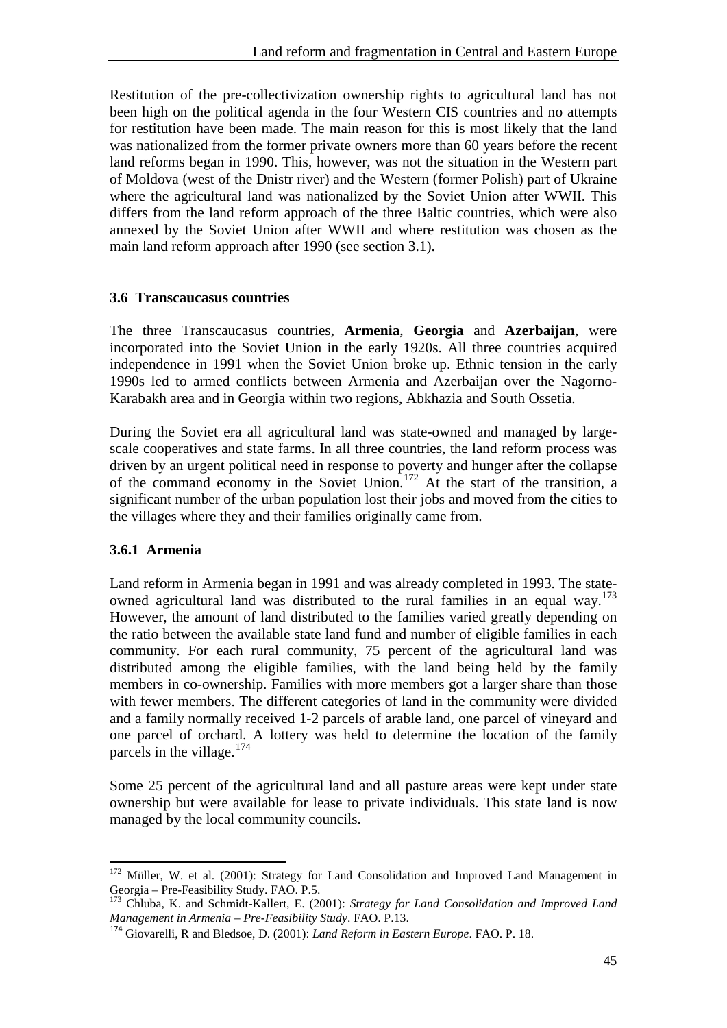Restitution of the pre-collectivization ownership rights to agricultural land has not been high on the political agenda in the four Western CIS countries and no attempts for restitution have been made. The main reason for this is most likely that the land was nationalized from the former private owners more than 60 years before the recent land reforms began in 1990. This, however, was not the situation in the Western part of Moldova (west of the Dnistr river) and the Western (former Polish) part of Ukraine where the agricultural land was nationalized by the Soviet Union after WWII. This differs from the land reform approach of the three Baltic countries, which were also annexed by the Soviet Union after WWII and where restitution was chosen as the main land reform approach after 1990 (see section 3.1).

### 3.6 Transcaucasus countries

The three Transcaucasus countries, **Armenia**, **Georgia** and **Azerbaijan**, were incorporated into the Soviet Union in the early 1920s. All three countries acquired independence in 1991 when the Soviet Union broke up. Ethnic tension in the early 1990s led to armed conflicts between Armenia and Azerbaijan over the Nagorno-Karabakh area and in Georgia within two regions, Abkhazia and South Ossetia.

During the Soviet era all agricultural land was state-owned and managed by large-scale cooperatives and state farms. In all three countries, the land reform process was driven by an urgent political need in response to poverty and hunger after the collapse of the command economy in the Soviet Union.[172] At the start of the transition, a significant number of the urban population lost their jobs and moved from the cities to the villages where they and their families originally came from.

#### 3.6.1 Armenia

Land reform in Armenia began in 1991 and was already completed in 1993. The state-owned agricultural land was distributed to the rural families in an equal way.[173] However, the amount of land distributed to the families varied greatly depending on the ratio between the available state land fund and number of eligible families in each community. For each rural community, 75 percent of the agricultural land was distributed among the eligible families, with the land being held by the family members in co-ownership. Families with more members got a larger share than those with fewer members. The different categories of land in the community were divided and a family normally received 1-2 parcels of arable land, one parcel of vineyard and one parcel of orchard. A lottery was held to determine the location of the family parcels in the village.[174]

Some 25 percent of the agricultural land and all pasture areas were kept under state ownership but were available for lease to private individuals. This state land is now managed by the local community councils.

---

[172] Müller, W. et al. (2001): Strategy for Land Consolidation and Improved Land Management in Georgia – Pre-Feasibility Study. FAO. P.5.

[173] Chluba, K. and Schmidt-Kallert, E. (2001): *Strategy for Land Consolidation and Improved Land Management in Armenia – Pre-Feasibility Study*. FAO. P.13.

[174] Giovarelli, R and Bledsoe, D. (2001): *Land Reform in Eastern Europe*. FAO. P. 18.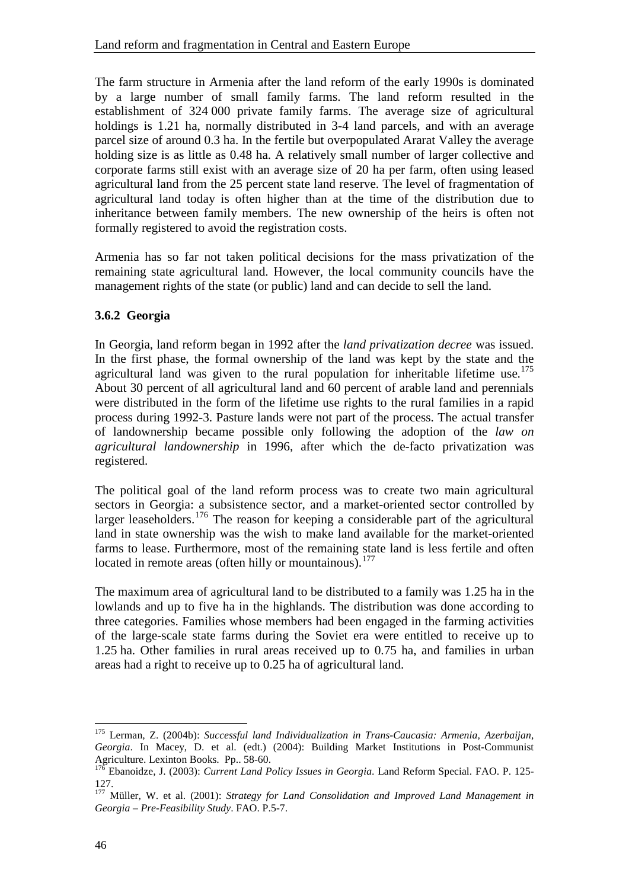The farm structure in Armenia after the land reform of the early 1990s is dominated by a large number of small family farms. The land reform resulted in the establishment of 324 000 private family farms. The average size of agricultural holdings is 1.21 ha, normally distributed in 3-4 land parcels, and with an average parcel size of around 0.3 ha. In the fertile but overpopulated Ararat Valley the average holding size is as little as 0.48 ha. A relatively small number of larger collective and corporate farms still exist with an average size of 20 ha per farm, often using leased agricultural land from the 25 percent state land reserve. The level of fragmentation of agricultural land today is often higher than at the time of the distribution due to inheritance between family members. The new ownership of the heirs is often not formally registered to avoid the registration costs.

Armenia has so far not taken political decisions for the mass privatization of the remaining state agricultural land. However, the local community councils have the management rights of the state (or public) land and can decide to sell the land.

### 3.6.2 Georgia

In Georgia, land reform began in 1992 after the *land privatization decree* was issued. In the first phase, the formal ownership of the land was kept by the state and the agricultural land was given to the rural population for inheritable lifetime use.[175] About 30 percent of all agricultural land and 60 percent of arable land and perennials were distributed in the form of the lifetime use rights to the rural families in a rapid process during 1992-3. Pasture lands were not part of the process. The actual transfer of landownership became possible only following the adoption of the *law on agricultural landownership* in 1996, after which the de-facto privatization was registered.

The political goal of the land reform process was to create two main agricultural sectors in Georgia: a subsistence sector, and a market-oriented sector controlled by larger leaseholders.[176] The reason for keeping a considerable part of the agricultural land in state ownership was the wish to make land available for the market-oriented farms to lease. Furthermore, most of the remaining state land is less fertile and often located in remote areas (often hilly or mountainous).[177]

The maximum area of agricultural land to be distributed to a family was 1.25 ha in the lowlands and up to five ha in the highlands. The distribution was done according to three categories. Families whose members had been engaged in the farming activities of the large-scale state farms during the Soviet era were entitled to receive up to 1.25 ha. Other families in rural areas received up to 0.75 ha, and families in urban areas had a right to receive up to 0.25 ha of agricultural land.

---

[175] Lerman, Z. (2004b): *Successful land Individualization in Trans-Caucasia: Armenia, Azerbaijan, Georgia*. In Macey, D. et al. (edt.) (2004): Building Market Institutions in Post-Communist Agriculture. Lexinton Books. Pp.. 58-60.

[176] Ebanoidze, J. (2003): *Current Land Policy Issues in Georgia*. Land Reform Special. FAO. P. 125-127.

[177] Müller, W. et al. (2001): *Strategy for Land Consolidation and Improved Land Management in Georgia – Pre-Feasibility Study*. FAO. P.5-7.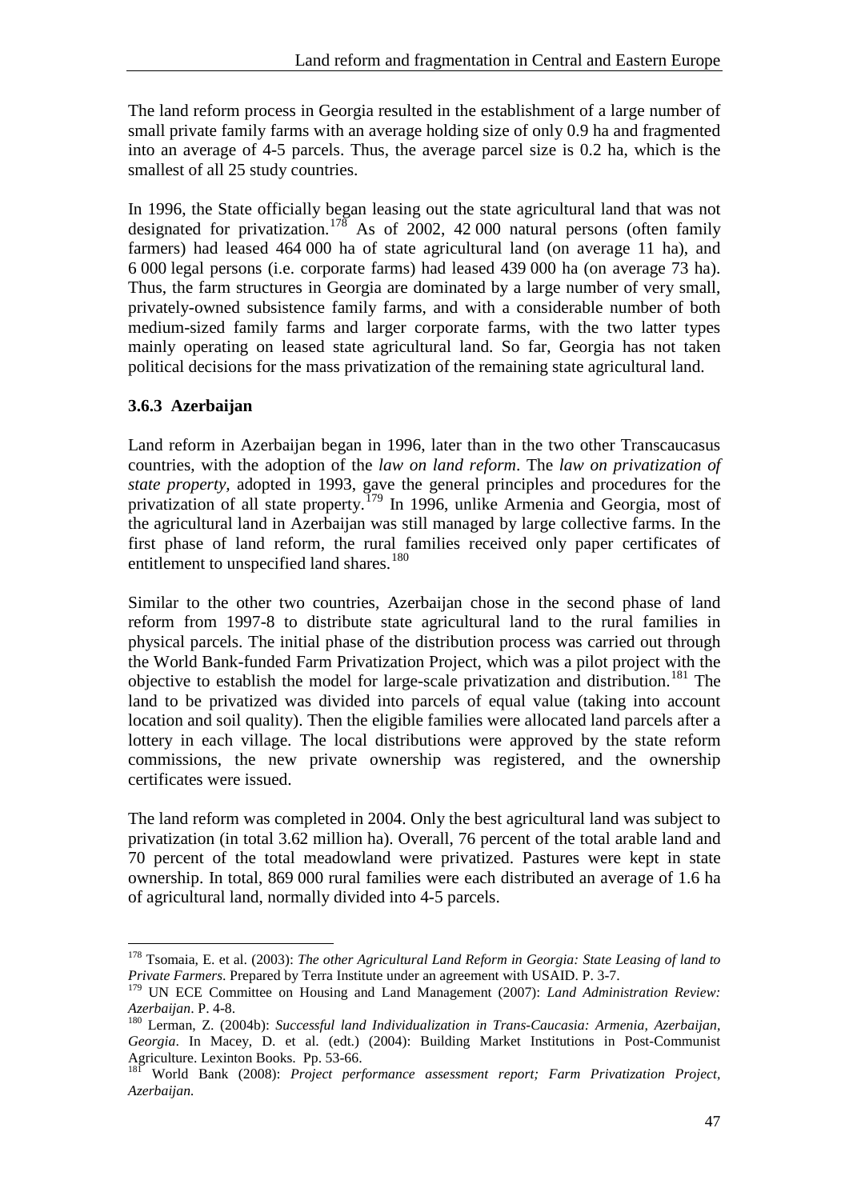The land reform process in Georgia resulted in the establishment of a large number of small private family farms with an average holding size of only 0.9 ha and fragmented into an average of 4-5 parcels. Thus, the average parcel size is 0.2 ha, which is the smallest of all 25 study countries.

In 1996, the State officially began leasing out the state agricultural land that was not designated for privatization.[178] As of 2002, 42 000 natural persons (often family farmers) had leased 464 000 ha of state agricultural land (on average 11 ha), and 6 000 legal persons (i.e. corporate farms) had leased 439 000 ha (on average 73 ha). Thus, the farm structures in Georgia are dominated by a large number of very small, privately-owned subsistence family farms, and with a considerable number of both medium-sized family farms and larger corporate farms, with the two latter types mainly operating on leased state agricultural land. So far, Georgia has not taken political decisions for the mass privatization of the remaining state agricultural land.

### 3.6.3 Azerbaijan

Land reform in Azerbaijan began in 1996, later than in the two other Transcaucasus countries, with the adoption of the *law on land reform*. The *law on privatization of state property*, adopted in 1993, gave the general principles and procedures for the privatization of all state property.[179] In 1996, unlike Armenia and Georgia, most of the agricultural land in Azerbaijan was still managed by large collective farms. In the first phase of land reform, the rural families received only paper certificates of entitlement to unspecified land shares.[180]

Similar to the other two countries, Azerbaijan chose in the second phase of land reform from 1997-8 to distribute state agricultural land to the rural families in physical parcels. The initial phase of the distribution process was carried out through the World Bank-funded Farm Privatization Project, which was a pilot project with the objective to establish the model for large-scale privatization and distribution.[181] The land to be privatized was divided into parcels of equal value (taking into account location and soil quality). Then the eligible families were allocated land parcels after a lottery in each village. The local distributions were approved by the state reform commissions, the new private ownership was registered, and the ownership certificates were issued.

The land reform was completed in 2004. Only the best agricultural land was subject to privatization (in total 3.62 million ha). Overall, 76 percent of the total arable land and 70 percent of the total meadowland were privatized. Pastures were kept in state ownership. In total, 869 000 rural families were each distributed an average of 1.6 ha of agricultural land, normally divided into 4-5 parcels.

---

[178] Tsomaia, E. et al. (2003): *The other Agricultural Land Reform in Georgia: State Leasing of land to Private Farmers*. Prepared by Terra Institute under an agreement with USAID. P. 3-7.

[179] UN ECE Committee on Housing and Land Management (2007): *Land Administration Review: Azerbaijan*. P. 4-8.

[180] Lerman, Z. (2004b): *Successful land Individualization in Trans-Caucasia: Armenia, Azerbaijan, Georgia*. In Macey, D. et al. (edt.) (2004): Building Market Institutions in Post-Communist Agriculture. Lexinton Books. Pp. 53-66.

[181] World Bank (2008): *Project performance assessment report; Farm Privatization Project, Azerbaijan.*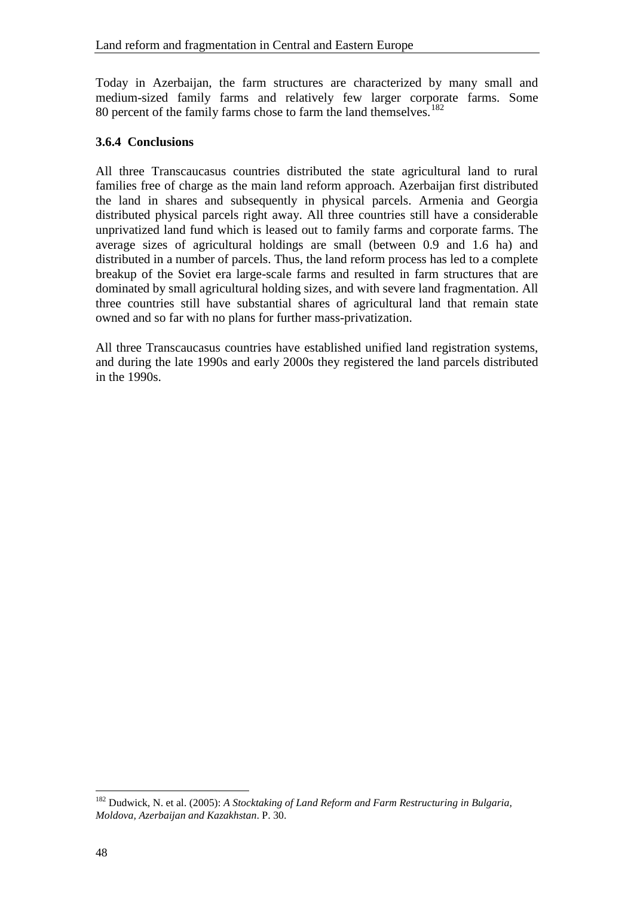Today in Azerbaijan, the farm structures are characterized by many small and medium-sized family farms and relatively few larger corporate farms. Some 80 percent of the family farms chose to farm the land themselves.[182]

### 3.6.4 Conclusions

All three Transcaucasus countries distributed the state agricultural land to rural families free of charge as the main land reform approach. Azerbaijan first distributed the land in shares and subsequently in physical parcels. Armenia and Georgia distributed physical parcels right away. All three countries still have a considerable unprivatized land fund which is leased out to family farms and corporate farms. The average sizes of agricultural holdings are small (between 0.9 and 1.6 ha) and distributed in a number of parcels. Thus, the land reform process has led to a complete breakup of the Soviet era large-scale farms and resulted in farm structures that are dominated by small agricultural holding sizes, and with severe land fragmentation. All three countries still have substantial shares of agricultural land that remain state owned and so far with no plans for further mass-privatization.

All three Transcaucasus countries have established unified land registration systems, and during the late 1990s and early 2000s they registered the land parcels distributed in the 1990s.

---

[182] Dudwick, N. et al. (2005): *A Stocktaking of Land Reform and Farm Restructuring in Bulgaria, Moldova, Azerbaijan and Kazakhstan*. P. 30.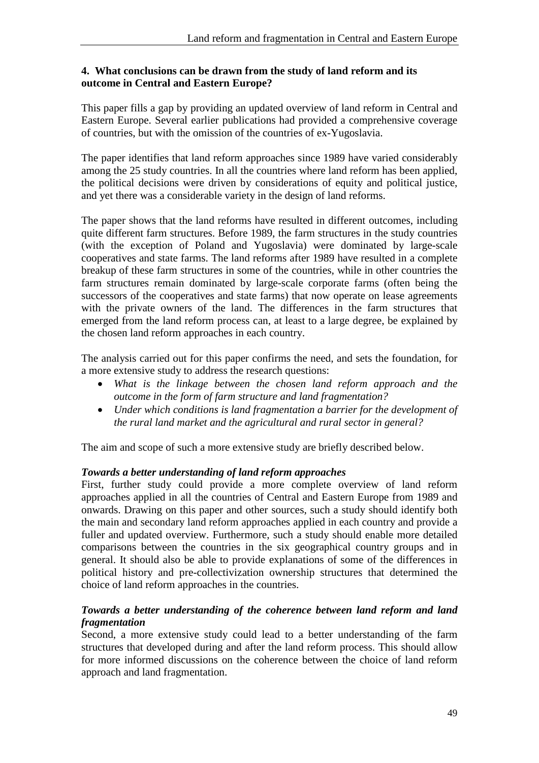### 4. What conclusions can be drawn from the study of land reform and its outcome in Central and Eastern Europe?

This paper fills a gap by providing an updated overview of land reform in Central and Eastern Europe. Several earlier publications had provided a comprehensive coverage of countries, but with the omission of the countries of ex-Yugoslavia.

The paper identifies that land reform approaches since 1989 have varied considerably among the 25 study countries. In all the countries where land reform has been applied, the political decisions were driven by considerations of equity and political justice, and yet there was a considerable variety in the design of land reforms.

The paper shows that the land reforms have resulted in different outcomes, including quite different farm structures. Before 1989, the farm structures in the study countries (with the exception of Poland and Yugoslavia) were dominated by large-scale cooperatives and state farms. The land reforms after 1989 have resulted in a complete breakup of these farm structures in some of the countries, while in other countries the farm structures remain dominated by large-scale corporate farms (often being the successors of the cooperatives and state farms) that now operate on lease agreements with the private owners of the land. The differences in the farm structures that emerged from the land reform process can, at least to a large degree, be explained by the chosen land reform approaches in each country.

The analysis carried out for this paper confirms the need, and sets the foundation, for a more extensive study to address the research questions:

- *What is the linkage between the chosen land reform approach and the outcome in the form of farm structure and land fragmentation?*
- *Under which conditions is land fragmentation a barrier for the development of the rural land market and the agricultural and rural sector in general?*

The aim and scope of such a more extensive study are briefly described below.

***Towards a better understanding of land reform approaches***

First, further study could provide a more complete overview of land reform approaches applied in all the countries of Central and Eastern Europe from 1989 and onwards. Drawing on this paper and other sources, such a study should identify both the main and secondary land reform approaches applied in each country and provide a fuller and updated overview. Furthermore, such a study should enable more detailed comparisons between the countries in the six geographical country groups and in general. It should also be able to provide explanations of some of the differences in political history and pre-collectivization ownership structures that determined the choice of land reform approaches in the countries.

***Towards a better understanding of the coherence between land reform and land fragmentation***

Second, a more extensive study could lead to a better understanding of the farm structures that developed during and after the land reform process. This should allow for more informed discussions on the coherence between the choice of land reform approach and land fragmentation.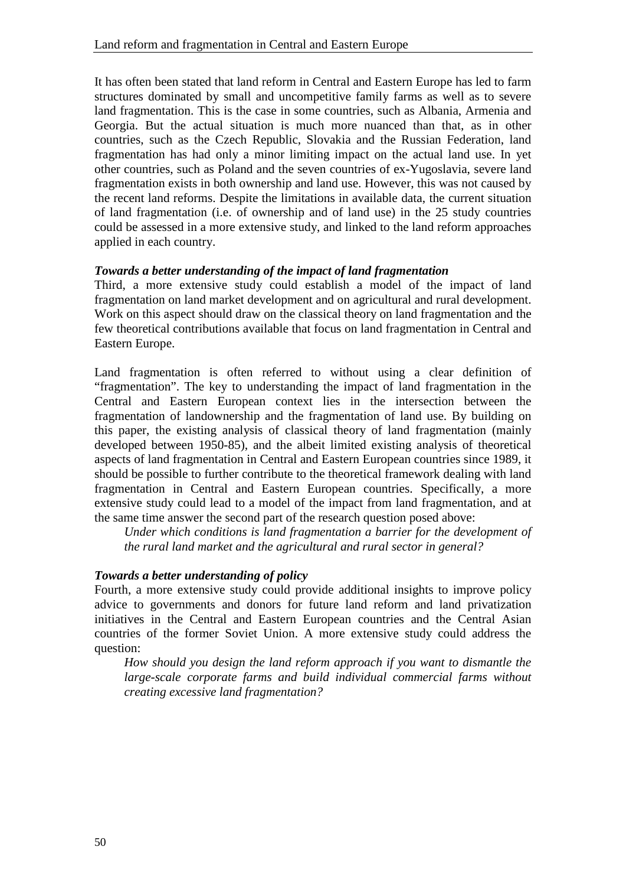It has often been stated that land reform in Central and Eastern Europe has led to farm structures dominated by small and uncompetitive family farms as well as to severe land fragmentation. This is the case in some countries, such as Albania, Armenia and Georgia. But the actual situation is much more nuanced than that, as in other countries, such as the Czech Republic, Slovakia and the Russian Federation, land fragmentation has had only a minor limiting impact on the actual land use. In yet other countries, such as Poland and the seven countries of ex-Yugoslavia, severe land fragmentation exists in both ownership and land use. However, this was not caused by the recent land reforms. Despite the limitations in available data, the current situation of land fragmentation (i.e. of ownership and of land use) in the 25 study countries could be assessed in a more extensive study, and linked to the land reform approaches applied in each country.

***Towards a better understanding of the impact of land fragmentation***

Third, a more extensive study could establish a model of the impact of land fragmentation on land market development and on agricultural and rural development. Work on this aspect should draw on the classical theory on land fragmentation and the few theoretical contributions available that focus on land fragmentation in Central and Eastern Europe.

Land fragmentation is often referred to without using a clear definition of "fragmentation". The key to understanding the impact of land fragmentation in the Central and Eastern European context lies in the intersection between the fragmentation of landownership and the fragmentation of land use. By building on this paper, the existing analysis of classical theory of land fragmentation (mainly developed between 1950-85), and the albeit limited existing analysis of theoretical aspects of land fragmentation in Central and Eastern European countries since 1989, it should be possible to further contribute to the theoretical framework dealing with land fragmentation in Central and Eastern European countries. Specifically, a more extensive study could lead to a model of the impact from land fragmentation, and at the same time answer the second part of the research question posed above:

> *Under which conditions is land fragmentation a barrier for the development of the rural land market and the agricultural and rural sector in general?*

***Towards a better understanding of policy***

Fourth, a more extensive study could provide additional insights to improve policy advice to governments and donors for future land reform and land privatization initiatives in the Central and Eastern European countries and the Central Asian countries of the former Soviet Union. A more extensive study could address the question:

> *How should you design the land reform approach if you want to dismantle the large-scale corporate farms and build individual commercial farms without creating excessive land fragmentation?*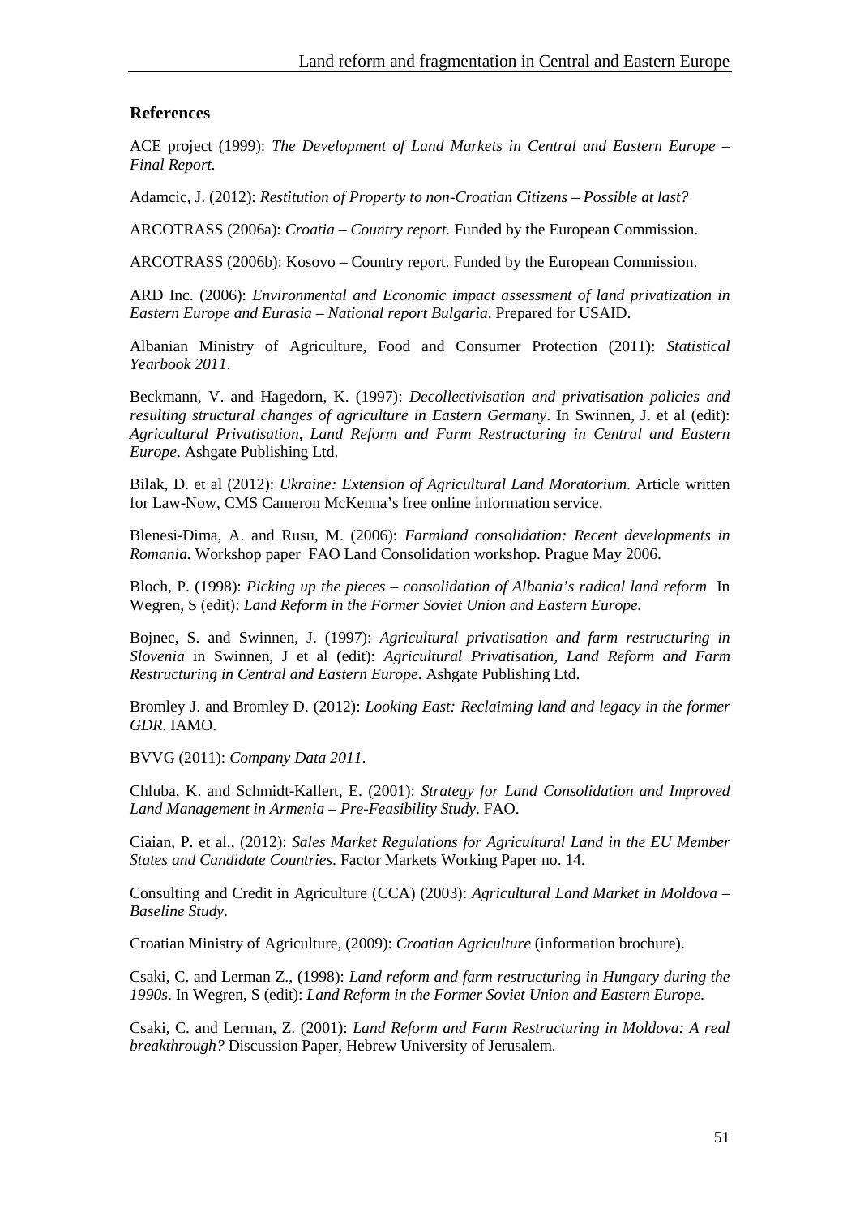## References

ACE project (1999): *The Development of Land Markets in Central and Eastern Europe – Final Report.*

Adamcic, J. (2012): *Restitution of Property to non-Croatian Citizens – Possible at last?*

ARCOTRASS (2006a): *Croatia – Country report.* Funded by the European Commission.

ARCOTRASS (2006b): Kosovo – Country report. Funded by the European Commission.

ARD Inc. (2006): *Environmental and Economic impact assessment of land privatization in Eastern Europe and Eurasia – National report Bulgaria*. Prepared for USAID.

Albanian Ministry of Agriculture, Food and Consumer Protection (2011): *Statistical Yearbook 2011*.

Beckmann, V. and Hagedorn, K. (1997): *Decollectivisation and privatisation policies and resulting structural changes of agriculture in Eastern Germany*. In Swinnen, J. et al (edit): *Agricultural Privatisation, Land Reform and Farm Restructuring in Central and Eastern Europe*. Ashgate Publishing Ltd.

Bilak, D. et al (2012): *Ukraine: Extension of Agricultural Land Moratorium*. Article written for Law-Now, CMS Cameron McKenna's free online information service.

Blenesi-Dima, A. and Rusu, M. (2006): *Farmland consolidation: Recent developments in Romania.* Workshop paper FAO Land Consolidation workshop. Prague May 2006.

Bloch, P. (1998): *Picking up the pieces – consolidation of Albania's radical land reform* In Wegren, S (edit): *Land Reform in the Former Soviet Union and Eastern Europe.*

Bojnec, S. and Swinnen, J. (1997): *Agricultural privatisation and farm restructuring in Slovenia* in Swinnen, J et al (edit): *Agricultural Privatisation, Land Reform and Farm Restructuring in Central and Eastern Europe*. Ashgate Publishing Ltd.

Bromley J. and Bromley D. (2012): *Looking East: Reclaiming land and legacy in the former GDR*. IAMO.

BVVG (2011): *Company Data 2011*.

Chluba, K. and Schmidt-Kallert, E. (2001): *Strategy for Land Consolidation and Improved Land Management in Armenia – Pre-Feasibility Study*. FAO.

Ciaian, P. et al., (2012): *Sales Market Regulations for Agricultural Land in the EU Member States and Candidate Countries*. Factor Markets Working Paper no. 14.

Consulting and Credit in Agriculture (CCA) (2003): *Agricultural Land Market in Moldova – Baseline Study*.

Croatian Ministry of Agriculture, (2009): *Croatian Agriculture* (information brochure).

Csaki, C. and Lerman Z., (1998): *Land reform and farm restructuring in Hungary during the 1990s*. In Wegren, S (edit): *Land Reform in the Former Soviet Union and Eastern Europe.*

Csaki, C. and Lerman, Z. (2001): *Land Reform and Farm Restructuring in Moldova: A real breakthrough?* Discussion Paper, Hebrew University of Jerusalem.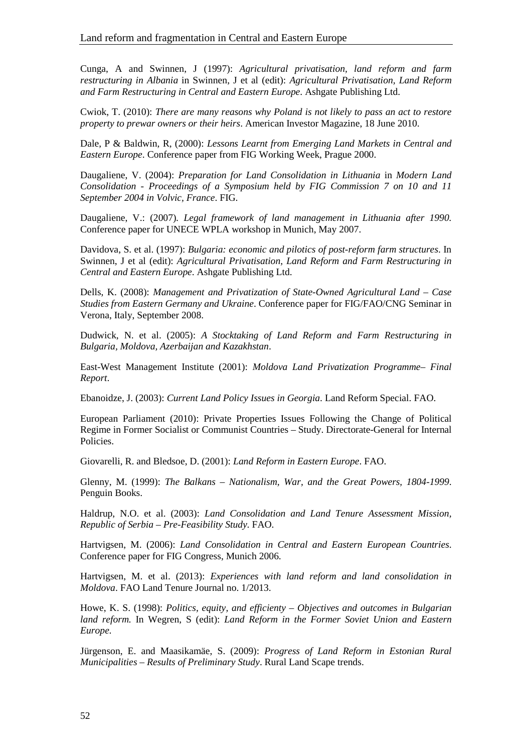Cunga, A and Swinnen, J (1997): *Agricultural privatisation, land reform and farm restructuring in Albania* in Swinnen, J et al (edit): *Agricultural Privatisation, Land Reform and Farm Restructuring in Central and Eastern Europe*. Ashgate Publishing Ltd.

Cwiok, T. (2010): *There are many reasons why Poland is not likely to pass an act to restore property to prewar owners or their heirs*. American Investor Magazine, 18 June 2010.

Dale, P & Baldwin, R, (2000): *Lessons Learnt from Emerging Land Markets in Central and Eastern Europe*. Conference paper from FIG Working Week, Prague 2000.

Daugaliene, V. (2004): *Preparation for Land Consolidation in Lithuania* in *Modern Land Consolidation - Proceedings of a Symposium held by FIG Commission 7 on 10 and 11 September 2004 in Volvic, France*. FIG.

Daugaliene, V.: (2007). *Legal framework of land management in Lithuania after 1990.* Conference paper for UNECE WPLA workshop in Munich, May 2007.

Davidova, S. et al. (1997): *Bulgaria: economic and pilotics of post-reform farm structures*. In Swinnen, J et al (edit): *Agricultural Privatisation, Land Reform and Farm Restructuring in Central and Eastern Europe*. Ashgate Publishing Ltd.

Dells, K. (2008): *Management and Privatization of State-Owned Agricultural Land – Case Studies from Eastern Germany and Ukraine*. Conference paper for FIG/FAO/CNG Seminar in Verona, Italy, September 2008.

Dudwick, N. et al. (2005): *A Stocktaking of Land Reform and Farm Restructuring in Bulgaria, Moldova, Azerbaijan and Kazakhstan*.

East-West Management Institute (2001): *Moldova Land Privatization Programme– Final Report*.

Ebanoidze, J. (2003): *Current Land Policy Issues in Georgia*. Land Reform Special. FAO.

European Parliament (2010): Private Properties Issues Following the Change of Political Regime in Former Socialist or Communist Countries – Study. Directorate-General for Internal Policies.

Giovarelli, R. and Bledsoe, D. (2001): *Land Reform in Eastern Europe*. FAO.

Glenny, M. (1999): *The Balkans – Nationalism, War, and the Great Powers, 1804-1999*. Penguin Books.

Haldrup, N.O. et al. (2003): *Land Consolidation and Land Tenure Assessment Mission, Republic of Serbia – Pre-Feasibility Study*. FAO.

Hartvigsen, M. (2006): *Land Consolidation in Central and Eastern European Countries*. Conference paper for FIG Congress, Munich 2006.

Hartvigsen, M. et al. (2013): *Experiences with land reform and land consolidation in Moldova*. FAO Land Tenure Journal no. 1/2013.

Howe, K. S. (1998): *Politics, equity, and efficiency – Objectives and outcomes in Bulgarian land reform.* In Wegren, S (edit): *Land Reform in the Former Soviet Union and Eastern Europe.*

Jürgenson, E. and Maasikamäe, S. (2009): *Progress of Land Reform in Estonian Rural Municipalities – Results of Preliminary Study*. Rural Land Scape trends.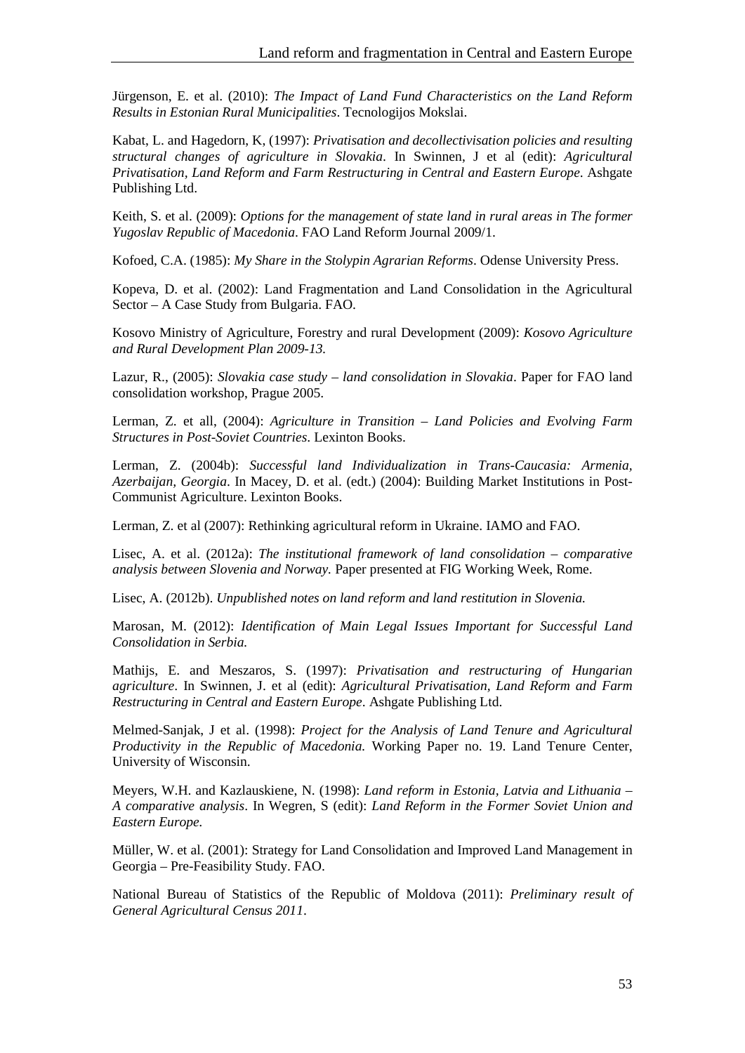Jürgenson, E. et al. (2010): *The Impact of Land Fund Characteristics on the Land Reform Results in Estonian Rural Municipalities*. Tecnologijos Mokslai.

Kabat, L. and Hagedorn, K, (1997): *Privatisation and decollectivisation policies and resulting structural changes of agriculture in Slovakia*. In Swinnen, J et al (edit): *Agricultural Privatisation, Land Reform and Farm Restructuring in Central and Eastern Europe*. Ashgate Publishing Ltd.

Keith, S. et al. (2009): *Options for the management of state land in rural areas in The former Yugoslav Republic of Macedonia*. FAO Land Reform Journal 2009/1.

Kofoed, C.A. (1985): *My Share in the Stolypin Agrarian Reforms*. Odense University Press.

Kopeva, D. et al. (2002): Land Fragmentation and Land Consolidation in the Agricultural Sector – A Case Study from Bulgaria. FAO.

Kosovo Ministry of Agriculture, Forestry and rural Development (2009): *Kosovo Agriculture and Rural Development Plan 2009-13.*

Lazur, R., (2005): *Slovakia case study – land consolidation in Slovakia*. Paper for FAO land consolidation workshop, Prague 2005.

Lerman, Z. et all, (2004): *Agriculture in Transition – Land Policies and Evolving Farm Structures in Post-Soviet Countries*. Lexinton Books.

Lerman, Z. (2004b): *Successful land Individualization in Trans-Caucasia: Armenia, Azerbaijan, Georgia*. In Macey, D. et al. (edt.) (2004): Building Market Institutions in Post-Communist Agriculture. Lexinton Books.

Lerman, Z. et al (2007): Rethinking agricultural reform in Ukraine. IAMO and FAO.

Lisec, A. et al. (2012a): *The institutional framework of land consolidation – comparative analysis between Slovenia and Norway.* Paper presented at FIG Working Week, Rome.

Lisec, A. (2012b). *Unpublished notes on land reform and land restitution in Slovenia.*

Marosan, M. (2012): *Identification of Main Legal Issues Important for Successful Land Consolidation in Serbia.*

Mathijs, E. and Meszaros, S. (1997): *Privatisation and restructuring of Hungarian agriculture*. In Swinnen, J. et al (edit): *Agricultural Privatisation, Land Reform and Farm Restructuring in Central and Eastern Europe*. Ashgate Publishing Ltd.

Melmed-Sanjak, J et al. (1998): *Project for the Analysis of Land Tenure and Agricultural Productivity in the Republic of Macedonia.* Working Paper no. 19. Land Tenure Center, University of Wisconsin.

Meyers, W.H. and Kazlauskiene, N. (1998): *Land reform in Estonia, Latvia and Lithuania – A comparative analysis*. In Wegren, S (edit): *Land Reform in the Former Soviet Union and Eastern Europe.*

Müller, W. et al. (2001): Strategy for Land Consolidation and Improved Land Management in Georgia – Pre-Feasibility Study. FAO.

National Bureau of Statistics of the Republic of Moldova (2011): *Preliminary result of General Agricultural Census 2011.*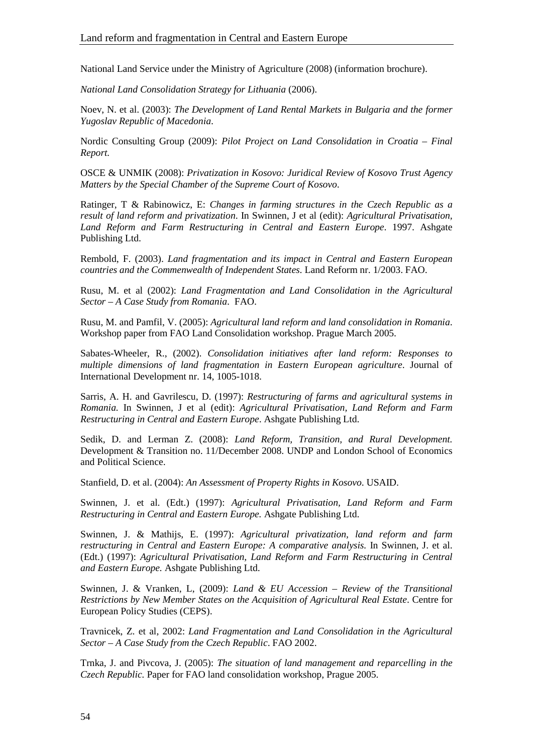National Land Service under the Ministry of Agriculture (2008) (information brochure).

*National Land Consolidation Strategy for Lithuania* (2006).

Noev, N. et al. (2003): *The Development of Land Rental Markets in Bulgaria and the former Yugoslav Republic of Macedonia*.

Nordic Consulting Group (2009): *Pilot Project on Land Consolidation in Croatia – Final Report.*

OSCE & UNMIK (2008): *Privatization in Kosovo: Juridical Review of Kosovo Trust Agency Matters by the Special Chamber of the Supreme Court of Kosovo*.

Ratinger, T & Rabinowicz, E: *Changes in farming structures in the Czech Republic as a result of land reform and privatization*. In Swinnen, J et al (edit): *Agricultural Privatisation, Land Reform and Farm Restructuring in Central and Eastern Europe*. 1997. Ashgate Publishing Ltd.

Rembold, F. (2003). *Land fragmentation and its impact in Central and Eastern European countries and the Commenwealth of Independent States*. Land Reform nr. 1/2003. FAO.

Rusu, M. et al (2002): *Land Fragmentation and Land Consolidation in the Agricultural Sector – A Case Study from Romania*. FAO.

Rusu, M. and Pamfil, V. (2005): *Agricultural land reform and land consolidation in Romania*. Workshop paper from FAO Land Consolidation workshop. Prague March 2005.

Sabates-Wheeler, R., (2002). *Consolidation initiatives after land reform: Responses to multiple dimensions of land fragmentation in Eastern European agriculture*. Journal of International Development nr. 14, 1005-1018.

Sarris, A. H. and Gavrilescu, D. (1997): *Restructuring of farms and agricultural systems in Romania.* In Swinnen, J et al (edit): *Agricultural Privatisation, Land Reform and Farm Restructuring in Central and Eastern Europe*. Ashgate Publishing Ltd.

Sedik, D. and Lerman Z. (2008): *Land Reform, Transition, and Rural Development.* Development & Transition no. 11/December 2008. UNDP and London School of Economics and Political Science.

Stanfield, D. et al. (2004): *An Assessment of Property Rights in Kosovo*. USAID.

Swinnen, J. et al. (Edt.) (1997): *Agricultural Privatisation, Land Reform and Farm Restructuring in Central and Eastern Europe.* Ashgate Publishing Ltd.

Swinnen, J. & Mathijs, E. (1997): *Agricultural privatization, land reform and farm restructuring in Central and Eastern Europe: A comparative analysis.* In Swinnen, J. et al. (Edt.) (1997): *Agricultural Privatisation, Land Reform and Farm Restructuring in Central and Eastern Europe.* Ashgate Publishing Ltd.

Swinnen, J. & Vranken, L, (2009): *Land & EU Accession – Review of the Transitional Restrictions by New Member States on the Acquisition of Agricultural Real Estate*. Centre for European Policy Studies (CEPS).

Travnicek, Z. et al, 2002: *Land Fragmentation and Land Consolidation in the Agricultural Sector – A Case Study from the Czech Republic*. FAO 2002.

Trnka, J. and Pivcova, J. (2005): *The situation of land management and reparcelling in the Czech Republic.* Paper for FAO land consolidation workshop, Prague 2005.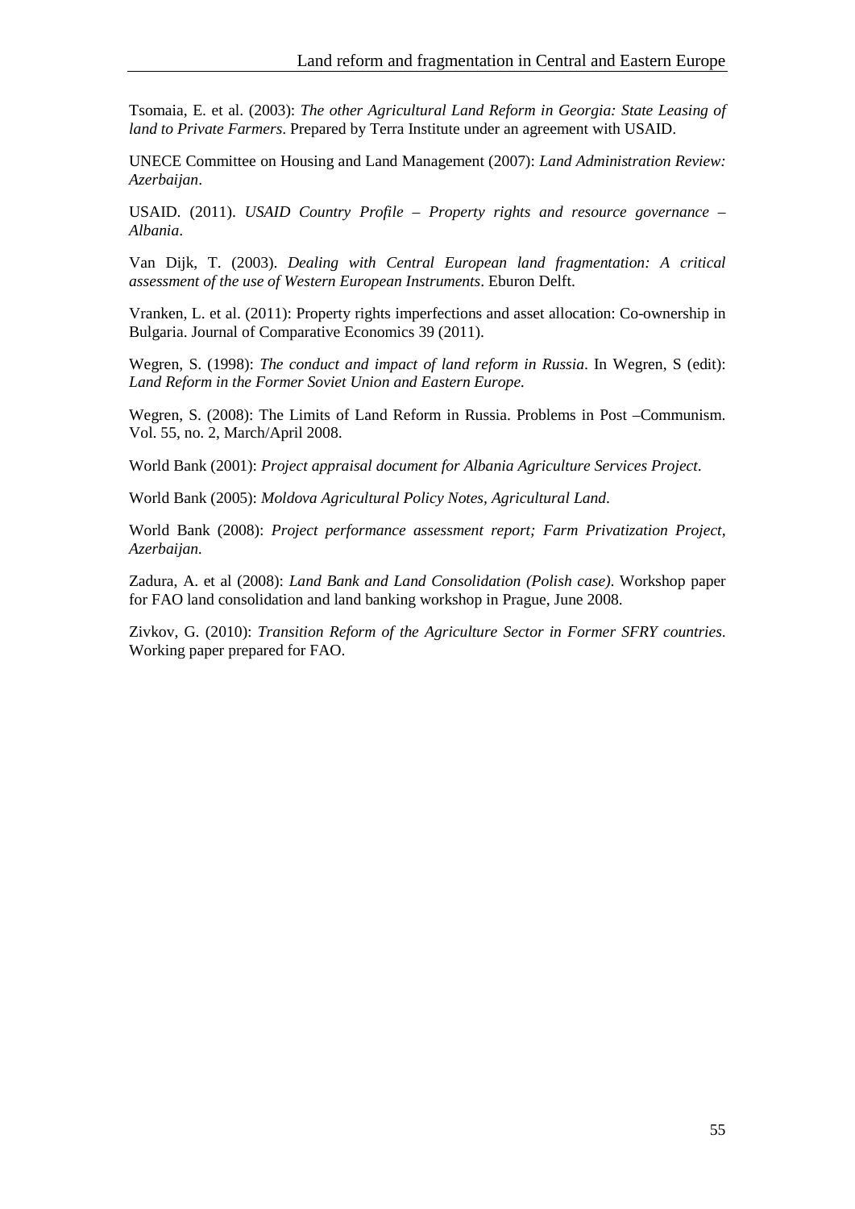Tsomaia, E. et al. (2003): *The other Agricultural Land Reform in Georgia: State Leasing of land to Private Farmers*. Prepared by Terra Institute under an agreement with USAID.

UNECE Committee on Housing and Land Management (2007): *Land Administration Review: Azerbaijan*.

USAID. (2011). *USAID Country Profile – Property rights and resource governance – Albania*.

Van Dijk, T. (2003). *Dealing with Central European land fragmentation: A critical assessment of the use of Western European Instruments*. Eburon Delft.

Vranken, L. et al. (2011): Property rights imperfections and asset allocation: Co-ownership in Bulgaria. Journal of Comparative Economics 39 (2011).

Wegren, S. (1998): *The conduct and impact of land reform in Russia*. In Wegren, S (edit): *Land Reform in the Former Soviet Union and Eastern Europe.*

Wegren, S. (2008): The Limits of Land Reform in Russia. Problems in Post –Communism. Vol. 55, no. 2, March/April 2008.

World Bank (2001): *Project appraisal document for Albania Agriculture Services Project*.

World Bank (2005): *Moldova Agricultural Policy Notes, Agricultural Land*.

World Bank (2008): *Project performance assessment report; Farm Privatization Project, Azerbaijan.*

Zadura, A. et al (2008): *Land Bank and Land Consolidation (Polish case)*. Workshop paper for FAO land consolidation and land banking workshop in Prague, June 2008.

Zivkov, G. (2010): *Transition Reform of the Agriculture Sector in Former SFRY countries*. Working paper prepared for FAO.